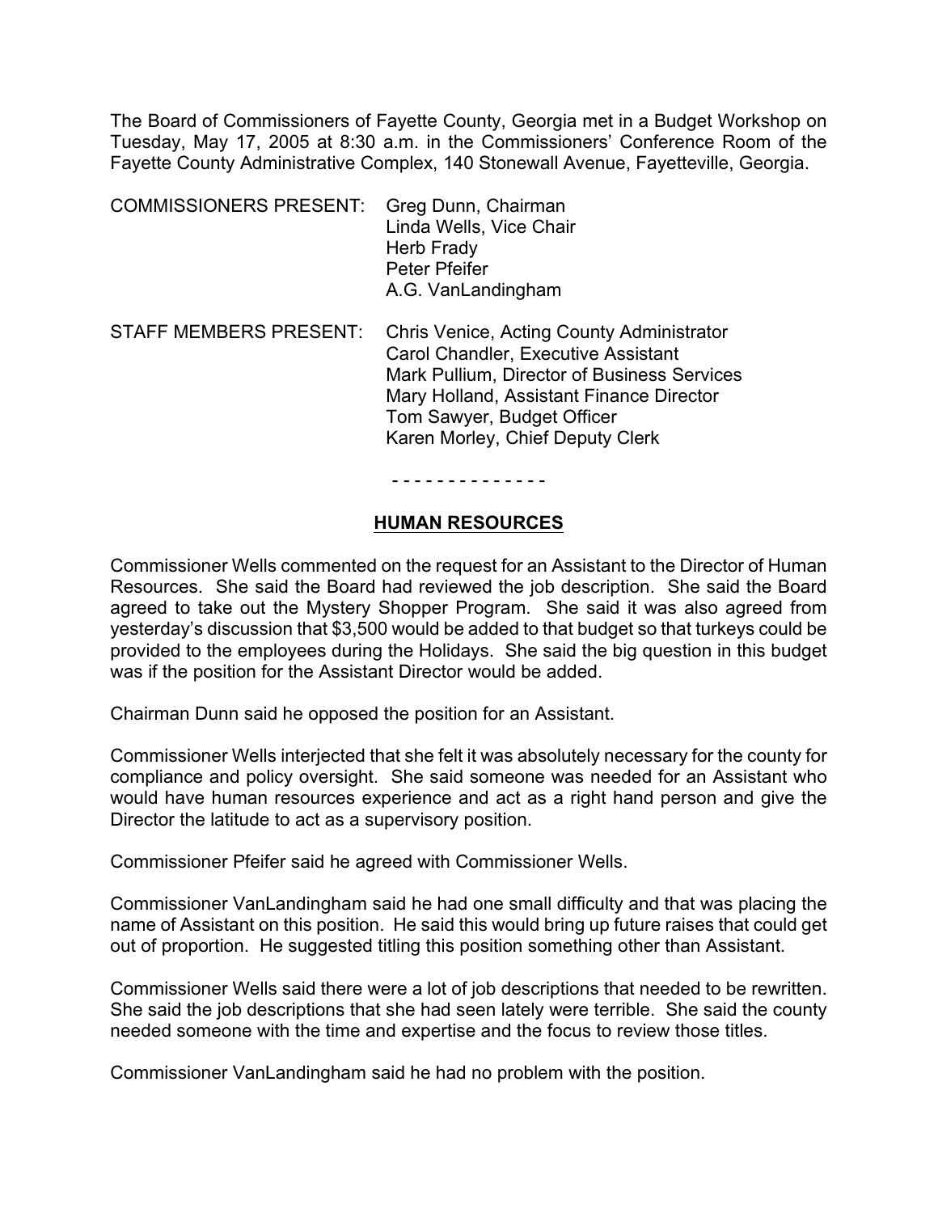The Board of Commissioners of Fayette County, Georgia met in a Budget Workshop on Tuesday, May 17, 2005 at 8:30 a.m. in the Commissioners' Conference Room of the Fayette County Administrative Complex, 140 Stonewall Avenue, Fayetteville, Georgia.

COMMISSIONERS PRESENT: Greg Dunn, Chairman
Linda Wells, Vice Chair
Herb Frady
Peter Pfeifer
A.G. VanLandingham

STAFF MEMBERS PRESENT: Chris Venice, Acting County Administrator
Carol Chandler, Executive Assistant
Mark Pullium, Director of Business Services
Mary Holland, Assistant Finance Director
Tom Sawyer, Budget Officer
Karen Morley, Chief Deputy Clerk

- - - - - - - - - - - - - -

## HUMAN RESOURCES

Commissioner Wells commented on the request for an Assistant to the Director of Human Resources. She said the Board had reviewed the job description. She said the Board agreed to take out the Mystery Shopper Program. She said it was also agreed from yesterday's discussion that $3,500 would be added to that budget so that turkeys could be provided to the employees during the Holidays. She said the big question in this budget was if the position for the Assistant Director would be added.

Chairman Dunn said he opposed the position for an Assistant.

Commissioner Wells interjected that she felt it was absolutely necessary for the county for compliance and policy oversight. She said someone was needed for an Assistant who would have human resources experience and act as a right hand person and give the Director the latitude to act as a supervisory position.

Commissioner Pfeifer said he agreed with Commissioner Wells.

Commissioner VanLandingham said he had one small difficulty and that was placing the name of Assistant on this position. He said this would bring up future raises that could get out of proportion. He suggested titling this position something other than Assistant.

Commissioner Wells said there were a lot of job descriptions that needed to be rewritten. She said the job descriptions that she had seen lately were terrible. She said the county needed someone with the time and expertise and the focus to review those titles.

Commissioner VanLandingham said he had no problem with the position.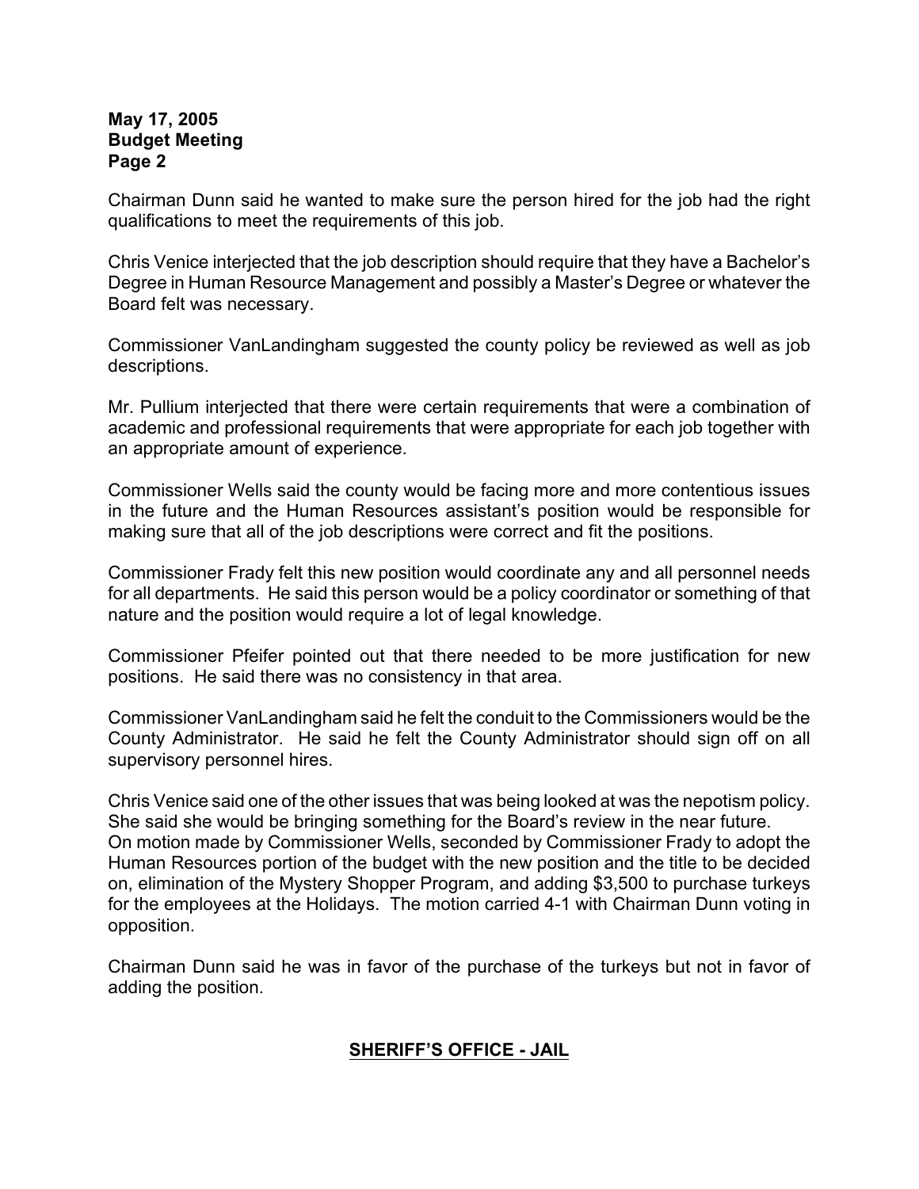Chairman Dunn said he wanted to make sure the person hired for the job had the right qualifications to meet the requirements of this job.

Chris Venice interjected that the job description should require that they have a Bachelor's Degree in Human Resource Management and possibly a Master's Degree or whatever the Board felt was necessary.

Commissioner VanLandingham suggested the county policy be reviewed as well as job descriptions.

Mr. Pullium interjected that there were certain requirements that were a combination of academic and professional requirements that were appropriate for each job together with an appropriate amount of experience.

Commissioner Wells said the county would be facing more and more contentious issues in the future and the Human Resources assistant's position would be responsible for making sure that all of the job descriptions were correct and fit the positions.

Commissioner Frady felt this new position would coordinate any and all personnel needs for all departments. He said this person would be a policy coordinator or something of that nature and the position would require a lot of legal knowledge.

Commissioner Pfeifer pointed out that there needed to be more justification for new positions. He said there was no consistency in that area.

Commissioner VanLandingham said he felt the conduit to the Commissioners would be the County Administrator. He said he felt the County Administrator should sign off on all supervisory personnel hires.

Chris Venice said one of the other issues that was being looked at was the nepotism policy. She said she would be bringing something for the Board's review in the near future.
On motion made by Commissioner Wells, seconded by Commissioner Frady to adopt the Human Resources portion of the budget with the new position and the title to be decided on, elimination of the Mystery Shopper Program, and adding $3,500 to purchase turkeys for the employees at the Holidays. The motion carried 4-1 with Chairman Dunn voting in opposition.

Chairman Dunn said he was in favor of the purchase of the turkeys but not in favor of adding the position.

## SHERIFF'S OFFICE - JAIL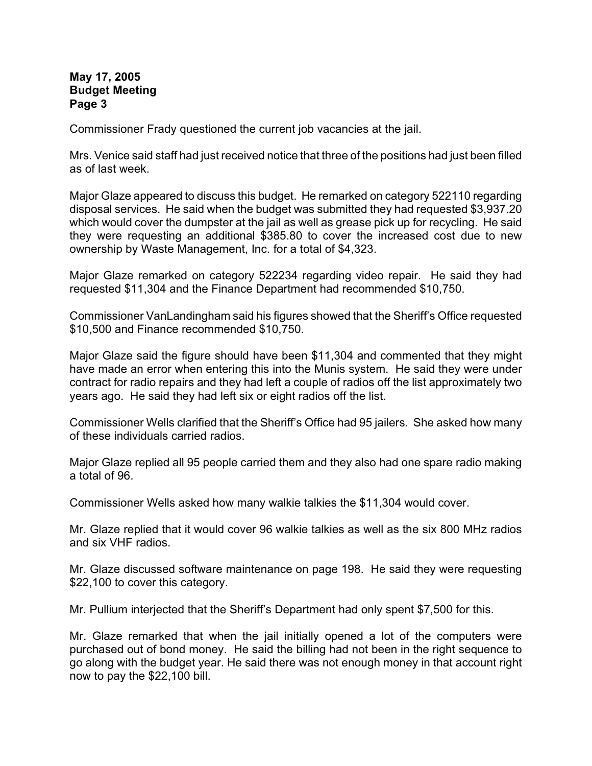Commissioner Frady questioned the current job vacancies at the jail.

Mrs. Venice said staff had just received notice that three of the positions had just been filled as of last week.

Major Glaze appeared to discuss this budget. He remarked on category 522110 regarding disposal services. He said when the budget was submitted they had requested $3,937.20 which would cover the dumpster at the jail as well as grease pick up for recycling. He said they were requesting an additional $385.80 to cover the increased cost due to new ownership by Waste Management, Inc. for a total of $4,323.

Major Glaze remarked on category 522234 regarding video repair. He said they had requested $11,304 and the Finance Department had recommended $10,750.

Commissioner VanLandingham said his figures showed that the Sheriff's Office requested $10,500 and Finance recommended $10,750.

Major Glaze said the figure should have been $11,304 and commented that they might have made an error when entering this into the Munis system. He said they were under contract for radio repairs and they had left a couple of radios off the list approximately two years ago. He said they had left six or eight radios off the list.

Commissioner Wells clarified that the Sheriff's Office had 95 jailers. She asked how many of these individuals carried radios.

Major Glaze replied all 95 people carried them and they also had one spare radio making a total of 96.

Commissioner Wells asked how many walkie talkies the $11,304 would cover.

Mr. Glaze replied that it would cover 96 walkie talkies as well as the six 800 MHz radios and six VHF radios.

Mr. Glaze discussed software maintenance on page 198. He said they were requesting $22,100 to cover this category.

Mr. Pullium interjected that the Sheriff's Department had only spent $7,500 for this.

Mr. Glaze remarked that when the jail initially opened a lot of the computers were purchased out of bond money. He said the billing had not been in the right sequence to go along with the budget year. He said there was not enough money in that account right now to pay the $22,100 bill.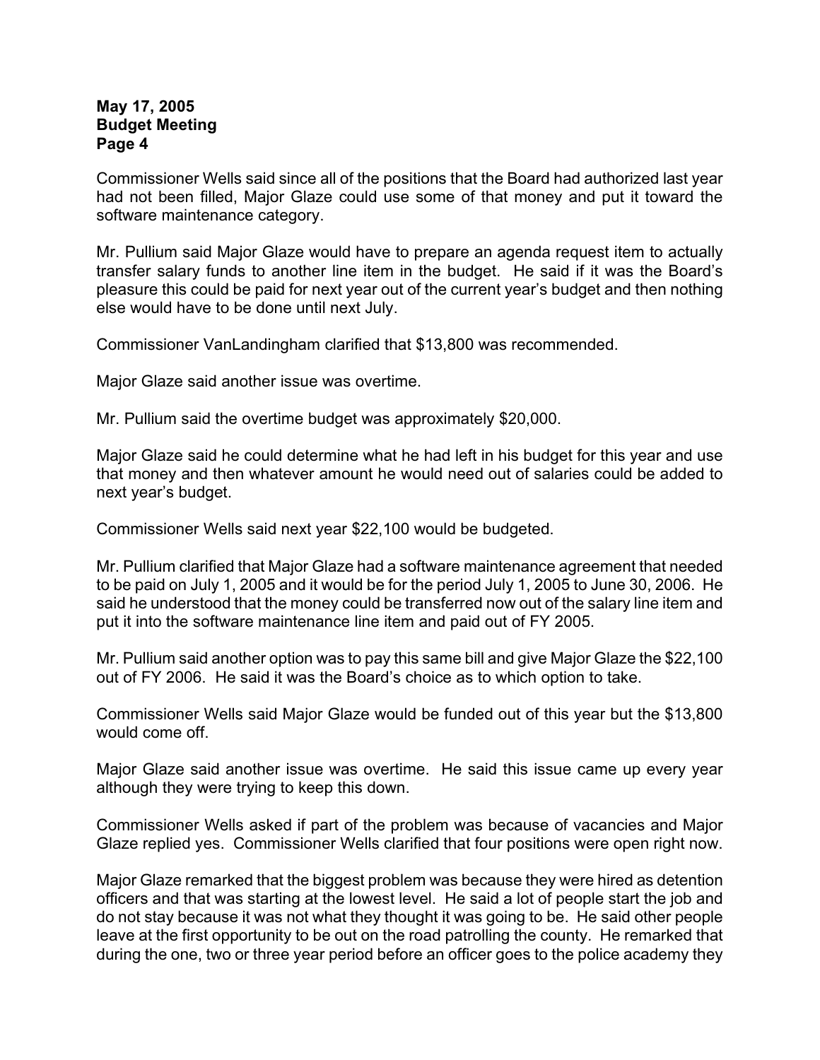Commissioner Wells said since all of the positions that the Board had authorized last year had not been filled, Major Glaze could use some of that money and put it toward the software maintenance category.

Mr. Pullium said Major Glaze would have to prepare an agenda request item to actually transfer salary funds to another line item in the budget. He said if it was the Board's pleasure this could be paid for next year out of the current year's budget and then nothing else would have to be done until next July.

Commissioner VanLandingham clarified that $13,800 was recommended.

Major Glaze said another issue was overtime.

Mr. Pullium said the overtime budget was approximately $20,000.

Major Glaze said he could determine what he had left in his budget for this year and use that money and then whatever amount he would need out of salaries could be added to next year's budget.

Commissioner Wells said next year $22,100 would be budgeted.

Mr. Pullium clarified that Major Glaze had a software maintenance agreement that needed to be paid on July 1, 2005 and it would be for the period July 1, 2005 to June 30, 2006. He said he understood that the money could be transferred now out of the salary line item and put it into the software maintenance line item and paid out of FY 2005.

Mr. Pullium said another option was to pay this same bill and give Major Glaze the $22,100 out of FY 2006. He said it was the Board's choice as to which option to take.

Commissioner Wells said Major Glaze would be funded out of this year but the $13,800 would come off.

Major Glaze said another issue was overtime. He said this issue came up every year although they were trying to keep this down.

Commissioner Wells asked if part of the problem was because of vacancies and Major Glaze replied yes. Commissioner Wells clarified that four positions were open right now.

Major Glaze remarked that the biggest problem was because they were hired as detention officers and that was starting at the lowest level. He said a lot of people start the job and do not stay because it was not what they thought it was going to be. He said other people leave at the first opportunity to be out on the road patrolling the county. He remarked that during the one, two or three year period before an officer goes to the police academy they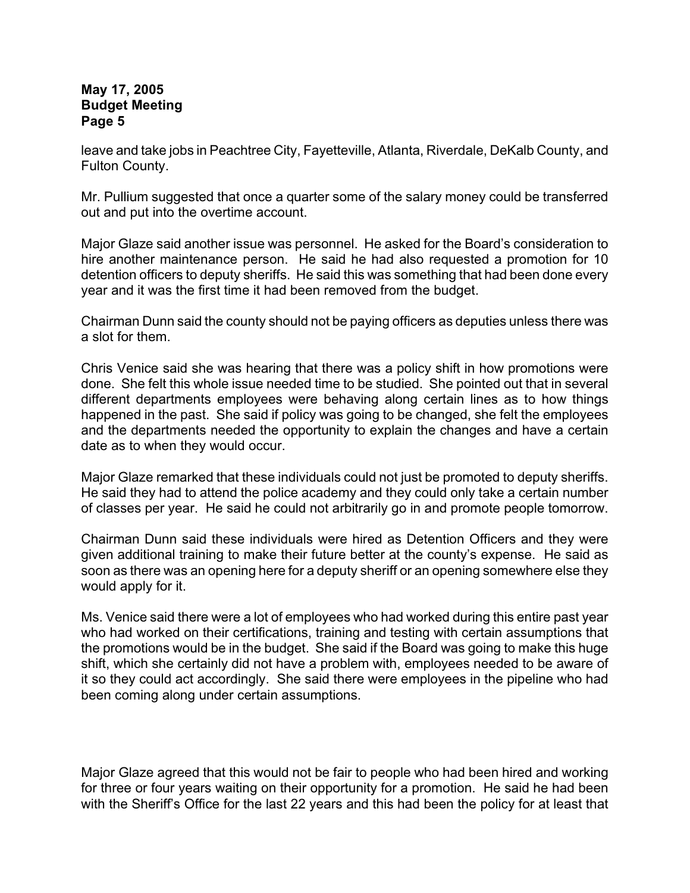leave and take jobs in Peachtree City, Fayetteville, Atlanta, Riverdale, DeKalb County, and Fulton County.

Mr. Pullium suggested that once a quarter some of the salary money could be transferred out and put into the overtime account.

Major Glaze said another issue was personnel. He asked for the Board's consideration to hire another maintenance person. He said he had also requested a promotion for 10 detention officers to deputy sheriffs. He said this was something that had been done every year and it was the first time it had been removed from the budget.

Chairman Dunn said the county should not be paying officers as deputies unless there was a slot for them.

Chris Venice said she was hearing that there was a policy shift in how promotions were done. She felt this whole issue needed time to be studied. She pointed out that in several different departments employees were behaving along certain lines as to how things happened in the past. She said if policy was going to be changed, she felt the employees and the departments needed the opportunity to explain the changes and have a certain date as to when they would occur.

Major Glaze remarked that these individuals could not just be promoted to deputy sheriffs. He said they had to attend the police academy and they could only take a certain number of classes per year. He said he could not arbitrarily go in and promote people tomorrow.

Chairman Dunn said these individuals were hired as Detention Officers and they were given additional training to make their future better at the county's expense. He said as soon as there was an opening here for a deputy sheriff or an opening somewhere else they would apply for it.

Ms. Venice said there were a lot of employees who had worked during this entire past year who had worked on their certifications, training and testing with certain assumptions that the promotions would be in the budget. She said if the Board was going to make this huge shift, which she certainly did not have a problem with, employees needed to be aware of it so they could act accordingly. She said there were employees in the pipeline who had been coming along under certain assumptions.

Major Glaze agreed that this would not be fair to people who had been hired and working for three or four years waiting on their opportunity for a promotion. He said he had been with the Sheriff's Office for the last 22 years and this had been the policy for at least that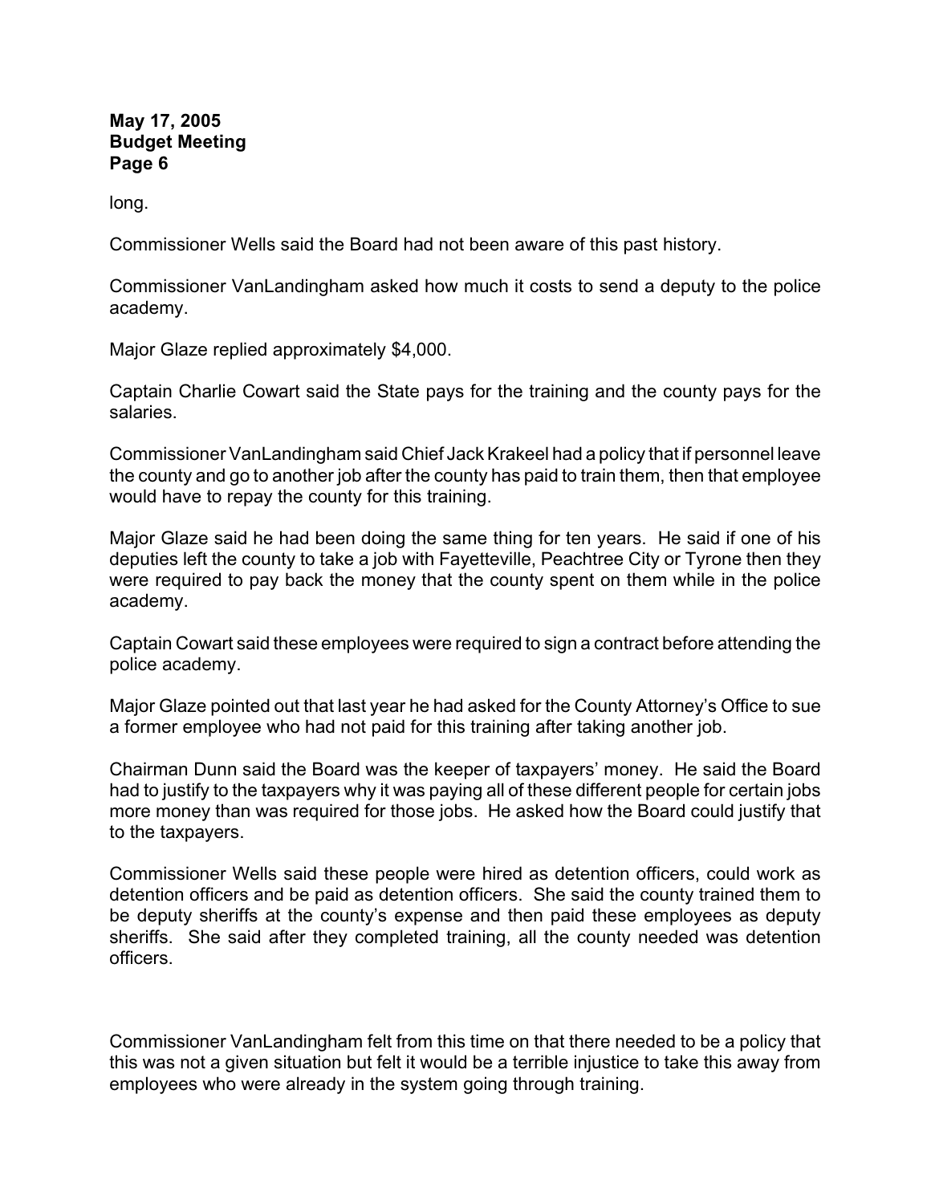long.

Commissioner Wells said the Board had not been aware of this past history.

Commissioner VanLandingham asked how much it costs to send a deputy to the police academy.

Major Glaze replied approximately $4,000.

Captain Charlie Cowart said the State pays for the training and the county pays for the salaries.

Commissioner VanLandingham said Chief Jack Krakeel had a policy that if personnel leave the county and go to another job after the county has paid to train them, then that employee would have to repay the county for this training.

Major Glaze said he had been doing the same thing for ten years. He said if one of his deputies left the county to take a job with Fayetteville, Peachtree City or Tyrone then they were required to pay back the money that the county spent on them while in the police academy.

Captain Cowart said these employees were required to sign a contract before attending the police academy.

Major Glaze pointed out that last year he had asked for the County Attorney's Office to sue a former employee who had not paid for this training after taking another job.

Chairman Dunn said the Board was the keeper of taxpayers' money. He said the Board had to justify to the taxpayers why it was paying all of these different people for certain jobs more money than was required for those jobs. He asked how the Board could justify that to the taxpayers.

Commissioner Wells said these people were hired as detention officers, could work as detention officers and be paid as detention officers. She said the county trained them to be deputy sheriffs at the county's expense and then paid these employees as deputy sheriffs. She said after they completed training, all the county needed was detention officers.

Commissioner VanLandingham felt from this time on that there needed to be a policy that this was not a given situation but felt it would be a terrible injustice to take this away from employees who were already in the system going through training.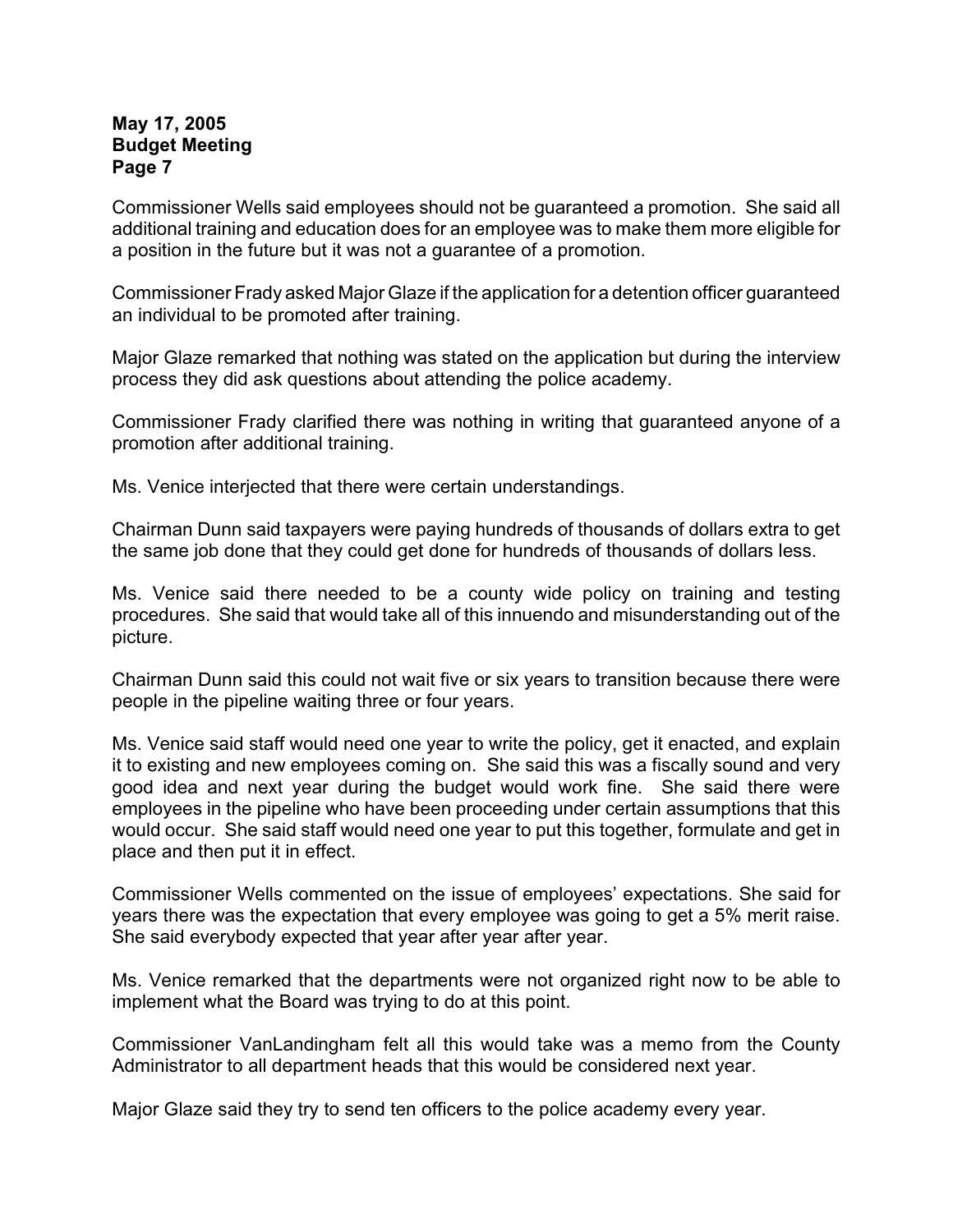Commissioner Wells said employees should not be guaranteed a promotion. She said all additional training and education does for an employee was to make them more eligible for a position in the future but it was not a guarantee of a promotion.

Commissioner Frady asked Major Glaze if the application for a detention officer guaranteed an individual to be promoted after training.

Major Glaze remarked that nothing was stated on the application but during the interview process they did ask questions about attending the police academy.

Commissioner Frady clarified there was nothing in writing that guaranteed anyone of a promotion after additional training.

Ms. Venice interjected that there were certain understandings.

Chairman Dunn said taxpayers were paying hundreds of thousands of dollars extra to get the same job done that they could get done for hundreds of thousands of dollars less.

Ms. Venice said there needed to be a county wide policy on training and testing procedures. She said that would take all of this innuendo and misunderstanding out of the picture.

Chairman Dunn said this could not wait five or six years to transition because there were people in the pipeline waiting three or four years.

Ms. Venice said staff would need one year to write the policy, get it enacted, and explain it to existing and new employees coming on. She said this was a fiscally sound and very good idea and next year during the budget would work fine. She said there were employees in the pipeline who have been proceeding under certain assumptions that this would occur. She said staff would need one year to put this together, formulate and get in place and then put it in effect.

Commissioner Wells commented on the issue of employees' expectations. She said for years there was the expectation that every employee was going to get a 5% merit raise. She said everybody expected that year after year after year.

Ms. Venice remarked that the departments were not organized right now to be able to implement what the Board was trying to do at this point.

Commissioner VanLandingham felt all this would take was a memo from the County Administrator to all department heads that this would be considered next year.

Major Glaze said they try to send ten officers to the police academy every year.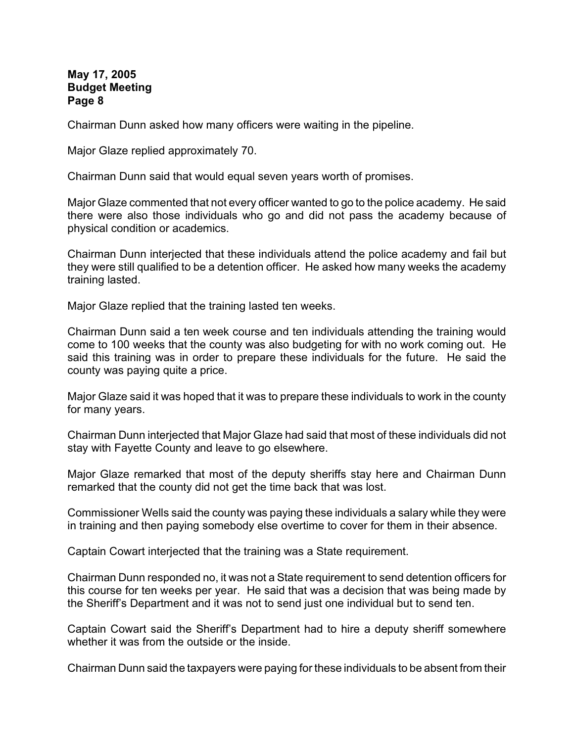Chairman Dunn asked how many officers were waiting in the pipeline.

Major Glaze replied approximately 70.

Chairman Dunn said that would equal seven years worth of promises.

Major Glaze commented that not every officer wanted to go to the police academy. He said there were also those individuals who go and did not pass the academy because of physical condition or academics.

Chairman Dunn interjected that these individuals attend the police academy and fail but they were still qualified to be a detention officer. He asked how many weeks the academy training lasted.

Major Glaze replied that the training lasted ten weeks.

Chairman Dunn said a ten week course and ten individuals attending the training would come to 100 weeks that the county was also budgeting for with no work coming out. He said this training was in order to prepare these individuals for the future. He said the county was paying quite a price.

Major Glaze said it was hoped that it was to prepare these individuals to work in the county for many years.

Chairman Dunn interjected that Major Glaze had said that most of these individuals did not stay with Fayette County and leave to go elsewhere.

Major Glaze remarked that most of the deputy sheriffs stay here and Chairman Dunn remarked that the county did not get the time back that was lost.

Commissioner Wells said the county was paying these individuals a salary while they were in training and then paying somebody else overtime to cover for them in their absence.

Captain Cowart interjected that the training was a State requirement.

Chairman Dunn responded no, it was not a State requirement to send detention officers for this course for ten weeks per year. He said that was a decision that was being made by the Sheriff's Department and it was not to send just one individual but to send ten.

Captain Cowart said the Sheriff's Department had to hire a deputy sheriff somewhere whether it was from the outside or the inside.

Chairman Dunn said the taxpayers were paying for these individuals to be absent from their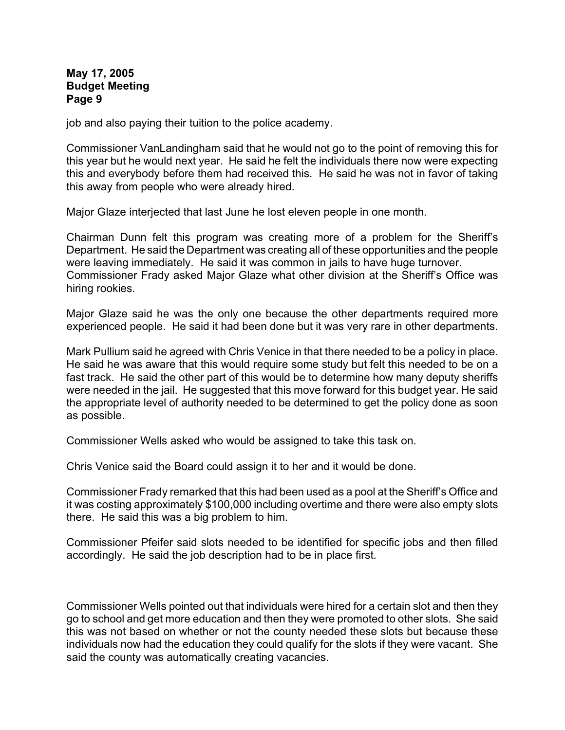job and also paying their tuition to the police academy.

Commissioner VanLandingham said that he would not go to the point of removing this for this year but he would next year. He said he felt the individuals there now were expecting this and everybody before them had received this. He said he was not in favor of taking this away from people who were already hired.

Major Glaze interjected that last June he lost eleven people in one month.

Chairman Dunn felt this program was creating more of a problem for the Sheriff's Department. He said the Department was creating all of these opportunities and the people were leaving immediately. He said it was common in jails to have huge turnover.
Commissioner Frady asked Major Glaze what other division at the Sheriff's Office was hiring rookies.

Major Glaze said he was the only one because the other departments required more experienced people. He said it had been done but it was very rare in other departments.

Mark Pullium said he agreed with Chris Venice in that there needed to be a policy in place. He said he was aware that this would require some study but felt this needed to be on a fast track. He said the other part of this would be to determine how many deputy sheriffs were needed in the jail. He suggested that this move forward for this budget year. He said the appropriate level of authority needed to be determined to get the policy done as soon as possible.

Commissioner Wells asked who would be assigned to take this task on.

Chris Venice said the Board could assign it to her and it would be done.

Commissioner Frady remarked that this had been used as a pool at the Sheriff's Office and it was costing approximately $100,000 including overtime and there were also empty slots there. He said this was a big problem to him.

Commissioner Pfeifer said slots needed to be identified for specific jobs and then filled accordingly. He said the job description had to be in place first.

Commissioner Wells pointed out that individuals were hired for a certain slot and then they go to school and get more education and then they were promoted to other slots. She said this was not based on whether or not the county needed these slots but because these individuals now had the education they could qualify for the slots if they were vacant. She said the county was automatically creating vacancies.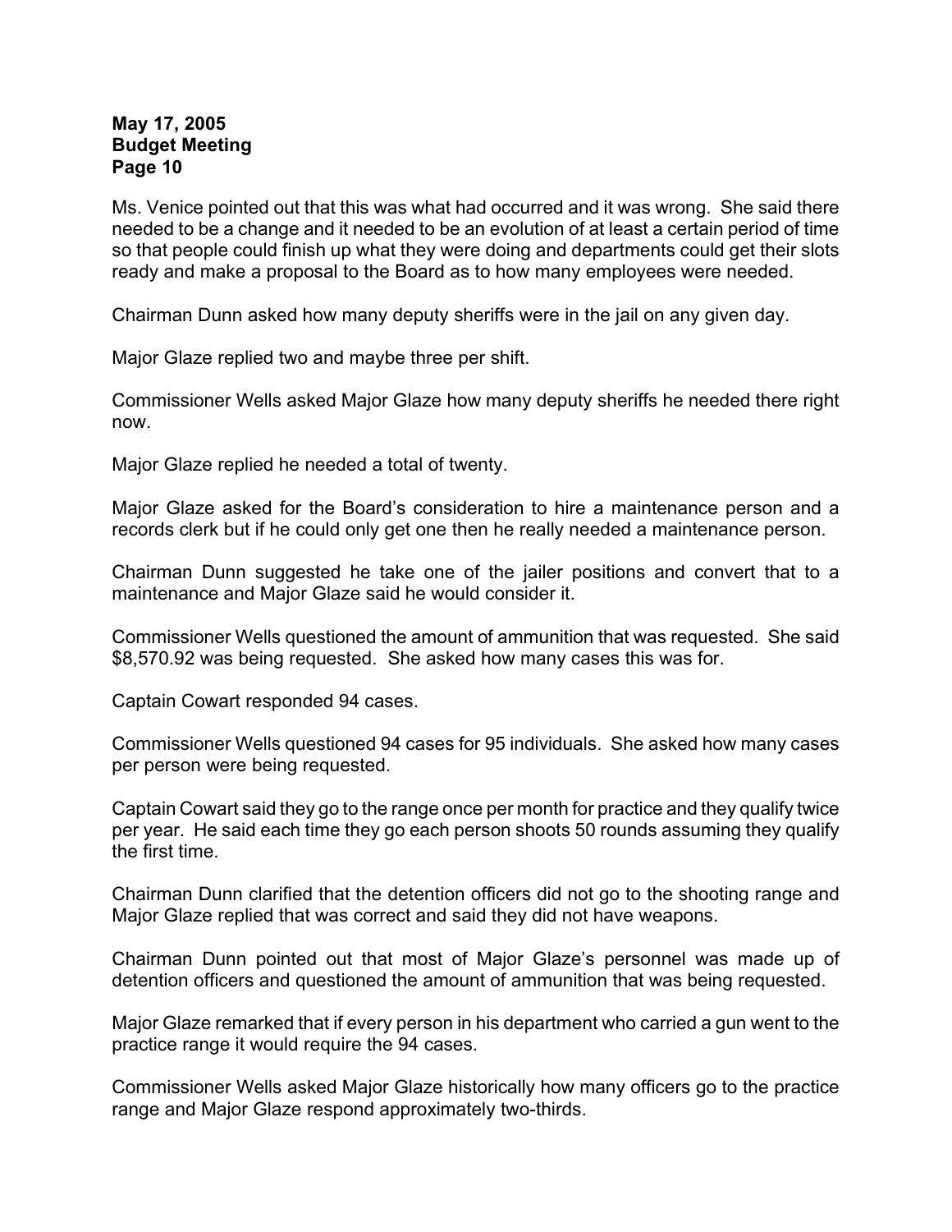Ms. Venice pointed out that this was what had occurred and it was wrong. She said there needed to be a change and it needed to be an evolution of at least a certain period of time so that people could finish up what they were doing and departments could get their slots ready and make a proposal to the Board as to how many employees were needed.

Chairman Dunn asked how many deputy sheriffs were in the jail on any given day.

Major Glaze replied two and maybe three per shift.

Commissioner Wells asked Major Glaze how many deputy sheriffs he needed there right now.

Major Glaze replied he needed a total of twenty.

Major Glaze asked for the Board's consideration to hire a maintenance person and a records clerk but if he could only get one then he really needed a maintenance person.

Chairman Dunn suggested he take one of the jailer positions and convert that to a maintenance and Major Glaze said he would consider it.

Commissioner Wells questioned the amount of ammunition that was requested. She said $8,570.92 was being requested. She asked how many cases this was for.

Captain Cowart responded 94 cases.

Commissioner Wells questioned 94 cases for 95 individuals. She asked how many cases per person were being requested.

Captain Cowart said they go to the range once per month for practice and they qualify twice per year. He said each time they go each person shoots 50 rounds assuming they qualify the first time.

Chairman Dunn clarified that the detention officers did not go to the shooting range and Major Glaze replied that was correct and said they did not have weapons.

Chairman Dunn pointed out that most of Major Glaze's personnel was made up of detention officers and questioned the amount of ammunition that was being requested.

Major Glaze remarked that if every person in his department who carried a gun went to the practice range it would require the 94 cases.

Commissioner Wells asked Major Glaze historically how many officers go to the practice range and Major Glaze respond approximately two-thirds.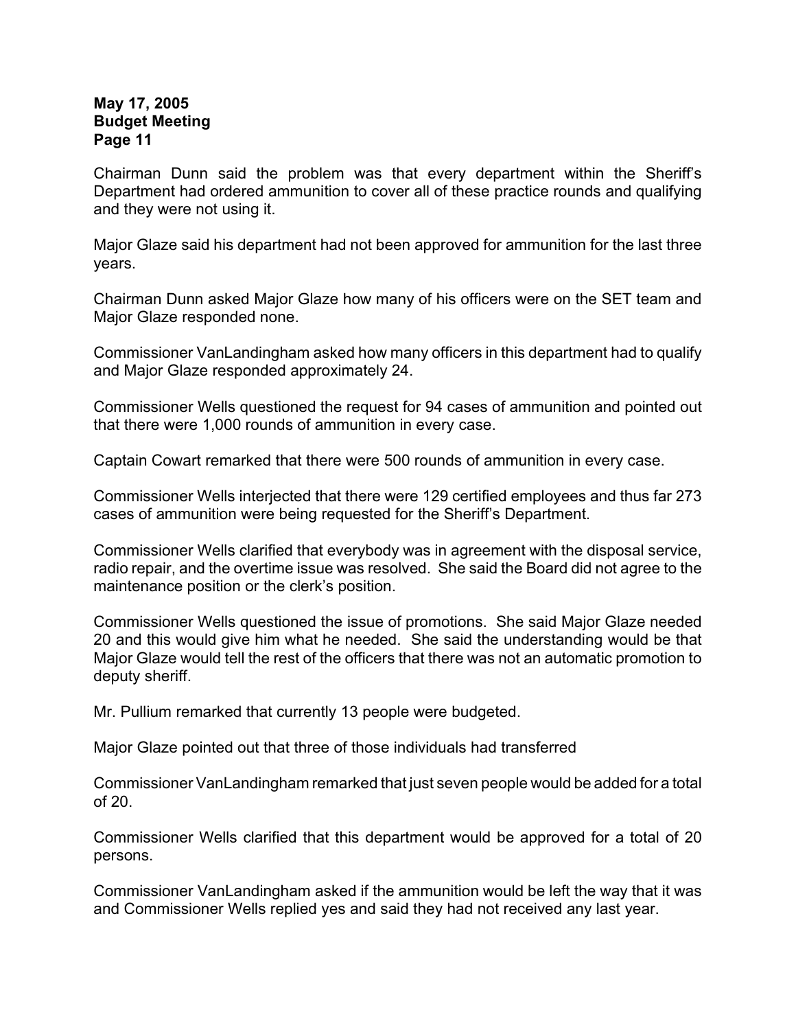Chairman Dunn said the problem was that every department within the Sheriff's Department had ordered ammunition to cover all of these practice rounds and qualifying and they were not using it.

Major Glaze said his department had not been approved for ammunition for the last three years.

Chairman Dunn asked Major Glaze how many of his officers were on the SET team and Major Glaze responded none.

Commissioner VanLandingham asked how many officers in this department had to qualify and Major Glaze responded approximately 24.

Commissioner Wells questioned the request for 94 cases of ammunition and pointed out that there were 1,000 rounds of ammunition in every case.

Captain Cowart remarked that there were 500 rounds of ammunition in every case.

Commissioner Wells interjected that there were 129 certified employees and thus far 273 cases of ammunition were being requested for the Sheriff's Department.

Commissioner Wells clarified that everybody was in agreement with the disposal service, radio repair, and the overtime issue was resolved. She said the Board did not agree to the maintenance position or the clerk's position.

Commissioner Wells questioned the issue of promotions. She said Major Glaze needed 20 and this would give him what he needed. She said the understanding would be that Major Glaze would tell the rest of the officers that there was not an automatic promotion to deputy sheriff.

Mr. Pullium remarked that currently 13 people were budgeted.

Major Glaze pointed out that three of those individuals had transferred

Commissioner VanLandingham remarked that just seven people would be added for a total of 20.

Commissioner Wells clarified that this department would be approved for a total of 20 persons.

Commissioner VanLandingham asked if the ammunition would be left the way that it was and Commissioner Wells replied yes and said they had not received any last year.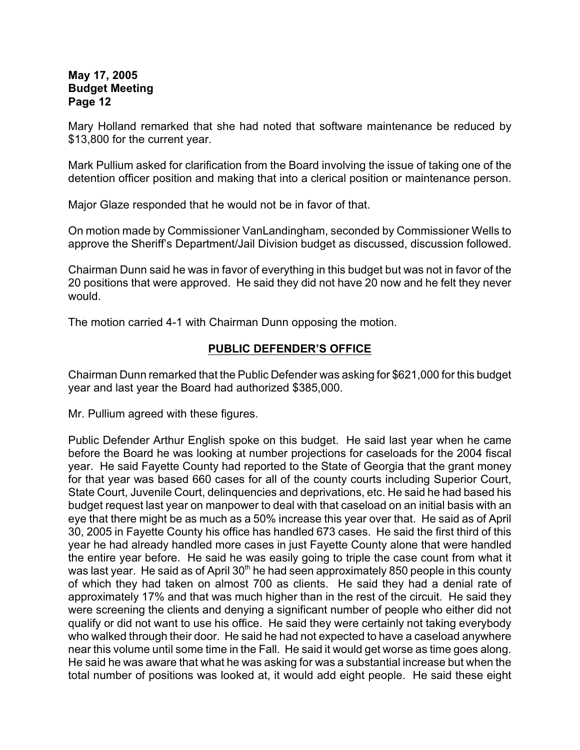Mary Holland remarked that she had noted that software maintenance be reduced by $13,800 for the current year.

Mark Pullium asked for clarification from the Board involving the issue of taking one of the detention officer position and making that into a clerical position or maintenance person.

Major Glaze responded that he would not be in favor of that.

On motion made by Commissioner VanLandingham, seconded by Commissioner Wells to approve the Sheriff's Department/Jail Division budget as discussed, discussion followed.

Chairman Dunn said he was in favor of everything in this budget but was not in favor of the 20 positions that were approved. He said they did not have 20 now and he felt they never would.

The motion carried 4-1 with Chairman Dunn opposing the motion.

## PUBLIC DEFENDER'S OFFICE

Chairman Dunn remarked that the Public Defender was asking for $621,000 for this budget year and last year the Board had authorized $385,000.

Mr. Pullium agreed with these figures.

Public Defender Arthur English spoke on this budget. He said last year when he came before the Board he was looking at number projections for caseloads for the 2004 fiscal year. He said Fayette County had reported to the State of Georgia that the grant money for that year was based 660 cases for all of the county courts including Superior Court, State Court, Juvenile Court, delinquencies and deprivations, etc. He said he had based his budget request last year on manpower to deal with that caseload on an initial basis with an eye that there might be as much as a 50% increase this year over that. He said as of April 30, 2005 in Fayette County his office has handled 673 cases. He said the first third of this year he had already handled more cases in just Fayette County alone that were handled the entire year before. He said he was easily going to triple the case count from what it was last year. He said as of April 30th he had seen approximately 850 people in this county of which they had taken on almost 700 as clients. He said they had a denial rate of approximately 17% and that was much higher than in the rest of the circuit. He said they were screening the clients and denying a significant number of people who either did not qualify or did not want to use his office. He said they were certainly not taking everybody who walked through their door. He said he had not expected to have a caseload anywhere near this volume until some time in the Fall. He said it would get worse as time goes along. He said he was aware that what he was asking for was a substantial increase but when the total number of positions was looked at, it would add eight people. He said these eight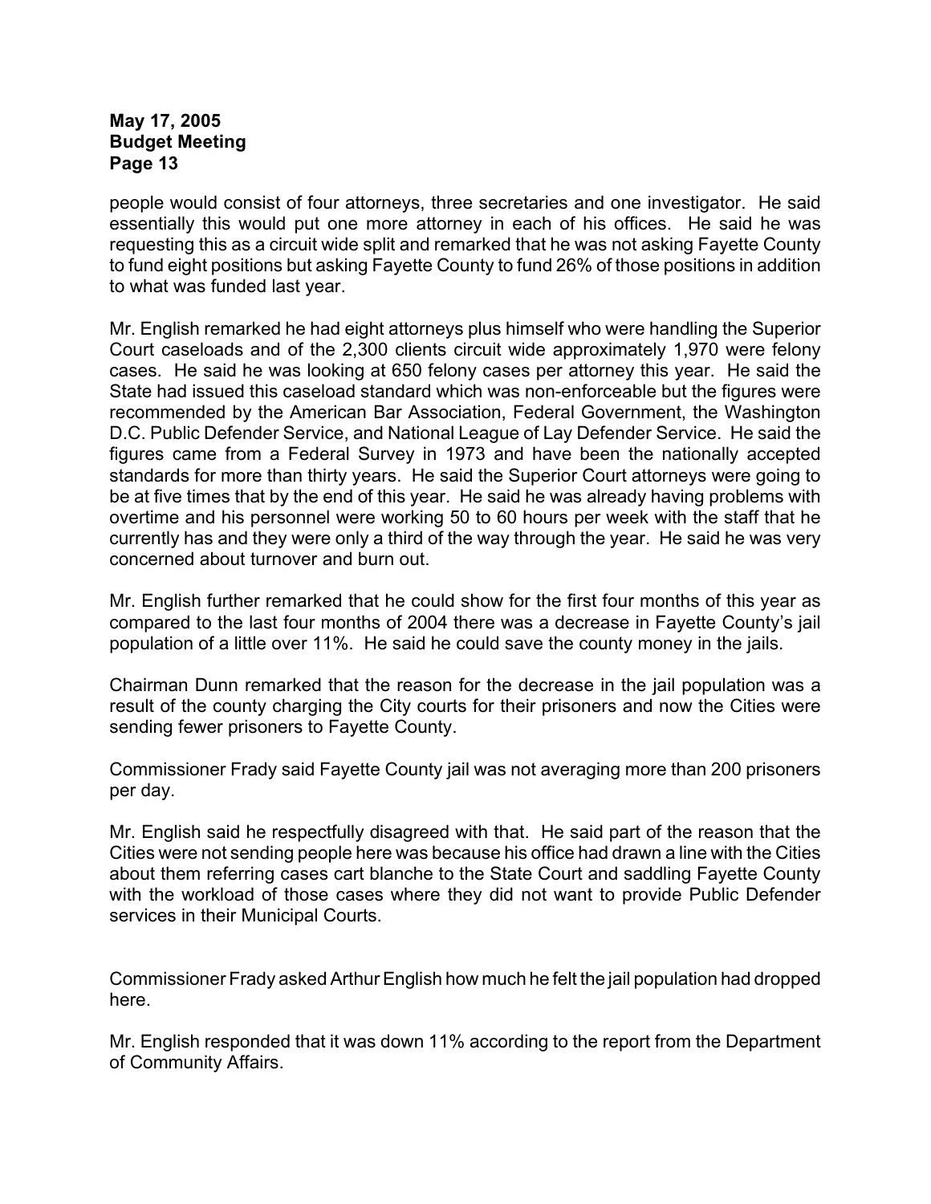people would consist of four attorneys, three secretaries and one investigator. He said essentially this would put one more attorney in each of his offices. He said he was requesting this as a circuit wide split and remarked that he was not asking Fayette County to fund eight positions but asking Fayette County to fund 26% of those positions in addition to what was funded last year.

Mr. English remarked he had eight attorneys plus himself who were handling the Superior Court caseloads and of the 2,300 clients circuit wide approximately 1,970 were felony cases. He said he was looking at 650 felony cases per attorney this year. He said the State had issued this caseload standard which was non-enforceable but the figures were recommended by the American Bar Association, Federal Government, the Washington D.C. Public Defender Service, and National League of Lay Defender Service. He said the figures came from a Federal Survey in 1973 and have been the nationally accepted standards for more than thirty years. He said the Superior Court attorneys were going to be at five times that by the end of this year. He said he was already having problems with overtime and his personnel were working 50 to 60 hours per week with the staff that he currently has and they were only a third of the way through the year. He said he was very concerned about turnover and burn out.

Mr. English further remarked that he could show for the first four months of this year as compared to the last four months of 2004 there was a decrease in Fayette County's jail population of a little over 11%. He said he could save the county money in the jails.

Chairman Dunn remarked that the reason for the decrease in the jail population was a result of the county charging the City courts for their prisoners and now the Cities were sending fewer prisoners to Fayette County.

Commissioner Frady said Fayette County jail was not averaging more than 200 prisoners per day.

Mr. English said he respectfully disagreed with that. He said part of the reason that the Cities were not sending people here was because his office had drawn a line with the Cities about them referring cases cart blanche to the State Court and saddling Fayette County with the workload of those cases where they did not want to provide Public Defender services in their Municipal Courts.

Commissioner Frady asked Arthur English how much he felt the jail population had dropped here.

Mr. English responded that it was down 11% according to the report from the Department of Community Affairs.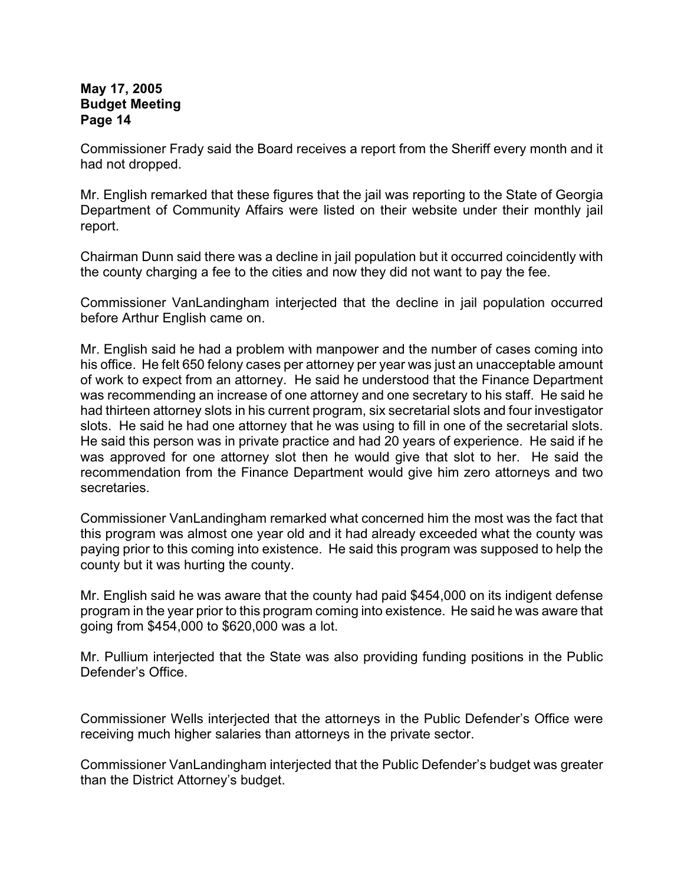Commissioner Frady said the Board receives a report from the Sheriff every month and it had not dropped.

Mr. English remarked that these figures that the jail was reporting to the State of Georgia Department of Community Affairs were listed on their website under their monthly jail report.

Chairman Dunn said there was a decline in jail population but it occurred coincidently with the county charging a fee to the cities and now they did not want to pay the fee.

Commissioner VanLandingham interjected that the decline in jail population occurred before Arthur English came on.

Mr. English said he had a problem with manpower and the number of cases coming into his office. He felt 650 felony cases per attorney per year was just an unacceptable amount of work to expect from an attorney. He said he understood that the Finance Department was recommending an increase of one attorney and one secretary to his staff. He said he had thirteen attorney slots in his current program, six secretarial slots and four investigator slots. He said he had one attorney that he was using to fill in one of the secretarial slots. He said this person was in private practice and had 20 years of experience. He said if he was approved for one attorney slot then he would give that slot to her. He said the recommendation from the Finance Department would give him zero attorneys and two secretaries.

Commissioner VanLandingham remarked what concerned him the most was the fact that this program was almost one year old and it had already exceeded what the county was paying prior to this coming into existence. He said this program was supposed to help the county but it was hurting the county.

Mr. English said he was aware that the county had paid $454,000 on its indigent defense program in the year prior to this program coming into existence. He said he was aware that going from $454,000 to $620,000 was a lot.

Mr. Pullium interjected that the State was also providing funding positions in the Public Defender's Office.

Commissioner Wells interjected that the attorneys in the Public Defender's Office were receiving much higher salaries than attorneys in the private sector.

Commissioner VanLandingham interjected that the Public Defender's budget was greater than the District Attorney's budget.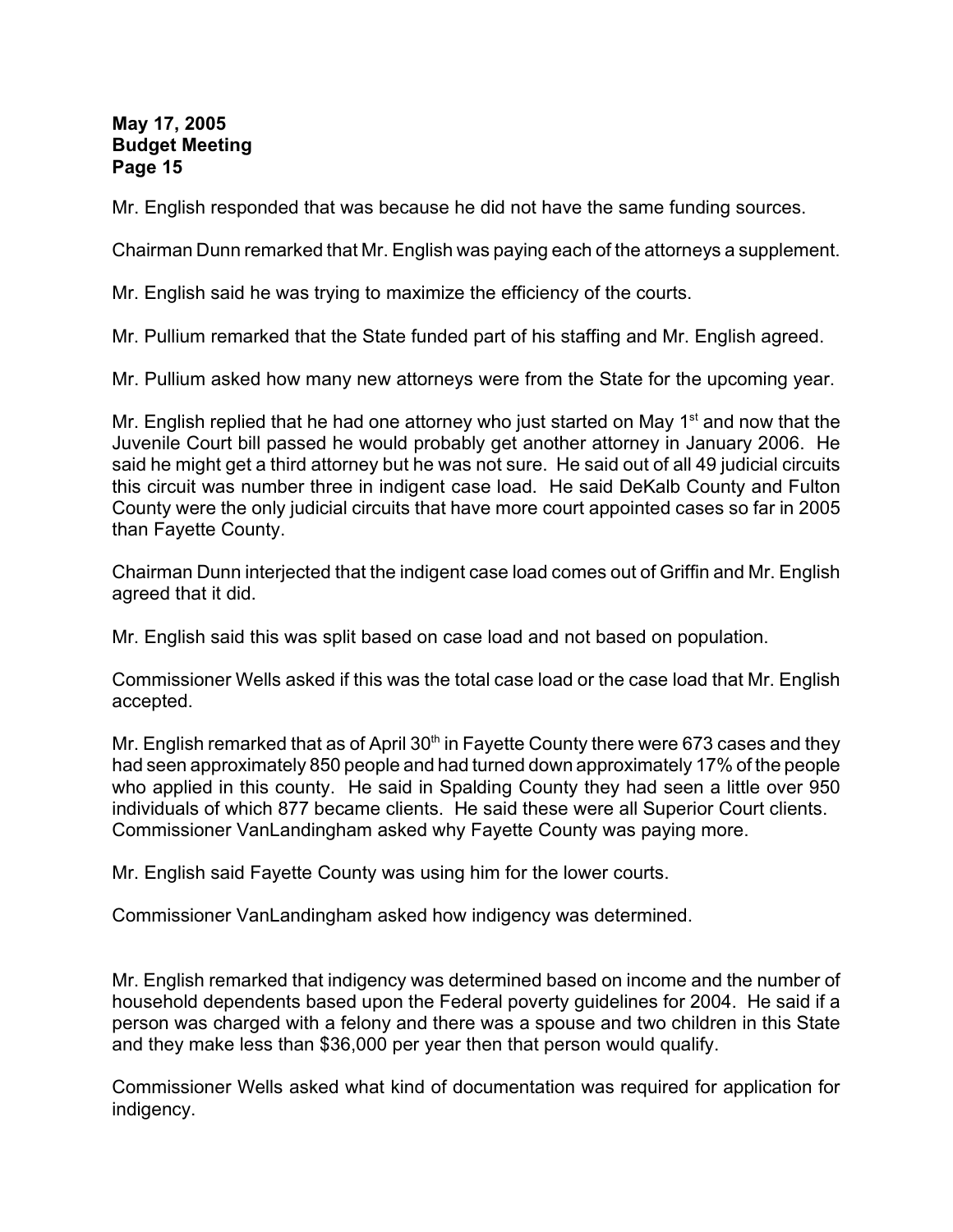Mr. English responded that was because he did not have the same funding sources.

Chairman Dunn remarked that Mr. English was paying each of the attorneys a supplement.

Mr. English said he was trying to maximize the efficiency of the courts.

Mr. Pullium remarked that the State funded part of his staffing and Mr. English agreed.

Mr. Pullium asked how many new attorneys were from the State for the upcoming year.

Mr. English replied that he had one attorney who just started on May 1st and now that the Juvenile Court bill passed he would probably get another attorney in January 2006. He said he might get a third attorney but he was not sure. He said out of all 49 judicial circuits this circuit was number three in indigent case load. He said DeKalb County and Fulton County were the only judicial circuits that have more court appointed cases so far in 2005 than Fayette County.

Chairman Dunn interjected that the indigent case load comes out of Griffin and Mr. English agreed that it did.

Mr. English said this was split based on case load and not based on population.

Commissioner Wells asked if this was the total case load or the case load that Mr. English accepted.

Mr. English remarked that as of April 30th in Fayette County there were 673 cases and they had seen approximately 850 people and had turned down approximately 17% of the people who applied in this county. He said in Spalding County they had seen a little over 950 individuals of which 877 became clients. He said these were all Superior Court clients. Commissioner VanLandingham asked why Fayette County was paying more.

Mr. English said Fayette County was using him for the lower courts.

Commissioner VanLandingham asked how indigency was determined.

Mr. English remarked that indigency was determined based on income and the number of household dependents based upon the Federal poverty guidelines for 2004. He said if a person was charged with a felony and there was a spouse and two children in this State and they make less than $36,000 per year then that person would qualify.

Commissioner Wells asked what kind of documentation was required for application for indigency.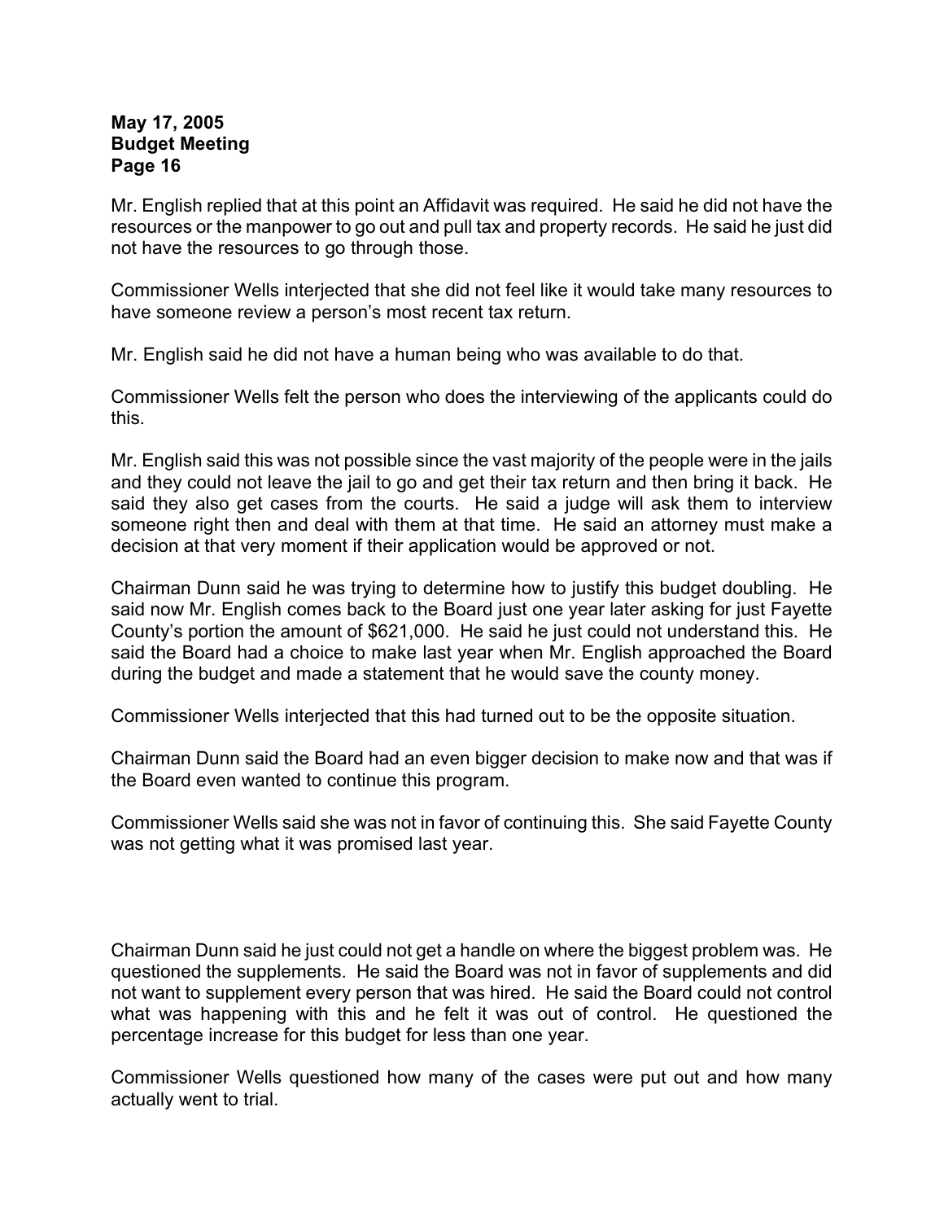Mr. English replied that at this point an Affidavit was required. He said he did not have the resources or the manpower to go out and pull tax and property records. He said he just did not have the resources to go through those.

Commissioner Wells interjected that she did not feel like it would take many resources to have someone review a person's most recent tax return.

Mr. English said he did not have a human being who was available to do that.

Commissioner Wells felt the person who does the interviewing of the applicants could do this.

Mr. English said this was not possible since the vast majority of the people were in the jails and they could not leave the jail to go and get their tax return and then bring it back. He said they also get cases from the courts. He said a judge will ask them to interview someone right then and deal with them at that time. He said an attorney must make a decision at that very moment if their application would be approved or not.

Chairman Dunn said he was trying to determine how to justify this budget doubling. He said now Mr. English comes back to the Board just one year later asking for just Fayette County's portion the amount of $621,000. He said he just could not understand this. He said the Board had a choice to make last year when Mr. English approached the Board during the budget and made a statement that he would save the county money.

Commissioner Wells interjected that this had turned out to be the opposite situation.

Chairman Dunn said the Board had an even bigger decision to make now and that was if the Board even wanted to continue this program.

Commissioner Wells said she was not in favor of continuing this. She said Fayette County was not getting what it was promised last year.

Chairman Dunn said he just could not get a handle on where the biggest problem was. He questioned the supplements. He said the Board was not in favor of supplements and did not want to supplement every person that was hired. He said the Board could not control what was happening with this and he felt it was out of control. He questioned the percentage increase for this budget for less than one year.

Commissioner Wells questioned how many of the cases were put out and how many actually went to trial.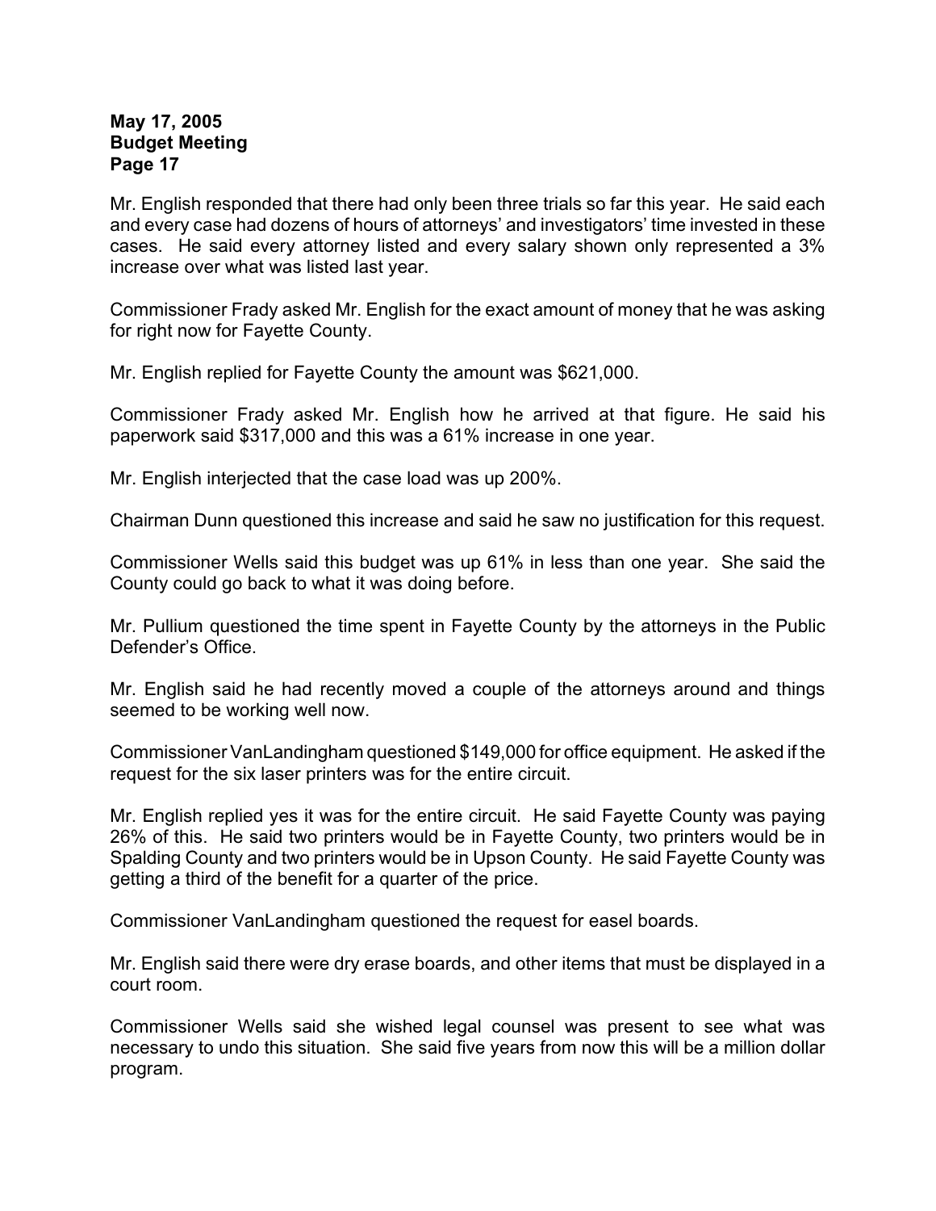Mr. English responded that there had only been three trials so far this year. He said each and every case had dozens of hours of attorneys' and investigators' time invested in these cases. He said every attorney listed and every salary shown only represented a 3% increase over what was listed last year.

Commissioner Frady asked Mr. English for the exact amount of money that he was asking for right now for Fayette County.

Mr. English replied for Fayette County the amount was $621,000.

Commissioner Frady asked Mr. English how he arrived at that figure. He said his paperwork said $317,000 and this was a 61% increase in one year.

Mr. English interjected that the case load was up 200%.

Chairman Dunn questioned this increase and said he saw no justification for this request.

Commissioner Wells said this budget was up 61% in less than one year. She said the County could go back to what it was doing before.

Mr. Pullium questioned the time spent in Fayette County by the attorneys in the Public Defender's Office.

Mr. English said he had recently moved a couple of the attorneys around and things seemed to be working well now.

Commissioner VanLandingham questioned $149,000 for office equipment. He asked if the request for the six laser printers was for the entire circuit.

Mr. English replied yes it was for the entire circuit. He said Fayette County was paying 26% of this. He said two printers would be in Fayette County, two printers would be in Spalding County and two printers would be in Upson County. He said Fayette County was getting a third of the benefit for a quarter of the price.

Commissioner VanLandingham questioned the request for easel boards.

Mr. English said there were dry erase boards, and other items that must be displayed in a court room.

Commissioner Wells said she wished legal counsel was present to see what was necessary to undo this situation. She said five years from now this will be a million dollar program.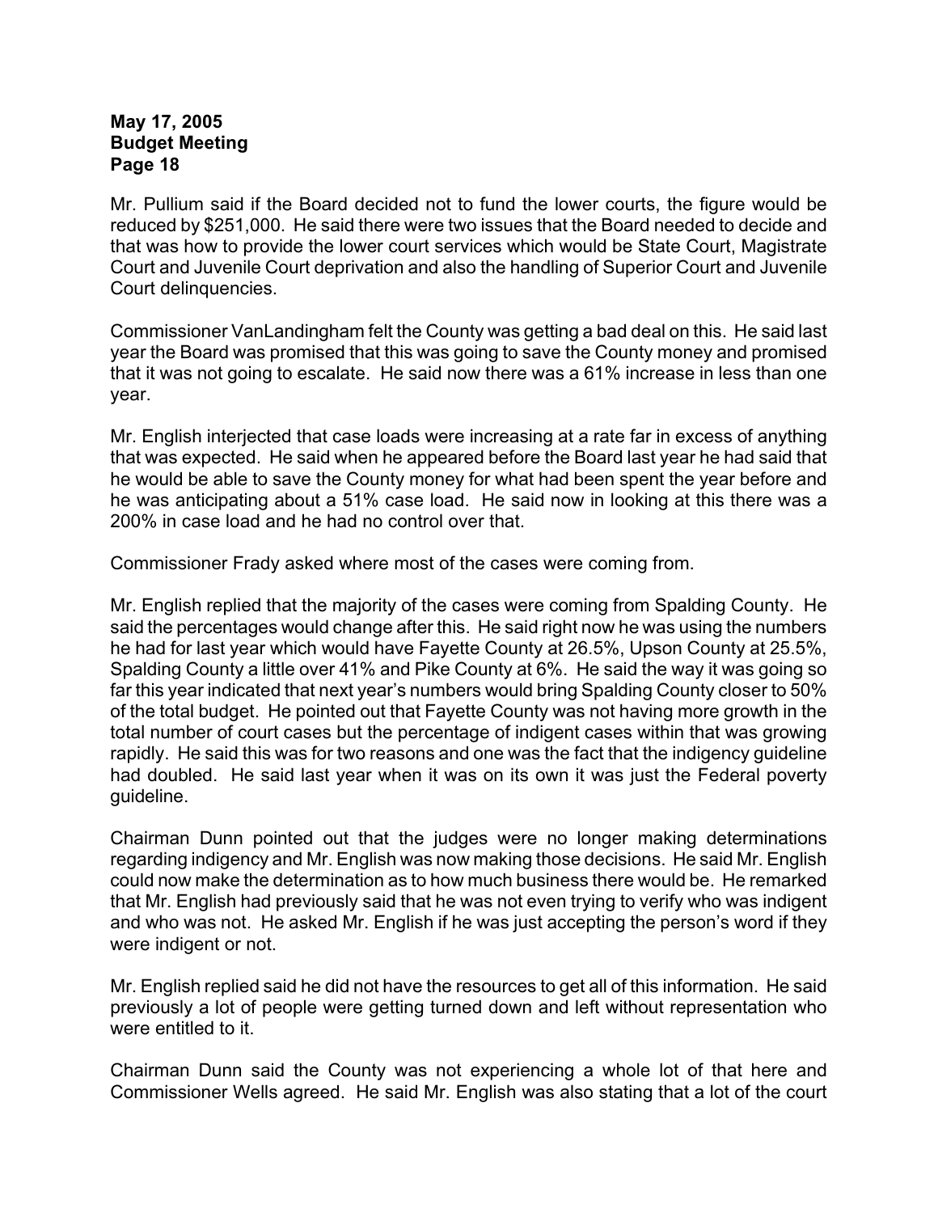Mr. Pullium said if the Board decided not to fund the lower courts, the figure would be reduced by $251,000. He said there were two issues that the Board needed to decide and that was how to provide the lower court services which would be State Court, Magistrate Court and Juvenile Court deprivation and also the handling of Superior Court and Juvenile Court delinquencies.

Commissioner VanLandingham felt the County was getting a bad deal on this. He said last year the Board was promised that this was going to save the County money and promised that it was not going to escalate. He said now there was a 61% increase in less than one year.

Mr. English interjected that case loads were increasing at a rate far in excess of anything that was expected. He said when he appeared before the Board last year he had said that he would be able to save the County money for what had been spent the year before and he was anticipating about a 51% case load. He said now in looking at this there was a 200% in case load and he had no control over that.

Commissioner Frady asked where most of the cases were coming from.

Mr. English replied that the majority of the cases were coming from Spalding County. He said the percentages would change after this. He said right now he was using the numbers he had for last year which would have Fayette County at 26.5%, Upson County at 25.5%, Spalding County a little over 41% and Pike County at 6%. He said the way it was going so far this year indicated that next year's numbers would bring Spalding County closer to 50% of the total budget. He pointed out that Fayette County was not having more growth in the total number of court cases but the percentage of indigent cases within that was growing rapidly. He said this was for two reasons and one was the fact that the indigency guideline had doubled. He said last year when it was on its own it was just the Federal poverty guideline.

Chairman Dunn pointed out that the judges were no longer making determinations regarding indigency and Mr. English was now making those decisions. He said Mr. English could now make the determination as to how much business there would be. He remarked that Mr. English had previously said that he was not even trying to verify who was indigent and who was not. He asked Mr. English if he was just accepting the person's word if they were indigent or not.

Mr. English replied said he did not have the resources to get all of this information. He said previously a lot of people were getting turned down and left without representation who were entitled to it.

Chairman Dunn said the County was not experiencing a whole lot of that here and Commissioner Wells agreed. He said Mr. English was also stating that a lot of the court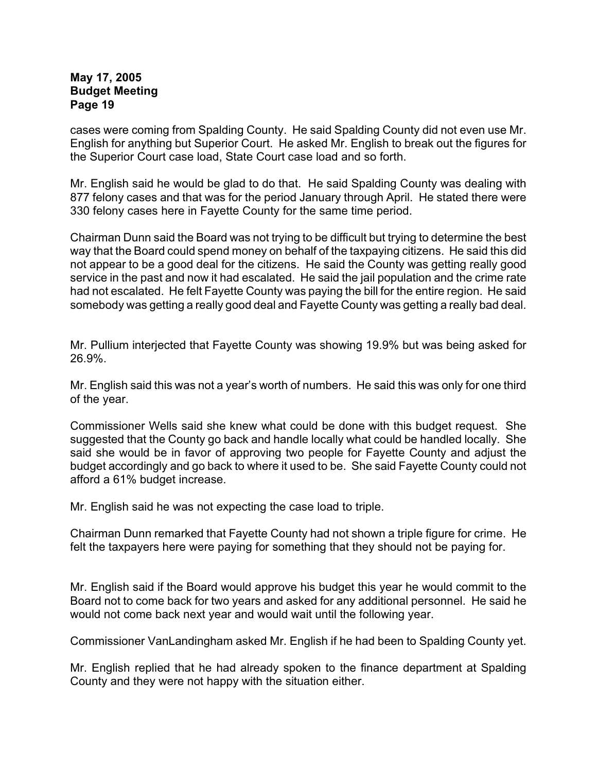cases were coming from Spalding County. He said Spalding County did not even use Mr. English for anything but Superior Court. He asked Mr. English to break out the figures for the Superior Court case load, State Court case load and so forth.

Mr. English said he would be glad to do that. He said Spalding County was dealing with 877 felony cases and that was for the period January through April. He stated there were 330 felony cases here in Fayette County for the same time period.

Chairman Dunn said the Board was not trying to be difficult but trying to determine the best way that the Board could spend money on behalf of the taxpaying citizens. He said this did not appear to be a good deal for the citizens. He said the County was getting really good service in the past and now it had escalated. He said the jail population and the crime rate had not escalated. He felt Fayette County was paying the bill for the entire region. He said somebody was getting a really good deal and Fayette County was getting a really bad deal.

Mr. Pullium interjected that Fayette County was showing 19.9% but was being asked for 26.9%.

Mr. English said this was not a year's worth of numbers. He said this was only for one third of the year.

Commissioner Wells said she knew what could be done with this budget request. She suggested that the County go back and handle locally what could be handled locally. She said she would be in favor of approving two people for Fayette County and adjust the budget accordingly and go back to where it used to be. She said Fayette County could not afford a 61% budget increase.

Mr. English said he was not expecting the case load to triple.

Chairman Dunn remarked that Fayette County had not shown a triple figure for crime. He felt the taxpayers here were paying for something that they should not be paying for.

Mr. English said if the Board would approve his budget this year he would commit to the Board not to come back for two years and asked for any additional personnel. He said he would not come back next year and would wait until the following year.

Commissioner VanLandingham asked Mr. English if he had been to Spalding County yet.

Mr. English replied that he had already spoken to the finance department at Spalding County and they were not happy with the situation either.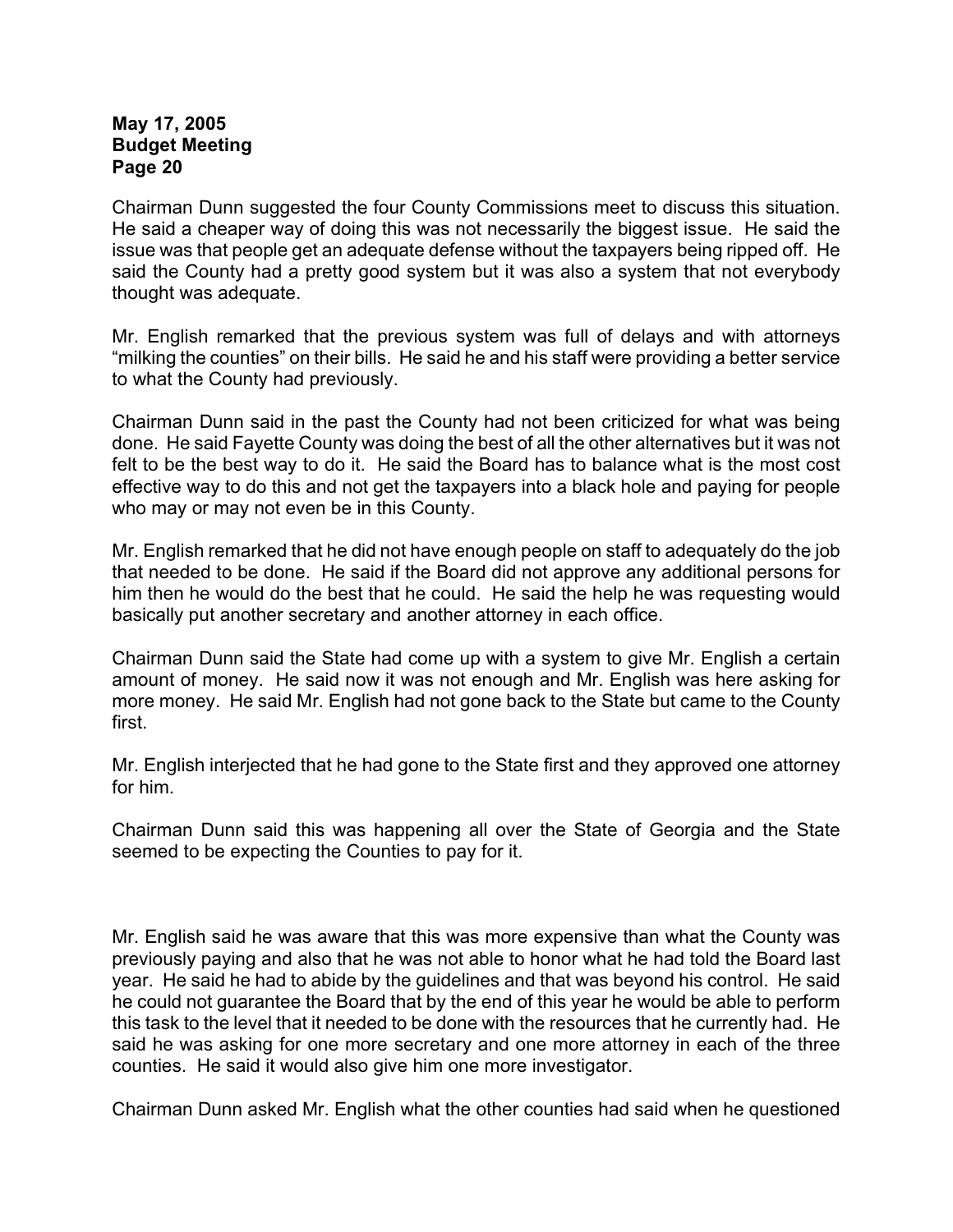Chairman Dunn suggested the four County Commissions meet to discuss this situation. He said a cheaper way of doing this was not necessarily the biggest issue. He said the issue was that people get an adequate defense without the taxpayers being ripped off. He said the County had a pretty good system but it was also a system that not everybody thought was adequate.

Mr. English remarked that the previous system was full of delays and with attorneys "milking the counties" on their bills. He said he and his staff were providing a better service to what the County had previously.

Chairman Dunn said in the past the County had not been criticized for what was being done. He said Fayette County was doing the best of all the other alternatives but it was not felt to be the best way to do it. He said the Board has to balance what is the most cost effective way to do this and not get the taxpayers into a black hole and paying for people who may or may not even be in this County.

Mr. English remarked that he did not have enough people on staff to adequately do the job that needed to be done. He said if the Board did not approve any additional persons for him then he would do the best that he could. He said the help he was requesting would basically put another secretary and another attorney in each office.

Chairman Dunn said the State had come up with a system to give Mr. English a certain amount of money. He said now it was not enough and Mr. English was here asking for more money. He said Mr. English had not gone back to the State but came to the County first.

Mr. English interjected that he had gone to the State first and they approved one attorney for him.

Chairman Dunn said this was happening all over the State of Georgia and the State seemed to be expecting the Counties to pay for it.

Mr. English said he was aware that this was more expensive than what the County was previously paying and also that he was not able to honor what he had told the Board last year. He said he had to abide by the guidelines and that was beyond his control. He said he could not guarantee the Board that by the end of this year he would be able to perform this task to the level that it needed to be done with the resources that he currently had. He said he was asking for one more secretary and one more attorney in each of the three counties. He said it would also give him one more investigator.

Chairman Dunn asked Mr. English what the other counties had said when he questioned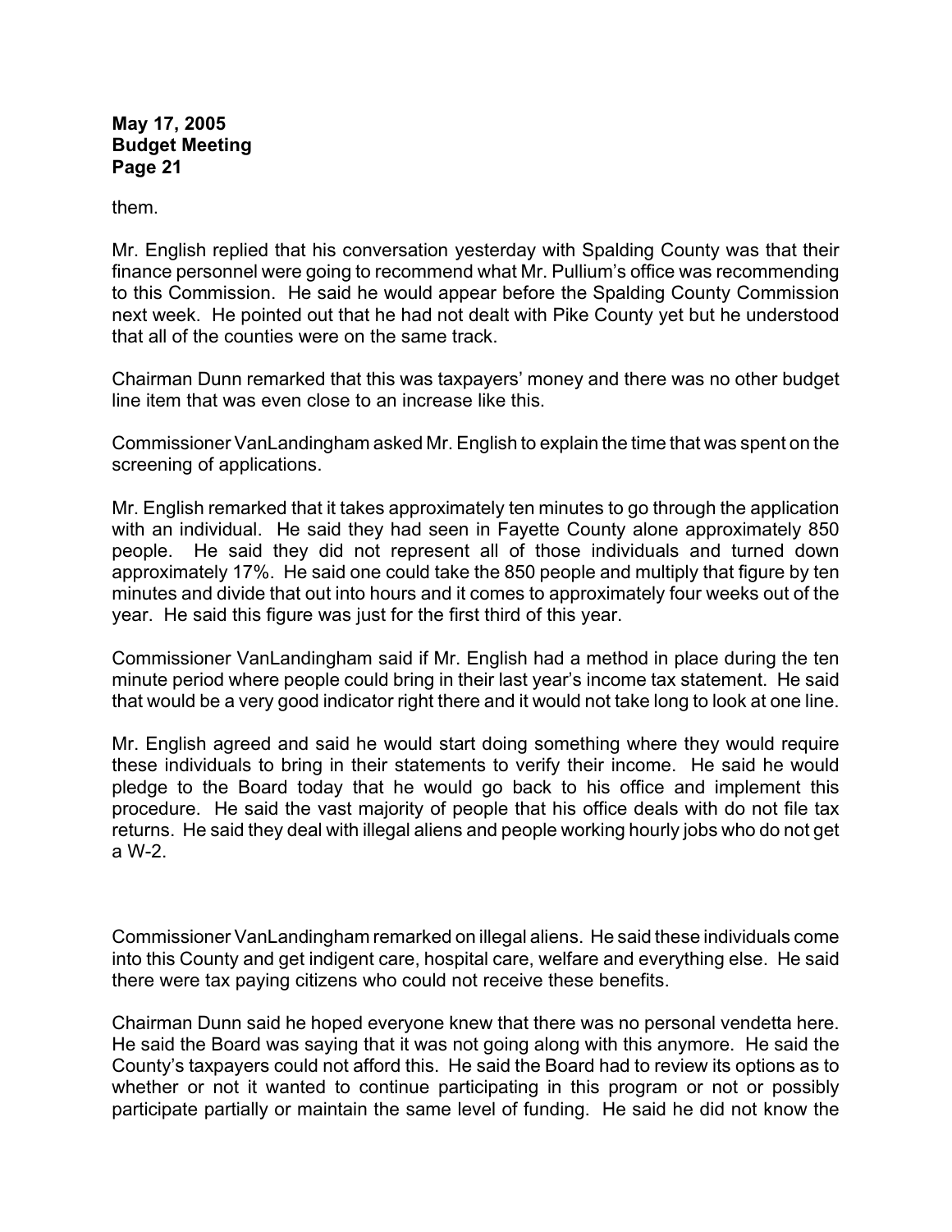them.

Mr. English replied that his conversation yesterday with Spalding County was that their finance personnel were going to recommend what Mr. Pullium's office was recommending to this Commission. He said he would appear before the Spalding County Commission next week. He pointed out that he had not dealt with Pike County yet but he understood that all of the counties were on the same track.

Chairman Dunn remarked that this was taxpayers' money and there was no other budget line item that was even close to an increase like this.

Commissioner VanLandingham asked Mr. English to explain the time that was spent on the screening of applications.

Mr. English remarked that it takes approximately ten minutes to go through the application with an individual. He said they had seen in Fayette County alone approximately 850 people. He said they did not represent all of those individuals and turned down approximately 17%. He said one could take the 850 people and multiply that figure by ten minutes and divide that out into hours and it comes to approximately four weeks out of the year. He said this figure was just for the first third of this year.

Commissioner VanLandingham said if Mr. English had a method in place during the ten minute period where people could bring in their last year's income tax statement. He said that would be a very good indicator right there and it would not take long to look at one line.

Mr. English agreed and said he would start doing something where they would require these individuals to bring in their statements to verify their income. He said he would pledge to the Board today that he would go back to his office and implement this procedure. He said the vast majority of people that his office deals with do not file tax returns. He said they deal with illegal aliens and people working hourly jobs who do not get a W-2.

Commissioner VanLandingham remarked on illegal aliens. He said these individuals come into this County and get indigent care, hospital care, welfare and everything else. He said there were tax paying citizens who could not receive these benefits.

Chairman Dunn said he hoped everyone knew that there was no personal vendetta here. He said the Board was saying that it was not going along with this anymore. He said the County's taxpayers could not afford this. He said the Board had to review its options as to whether or not it wanted to continue participating in this program or not or possibly participate partially or maintain the same level of funding. He said he did not know the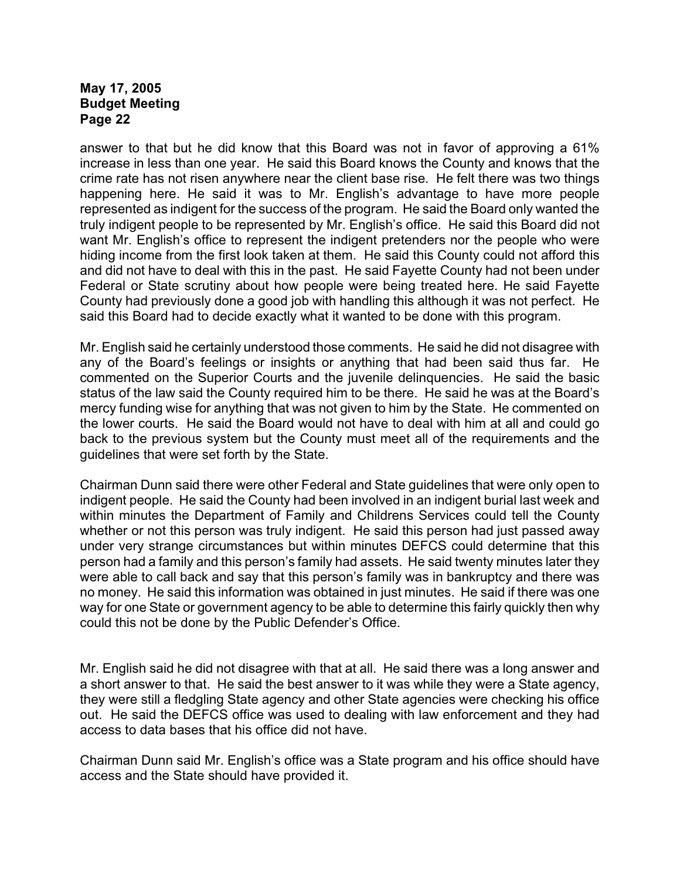answer to that but he did know that this Board was not in favor of approving a 61% increase in less than one year. He said this Board knows the County and knows that the crime rate has not risen anywhere near the client base rise. He felt there was two things happening here. He said it was to Mr. English's advantage to have more people represented as indigent for the success of the program. He said the Board only wanted the truly indigent people to be represented by Mr. English's office. He said this Board did not want Mr. English's office to represent the indigent pretenders nor the people who were hiding income from the first look taken at them. He said this County could not afford this and did not have to deal with this in the past. He said Fayette County had not been under Federal or State scrutiny about how people were being treated here. He said Fayette County had previously done a good job with handling this although it was not perfect. He said this Board had to decide exactly what it wanted to be done with this program.

Mr. English said he certainly understood those comments. He said he did not disagree with any of the Board's feelings or insights or anything that had been said thus far. He commented on the Superior Courts and the juvenile delinquencies. He said the basic status of the law said the County required him to be there. He said he was at the Board's mercy funding wise for anything that was not given to him by the State. He commented on the lower courts. He said the Board would not have to deal with him at all and could go back to the previous system but the County must meet all of the requirements and the guidelines that were set forth by the State.

Chairman Dunn said there were other Federal and State guidelines that were only open to indigent people. He said the County had been involved in an indigent burial last week and within minutes the Department of Family and Childrens Services could tell the County whether or not this person was truly indigent. He said this person had just passed away under very strange circumstances but within minutes DEFCS could determine that this person had a family and this person's family had assets. He said twenty minutes later they were able to call back and say that this person's family was in bankruptcy and there was no money. He said this information was obtained in just minutes. He said if there was one way for one State or government agency to be able to determine this fairly quickly then why could this not be done by the Public Defender's Office.

Mr. English said he did not disagree with that at all. He said there was a long answer and a short answer to that. He said the best answer to it was while they were a State agency, they were still a fledgling State agency and other State agencies were checking his office out. He said the DEFCS office was used to dealing with law enforcement and they had access to data bases that his office did not have.

Chairman Dunn said Mr. English's office was a State program and his office should have access and the State should have provided it.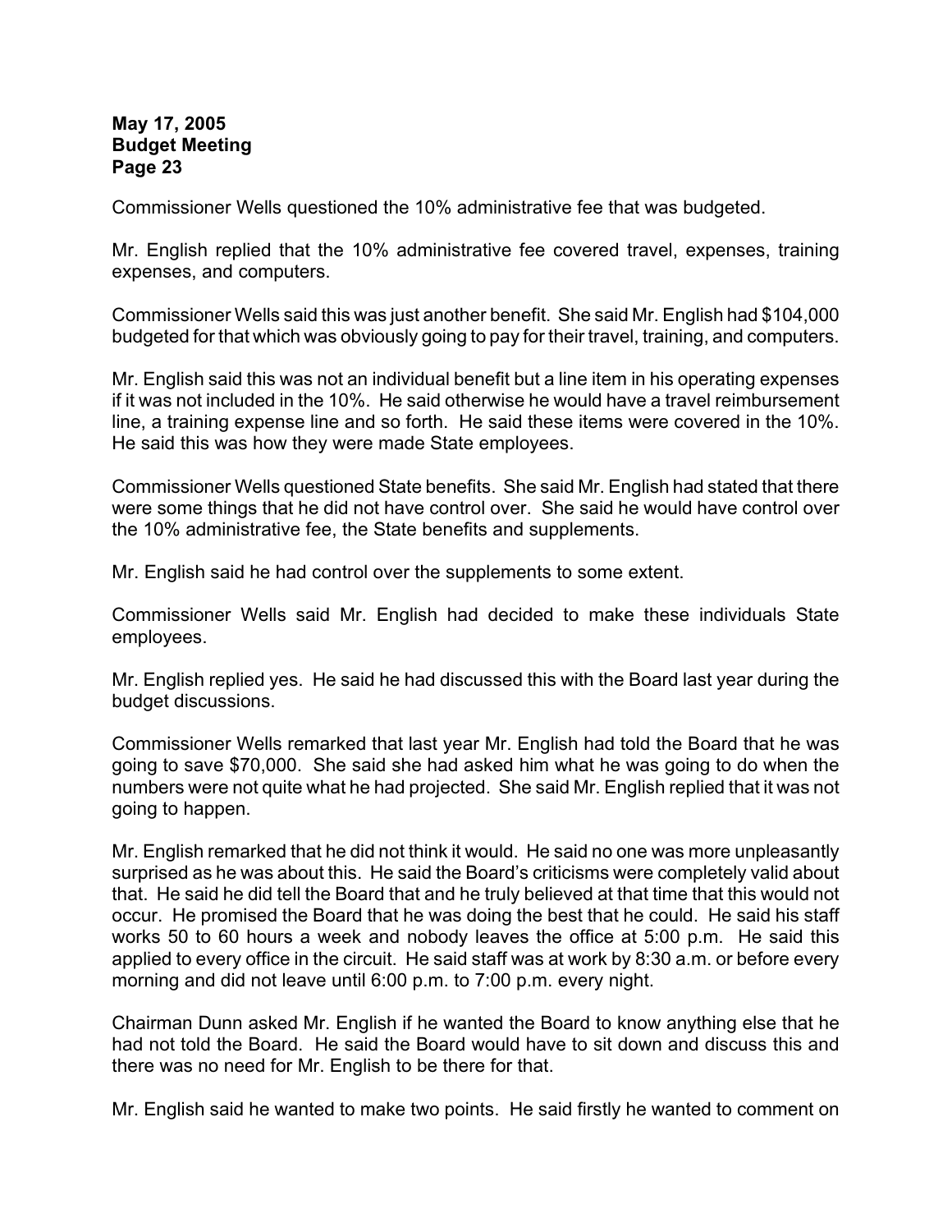Commissioner Wells questioned the 10% administrative fee that was budgeted.

Mr. English replied that the 10% administrative fee covered travel, expenses, training expenses, and computers.

Commissioner Wells said this was just another benefit. She said Mr. English had $104,000 budgeted for that which was obviously going to pay for their travel, training, and computers.

Mr. English said this was not an individual benefit but a line item in his operating expenses if it was not included in the 10%. He said otherwise he would have a travel reimbursement line, a training expense line and so forth. He said these items were covered in the 10%. He said this was how they were made State employees.

Commissioner Wells questioned State benefits. She said Mr. English had stated that there were some things that he did not have control over. She said he would have control over the 10% administrative fee, the State benefits and supplements.

Mr. English said he had control over the supplements to some extent.

Commissioner Wells said Mr. English had decided to make these individuals State employees.

Mr. English replied yes. He said he had discussed this with the Board last year during the budget discussions.

Commissioner Wells remarked that last year Mr. English had told the Board that he was going to save $70,000. She said she had asked him what he was going to do when the numbers were not quite what he had projected. She said Mr. English replied that it was not going to happen.

Mr. English remarked that he did not think it would. He said no one was more unpleasantly surprised as he was about this. He said the Board's criticisms were completely valid about that. He said he did tell the Board that and he truly believed at that time that this would not occur. He promised the Board that he was doing the best that he could. He said his staff works 50 to 60 hours a week and nobody leaves the office at 5:00 p.m. He said this applied to every office in the circuit. He said staff was at work by 8:30 a.m. or before every morning and did not leave until 6:00 p.m. to 7:00 p.m. every night.

Chairman Dunn asked Mr. English if he wanted the Board to know anything else that he had not told the Board. He said the Board would have to sit down and discuss this and there was no need for Mr. English to be there for that.

Mr. English said he wanted to make two points. He said firstly he wanted to comment on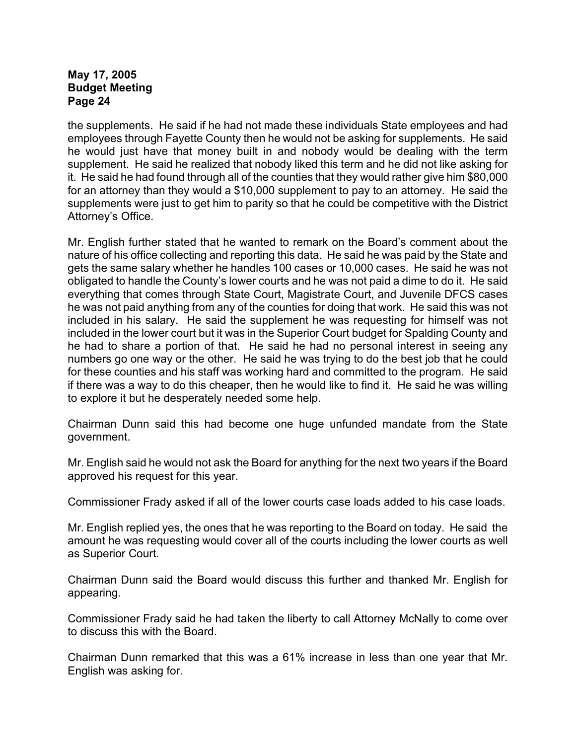the supplements. He said if he had not made these individuals State employees and had employees through Fayette County then he would not be asking for supplements. He said he would just have that money built in and nobody would be dealing with the term supplement. He said he realized that nobody liked this term and he did not like asking for it. He said he had found through all of the counties that they would rather give him $80,000 for an attorney than they would a $10,000 supplement to pay to an attorney. He said the supplements were just to get him to parity so that he could be competitive with the District Attorney's Office.

Mr. English further stated that he wanted to remark on the Board's comment about the nature of his office collecting and reporting this data. He said he was paid by the State and gets the same salary whether he handles 100 cases or 10,000 cases. He said he was not obligated to handle the County's lower courts and he was not paid a dime to do it. He said everything that comes through State Court, Magistrate Court, and Juvenile DFCS cases he was not paid anything from any of the counties for doing that work. He said this was not included in his salary. He said the supplement he was requesting for himself was not included in the lower court but it was in the Superior Court budget for Spalding County and he had to share a portion of that. He said he had no personal interest in seeing any numbers go one way or the other. He said he was trying to do the best job that he could for these counties and his staff was working hard and committed to the program. He said if there was a way to do this cheaper, then he would like to find it. He said he was willing to explore it but he desperately needed some help.

Chairman Dunn said this had become one huge unfunded mandate from the State government.

Mr. English said he would not ask the Board for anything for the next two years if the Board approved his request for this year.

Commissioner Frady asked if all of the lower courts case loads added to his case loads.

Mr. English replied yes, the ones that he was reporting to the Board on today. He said the amount he was requesting would cover all of the courts including the lower courts as well as Superior Court.

Chairman Dunn said the Board would discuss this further and thanked Mr. English for appearing.

Commissioner Frady said he had taken the liberty to call Attorney McNally to come over to discuss this with the Board.

Chairman Dunn remarked that this was a 61% increase in less than one year that Mr. English was asking for.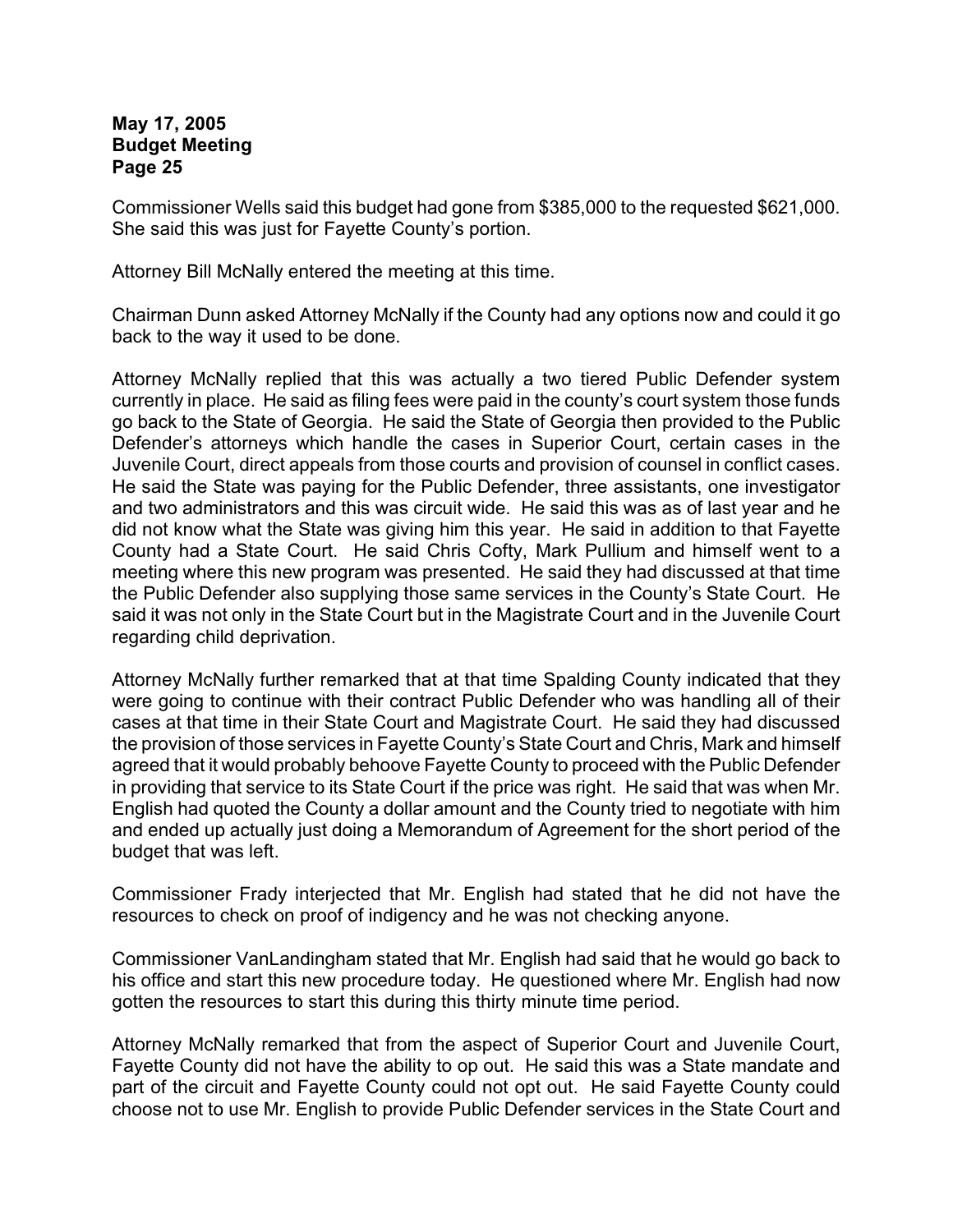Commissioner Wells said this budget had gone from $385,000 to the requested $621,000. She said this was just for Fayette County's portion.

Attorney Bill McNally entered the meeting at this time.

Chairman Dunn asked Attorney McNally if the County had any options now and could it go back to the way it used to be done.

Attorney McNally replied that this was actually a two tiered Public Defender system currently in place. He said as filing fees were paid in the county's court system those funds go back to the State of Georgia. He said the State of Georgia then provided to the Public Defender's attorneys which handle the cases in Superior Court, certain cases in the Juvenile Court, direct appeals from those courts and provision of counsel in conflict cases. He said the State was paying for the Public Defender, three assistants, one investigator and two administrators and this was circuit wide. He said this was as of last year and he did not know what the State was giving him this year. He said in addition to that Fayette County had a State Court. He said Chris Cofty, Mark Pullium and himself went to a meeting where this new program was presented. He said they had discussed at that time the Public Defender also supplying those same services in the County's State Court. He said it was not only in the State Court but in the Magistrate Court and in the Juvenile Court regarding child deprivation.

Attorney McNally further remarked that at that time Spalding County indicated that they were going to continue with their contract Public Defender who was handling all of their cases at that time in their State Court and Magistrate Court. He said they had discussed the provision of those services in Fayette County's State Court and Chris, Mark and himself agreed that it would probably behoove Fayette County to proceed with the Public Defender in providing that service to its State Court if the price was right. He said that was when Mr. English had quoted the County a dollar amount and the County tried to negotiate with him and ended up actually just doing a Memorandum of Agreement for the short period of the budget that was left.

Commissioner Frady interjected that Mr. English had stated that he did not have the resources to check on proof of indigency and he was not checking anyone.

Commissioner VanLandingham stated that Mr. English had said that he would go back to his office and start this new procedure today. He questioned where Mr. English had now gotten the resources to start this during this thirty minute time period.

Attorney McNally remarked that from the aspect of Superior Court and Juvenile Court, Fayette County did not have the ability to op out. He said this was a State mandate and part of the circuit and Fayette County could not opt out. He said Fayette County could choose not to use Mr. English to provide Public Defender services in the State Court and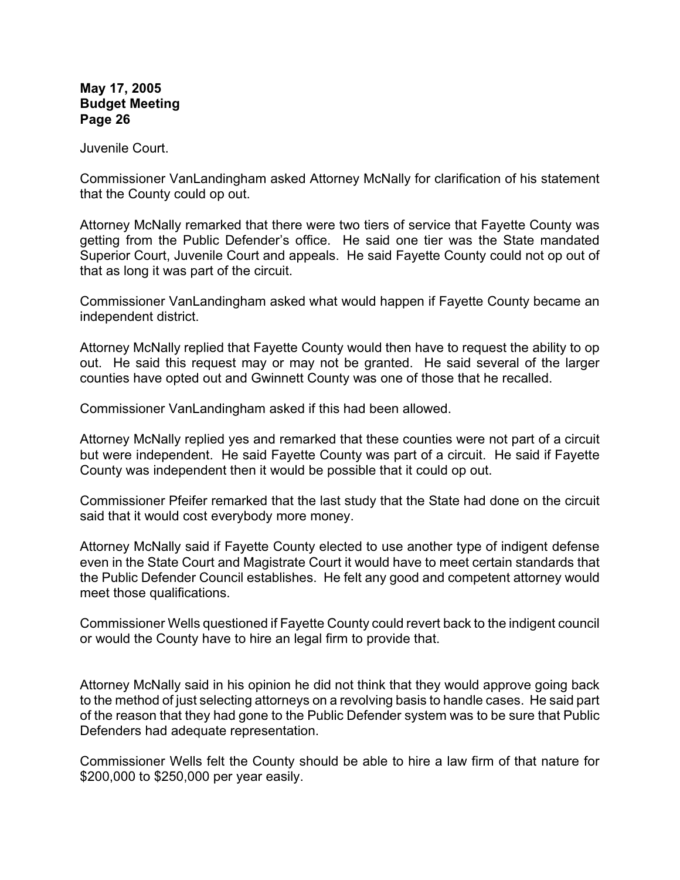Juvenile Court.

Commissioner VanLandingham asked Attorney McNally for clarification of his statement that the County could op out.

Attorney McNally remarked that there were two tiers of service that Fayette County was getting from the Public Defender's office. He said one tier was the State mandated Superior Court, Juvenile Court and appeals. He said Fayette County could not op out of that as long it was part of the circuit.

Commissioner VanLandingham asked what would happen if Fayette County became an independent district.

Attorney McNally replied that Fayette County would then have to request the ability to op out. He said this request may or may not be granted. He said several of the larger counties have opted out and Gwinnett County was one of those that he recalled.

Commissioner VanLandingham asked if this had been allowed.

Attorney McNally replied yes and remarked that these counties were not part of a circuit but were independent. He said Fayette County was part of a circuit. He said if Fayette County was independent then it would be possible that it could op out.

Commissioner Pfeifer remarked that the last study that the State had done on the circuit said that it would cost everybody more money.

Attorney McNally said if Fayette County elected to use another type of indigent defense even in the State Court and Magistrate Court it would have to meet certain standards that the Public Defender Council establishes. He felt any good and competent attorney would meet those qualifications.

Commissioner Wells questioned if Fayette County could revert back to the indigent council or would the County have to hire an legal firm to provide that.

Attorney McNally said in his opinion he did not think that they would approve going back to the method of just selecting attorneys on a revolving basis to handle cases. He said part of the reason that they had gone to the Public Defender system was to be sure that Public Defenders had adequate representation.

Commissioner Wells felt the County should be able to hire a law firm of that nature for $200,000 to $250,000 per year easily.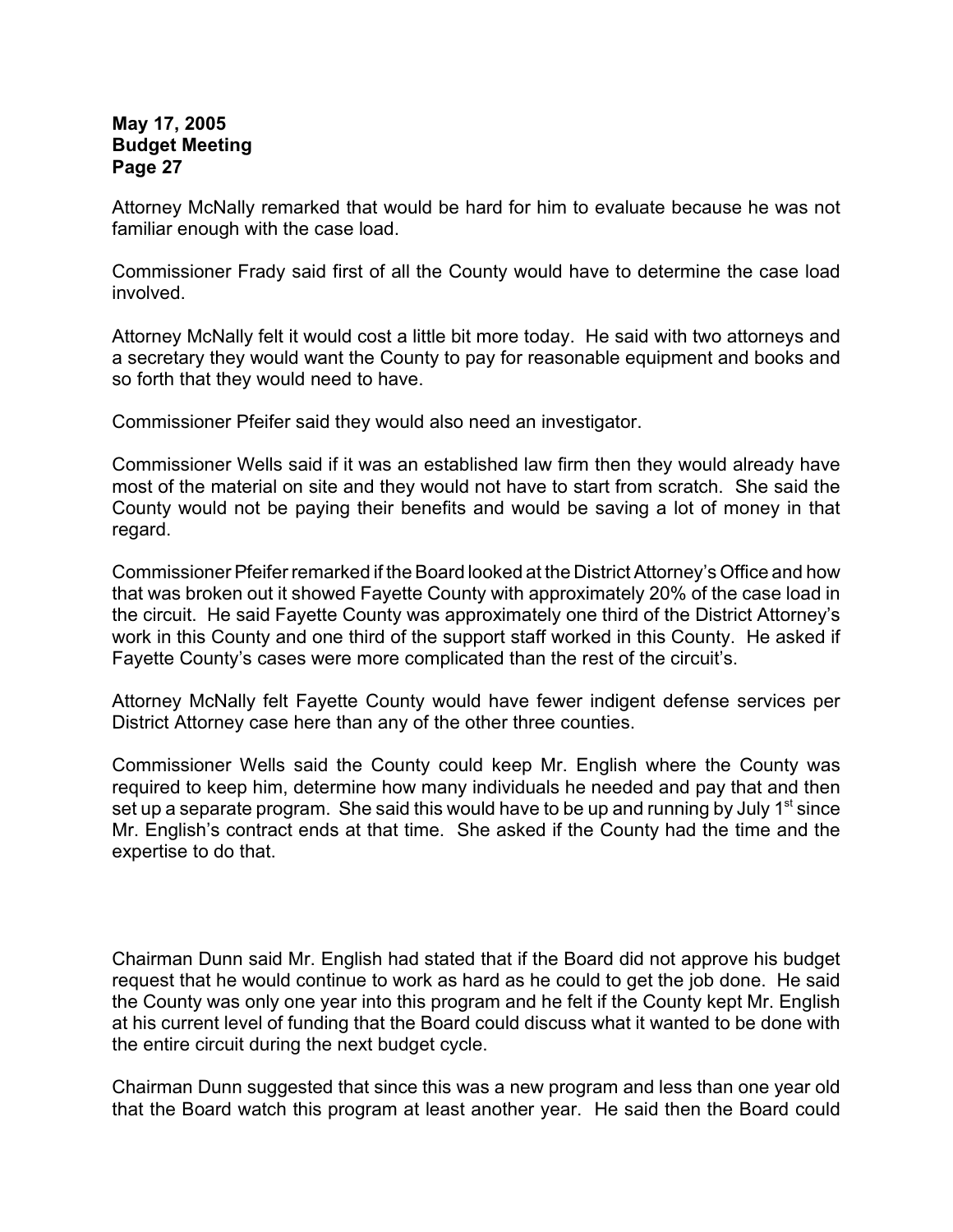Attorney McNally remarked that would be hard for him to evaluate because he was not familiar enough with the case load.

Commissioner Frady said first of all the County would have to determine the case load involved.

Attorney McNally felt it would cost a little bit more today. He said with two attorneys and a secretary they would want the County to pay for reasonable equipment and books and so forth that they would need to have.

Commissioner Pfeifer said they would also need an investigator.

Commissioner Wells said if it was an established law firm then they would already have most of the material on site and they would not have to start from scratch. She said the County would not be paying their benefits and would be saving a lot of money in that regard.

Commissioner Pfeifer remarked if the Board looked at the District Attorney's Office and how that was broken out it showed Fayette County with approximately 20% of the case load in the circuit. He said Fayette County was approximately one third of the District Attorney's work in this County and one third of the support staff worked in this County. He asked if Fayette County's cases were more complicated than the rest of the circuit's.

Attorney McNally felt Fayette County would have fewer indigent defense services per District Attorney case here than any of the other three counties.

Commissioner Wells said the County could keep Mr. English where the County was required to keep him, determine how many individuals he needed and pay that and then set up a separate program. She said this would have to be up and running by July 1st since Mr. English's contract ends at that time. She asked if the County had the time and the expertise to do that.

Chairman Dunn said Mr. English had stated that if the Board did not approve his budget request that he would continue to work as hard as he could to get the job done. He said the County was only one year into this program and he felt if the County kept Mr. English at his current level of funding that the Board could discuss what it wanted to be done with the entire circuit during the next budget cycle.

Chairman Dunn suggested that since this was a new program and less than one year old that the Board watch this program at least another year. He said then the Board could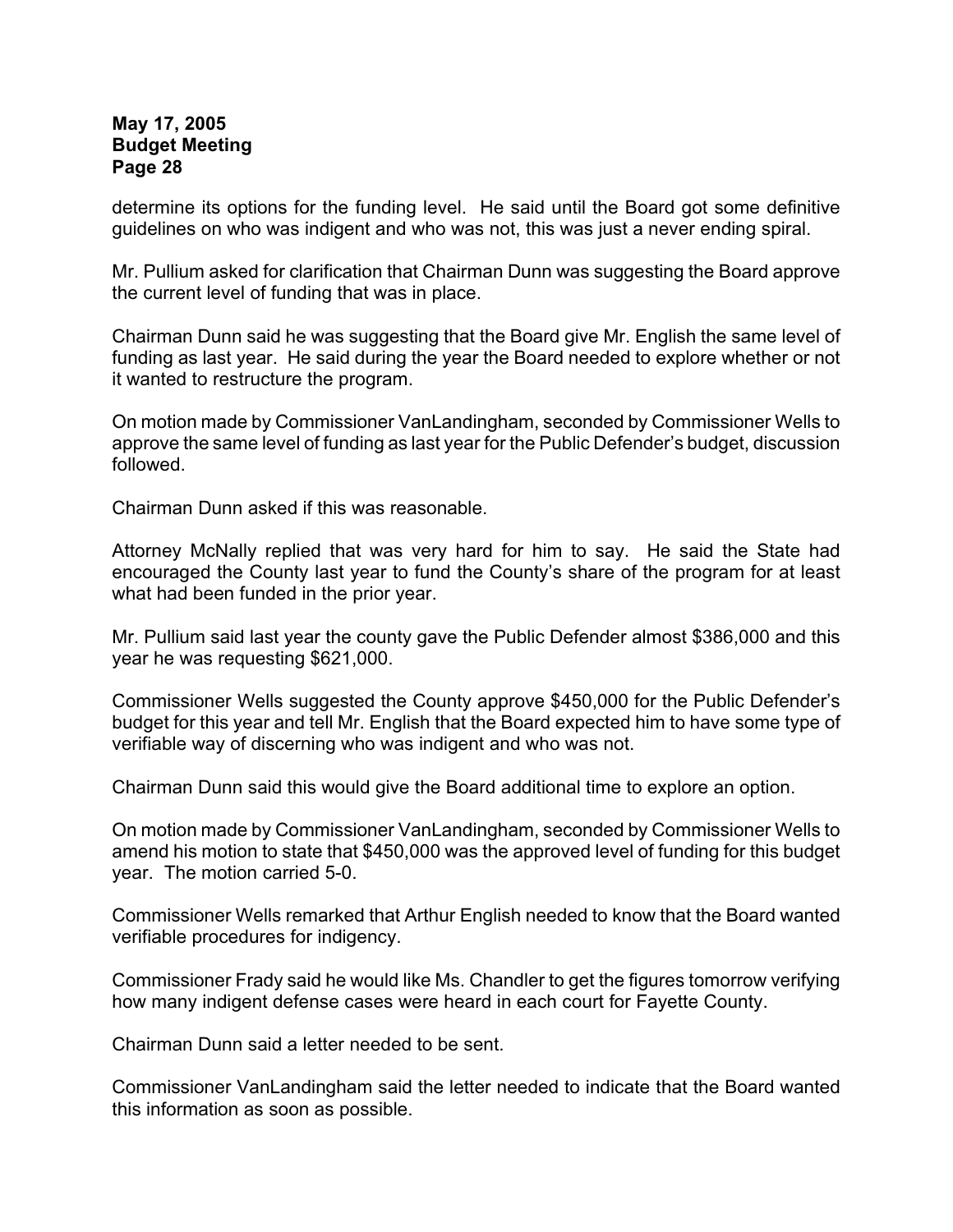determine its options for the funding level. He said until the Board got some definitive guidelines on who was indigent and who was not, this was just a never ending spiral.

Mr. Pullium asked for clarification that Chairman Dunn was suggesting the Board approve the current level of funding that was in place.

Chairman Dunn said he was suggesting that the Board give Mr. English the same level of funding as last year. He said during the year the Board needed to explore whether or not it wanted to restructure the program.

On motion made by Commissioner VanLandingham, seconded by Commissioner Wells to approve the same level of funding as last year for the Public Defender's budget, discussion followed.

Chairman Dunn asked if this was reasonable.

Attorney McNally replied that was very hard for him to say. He said the State had encouraged the County last year to fund the County's share of the program for at least what had been funded in the prior year.

Mr. Pullium said last year the county gave the Public Defender almost $386,000 and this year he was requesting $621,000.

Commissioner Wells suggested the County approve $450,000 for the Public Defender's budget for this year and tell Mr. English that the Board expected him to have some type of verifiable way of discerning who was indigent and who was not.

Chairman Dunn said this would give the Board additional time to explore an option.

On motion made by Commissioner VanLandingham, seconded by Commissioner Wells to amend his motion to state that $450,000 was the approved level of funding for this budget year. The motion carried 5-0.

Commissioner Wells remarked that Arthur English needed to know that the Board wanted verifiable procedures for indigency.

Commissioner Frady said he would like Ms. Chandler to get the figures tomorrow verifying how many indigent defense cases were heard in each court for Fayette County.

Chairman Dunn said a letter needed to be sent.

Commissioner VanLandingham said the letter needed to indicate that the Board wanted this information as soon as possible.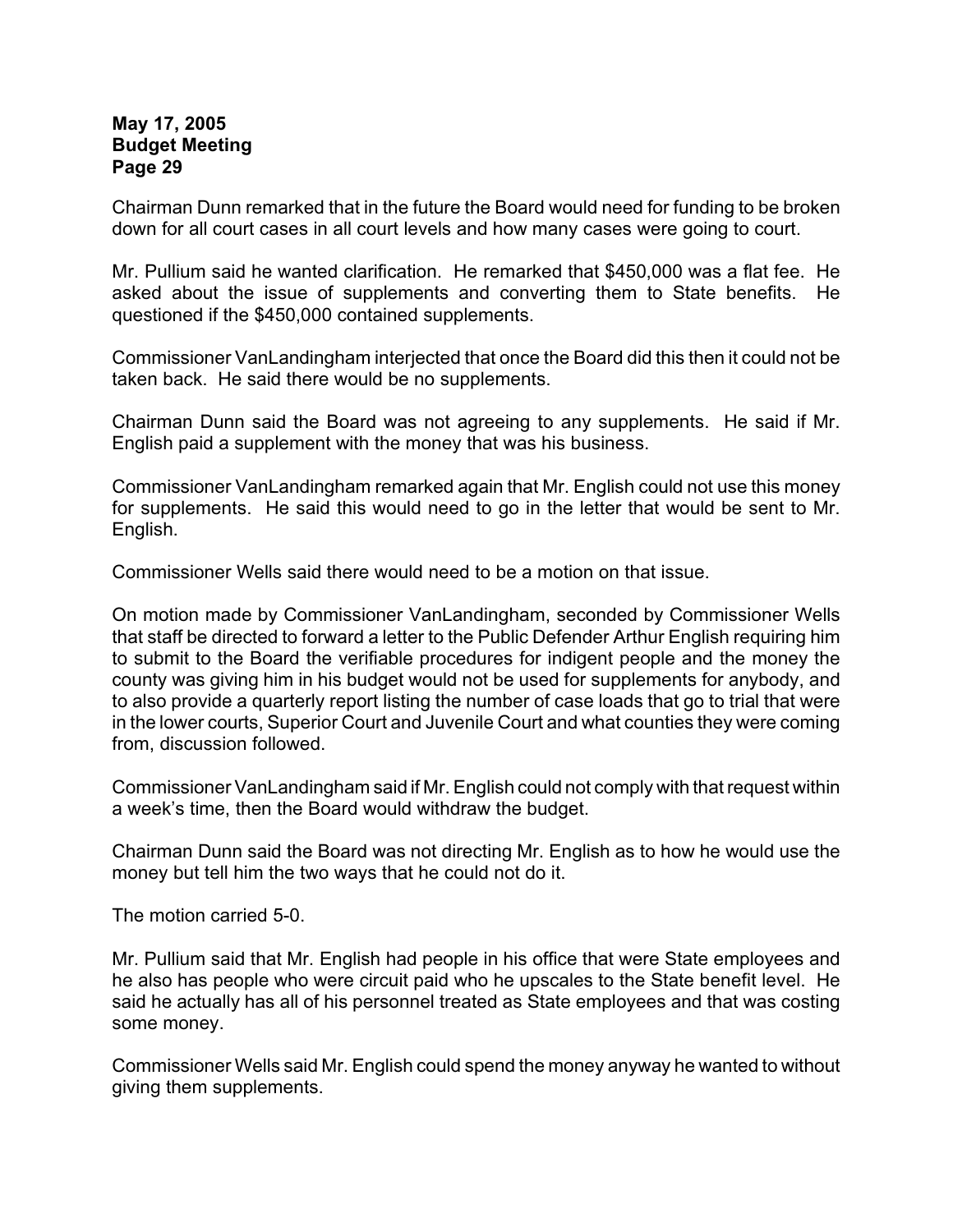Chairman Dunn remarked that in the future the Board would need for funding to be broken down for all court cases in all court levels and how many cases were going to court.

Mr. Pullium said he wanted clarification. He remarked that $450,000 was a flat fee. He asked about the issue of supplements and converting them to State benefits. He questioned if the $450,000 contained supplements.

Commissioner VanLandingham interjected that once the Board did this then it could not be taken back. He said there would be no supplements.

Chairman Dunn said the Board was not agreeing to any supplements. He said if Mr. English paid a supplement with the money that was his business.

Commissioner VanLandingham remarked again that Mr. English could not use this money for supplements. He said this would need to go in the letter that would be sent to Mr. English.

Commissioner Wells said there would need to be a motion on that issue.

On motion made by Commissioner VanLandingham, seconded by Commissioner Wells that staff be directed to forward a letter to the Public Defender Arthur English requiring him to submit to the Board the verifiable procedures for indigent people and the money the county was giving him in his budget would not be used for supplements for anybody, and to also provide a quarterly report listing the number of case loads that go to trial that were in the lower courts, Superior Court and Juvenile Court and what counties they were coming from, discussion followed.

Commissioner VanLandingham said if Mr. English could not comply with that request within a week's time, then the Board would withdraw the budget.

Chairman Dunn said the Board was not directing Mr. English as to how he would use the money but tell him the two ways that he could not do it.

The motion carried 5-0.

Mr. Pullium said that Mr. English had people in his office that were State employees and he also has people who were circuit paid who he upscales to the State benefit level. He said he actually has all of his personnel treated as State employees and that was costing some money.

Commissioner Wells said Mr. English could spend the money anyway he wanted to without giving them supplements.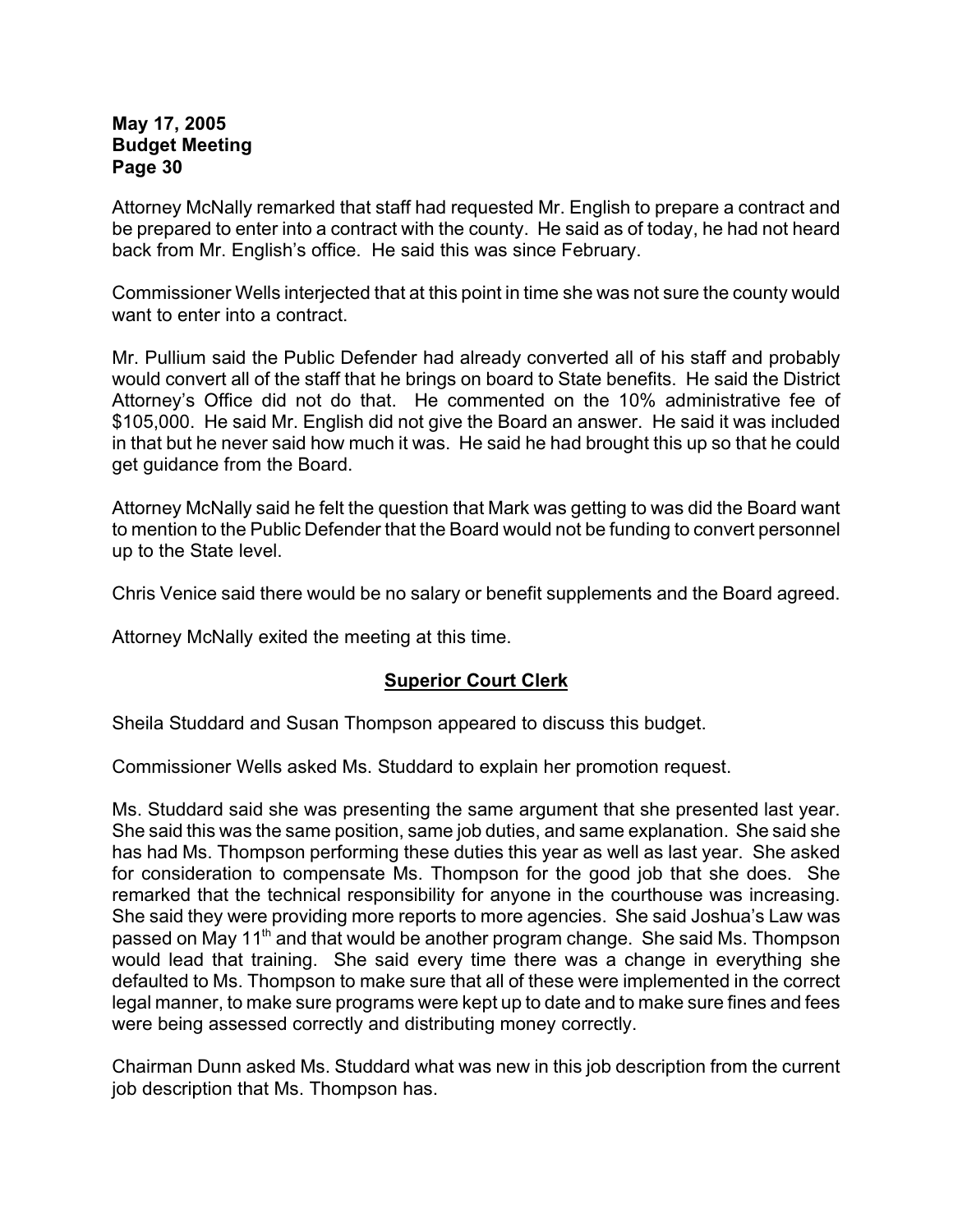Attorney McNally remarked that staff had requested Mr. English to prepare a contract and be prepared to enter into a contract with the county. He said as of today, he had not heard back from Mr. English's office. He said this was since February.

Commissioner Wells interjected that at this point in time she was not sure the county would want to enter into a contract.

Mr. Pullium said the Public Defender had already converted all of his staff and probably would convert all of the staff that he brings on board to State benefits. He said the District Attorney's Office did not do that. He commented on the 10% administrative fee of $105,000. He said Mr. English did not give the Board an answer. He said it was included in that but he never said how much it was. He said he had brought this up so that he could get guidance from the Board.

Attorney McNally said he felt the question that Mark was getting to was did the Board want to mention to the Public Defender that the Board would not be funding to convert personnel up to the State level.

Chris Venice said there would be no salary or benefit supplements and the Board agreed.

Attorney McNally exited the meeting at this time.

## Superior Court Clerk

Sheila Studdard and Susan Thompson appeared to discuss this budget.

Commissioner Wells asked Ms. Studdard to explain her promotion request.

Ms. Studdard said she was presenting the same argument that she presented last year. She said this was the same position, same job duties, and same explanation. She said she has had Ms. Thompson performing these duties this year as well as last year. She asked for consideration to compensate Ms. Thompson for the good job that she does. She remarked that the technical responsibility for anyone in the courthouse was increasing. She said they were providing more reports to more agencies. She said Joshua's Law was passed on May 11th and that would be another program change. She said Ms. Thompson would lead that training. She said every time there was a change in everything she defaulted to Ms. Thompson to make sure that all of these were implemented in the correct legal manner, to make sure programs were kept up to date and to make sure fines and fees were being assessed correctly and distributing money correctly.

Chairman Dunn asked Ms. Studdard what was new in this job description from the current job description that Ms. Thompson has.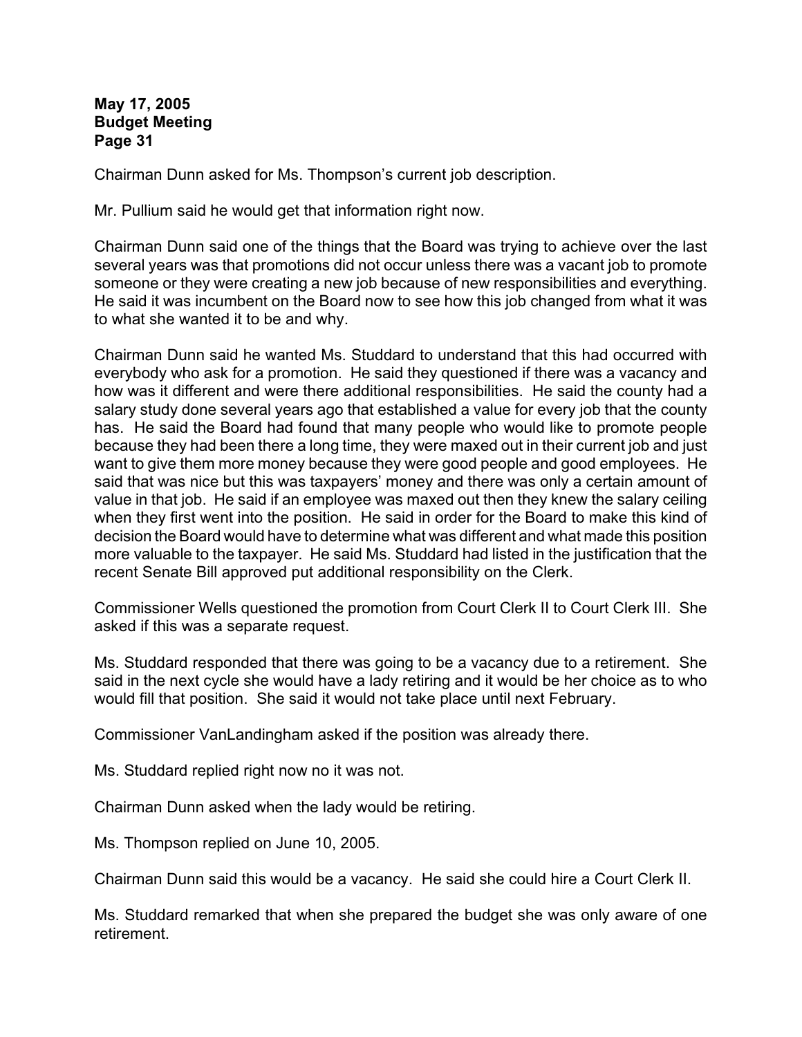Chairman Dunn asked for Ms. Thompson's current job description.

Mr. Pullium said he would get that information right now.

Chairman Dunn said one of the things that the Board was trying to achieve over the last several years was that promotions did not occur unless there was a vacant job to promote someone or they were creating a new job because of new responsibilities and everything. He said it was incumbent on the Board now to see how this job changed from what it was to what she wanted it to be and why.

Chairman Dunn said he wanted Ms. Studdard to understand that this had occurred with everybody who ask for a promotion. He said they questioned if there was a vacancy and how was it different and were there additional responsibilities. He said the county had a salary study done several years ago that established a value for every job that the county has. He said the Board had found that many people who would like to promote people because they had been there a long time, they were maxed out in their current job and just want to give them more money because they were good people and good employees. He said that was nice but this was taxpayers' money and there was only a certain amount of value in that job. He said if an employee was maxed out then they knew the salary ceiling when they first went into the position. He said in order for the Board to make this kind of decision the Board would have to determine what was different and what made this position more valuable to the taxpayer. He said Ms. Studdard had listed in the justification that the recent Senate Bill approved put additional responsibility on the Clerk.

Commissioner Wells questioned the promotion from Court Clerk II to Court Clerk III. She asked if this was a separate request.

Ms. Studdard responded that there was going to be a vacancy due to a retirement. She said in the next cycle she would have a lady retiring and it would be her choice as to who would fill that position. She said it would not take place until next February.

Commissioner VanLandingham asked if the position was already there.

Ms. Studdard replied right now no it was not.

Chairman Dunn asked when the lady would be retiring.

Ms. Thompson replied on June 10, 2005.

Chairman Dunn said this would be a vacancy. He said she could hire a Court Clerk II.

Ms. Studdard remarked that when she prepared the budget she was only aware of one retirement.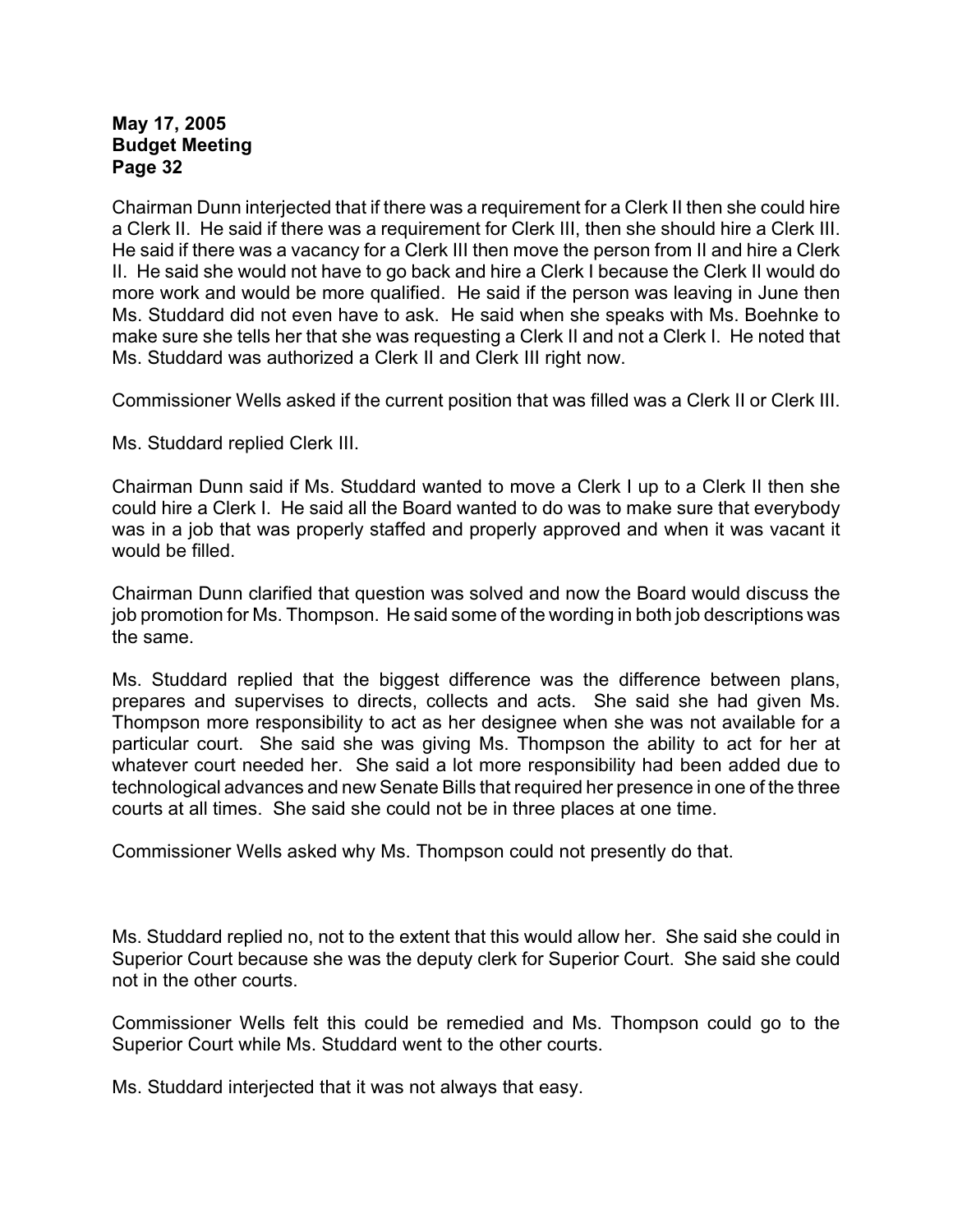Chairman Dunn interjected that if there was a requirement for a Clerk II then she could hire a Clerk II. He said if there was a requirement for Clerk III, then she should hire a Clerk III. He said if there was a vacancy for a Clerk III then move the person from II and hire a Clerk II. He said she would not have to go back and hire a Clerk I because the Clerk II would do more work and would be more qualified. He said if the person was leaving in June then Ms. Studdard did not even have to ask. He said when she speaks with Ms. Boehnke to make sure she tells her that she was requesting a Clerk II and not a Clerk I. He noted that Ms. Studdard was authorized a Clerk II and Clerk III right now.

Commissioner Wells asked if the current position that was filled was a Clerk II or Clerk III.

Ms. Studdard replied Clerk III.

Chairman Dunn said if Ms. Studdard wanted to move a Clerk I up to a Clerk II then she could hire a Clerk I. He said all the Board wanted to do was to make sure that everybody was in a job that was properly staffed and properly approved and when it was vacant it would be filled.

Chairman Dunn clarified that question was solved and now the Board would discuss the job promotion for Ms. Thompson. He said some of the wording in both job descriptions was the same.

Ms. Studdard replied that the biggest difference was the difference between plans, prepares and supervises to directs, collects and acts. She said she had given Ms. Thompson more responsibility to act as her designee when she was not available for a particular court. She said she was giving Ms. Thompson the ability to act for her at whatever court needed her. She said a lot more responsibility had been added due to technological advances and new Senate Bills that required her presence in one of the three courts at all times. She said she could not be in three places at one time.

Commissioner Wells asked why Ms. Thompson could not presently do that.

Ms. Studdard replied no, not to the extent that this would allow her. She said she could in Superior Court because she was the deputy clerk for Superior Court. She said she could not in the other courts.

Commissioner Wells felt this could be remedied and Ms. Thompson could go to the Superior Court while Ms. Studdard went to the other courts.

Ms. Studdard interjected that it was not always that easy.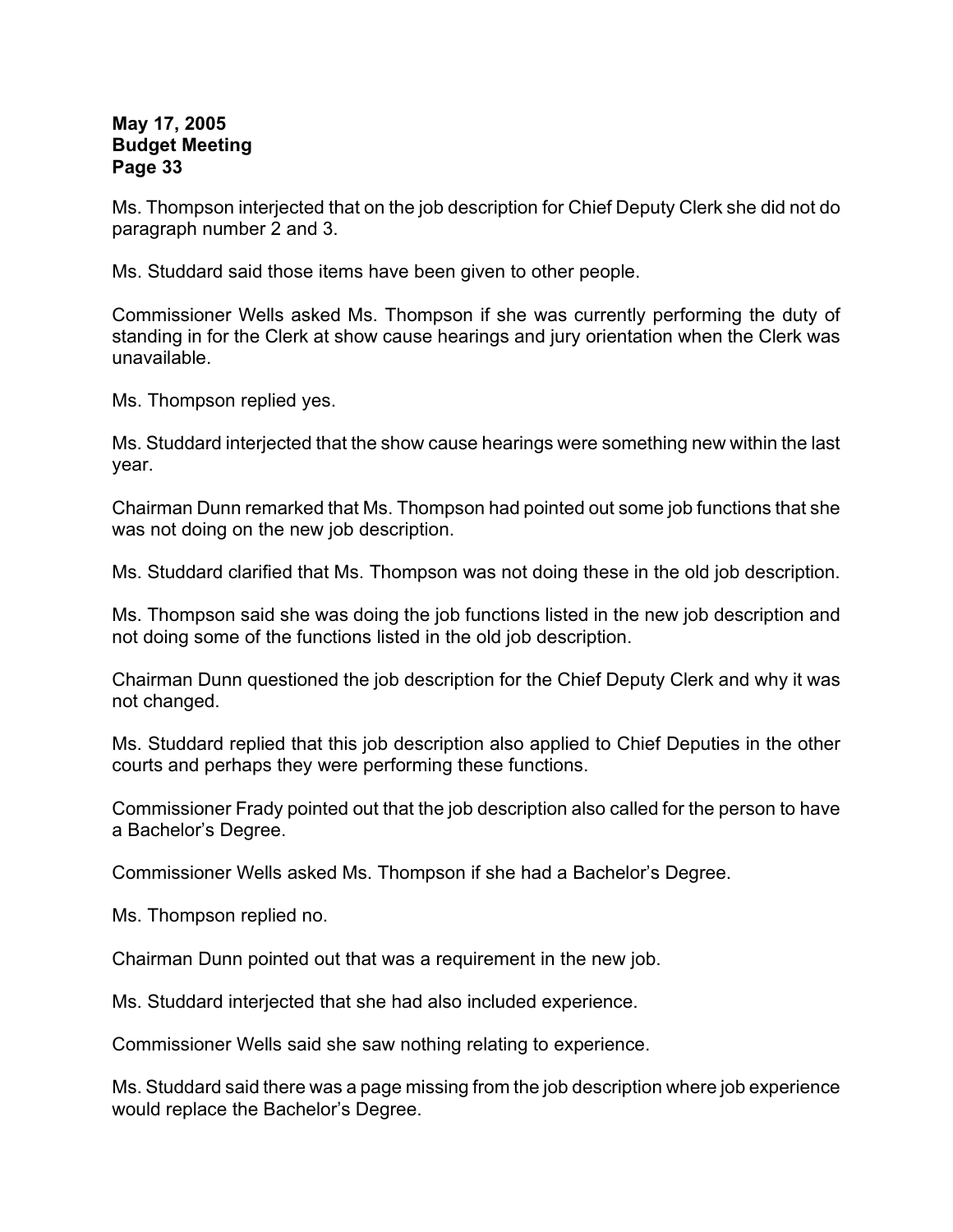Ms. Thompson interjected that on the job description for Chief Deputy Clerk she did not do paragraph number 2 and 3.

Ms. Studdard said those items have been given to other people.

Commissioner Wells asked Ms. Thompson if she was currently performing the duty of standing in for the Clerk at show cause hearings and jury orientation when the Clerk was unavailable.

Ms. Thompson replied yes.

Ms. Studdard interjected that the show cause hearings were something new within the last year.

Chairman Dunn remarked that Ms. Thompson had pointed out some job functions that she was not doing on the new job description.

Ms. Studdard clarified that Ms. Thompson was not doing these in the old job description.

Ms. Thompson said she was doing the job functions listed in the new job description and not doing some of the functions listed in the old job description.

Chairman Dunn questioned the job description for the Chief Deputy Clerk and why it was not changed.

Ms. Studdard replied that this job description also applied to Chief Deputies in the other courts and perhaps they were performing these functions.

Commissioner Frady pointed out that the job description also called for the person to have a Bachelor's Degree.

Commissioner Wells asked Ms. Thompson if she had a Bachelor's Degree.

Ms. Thompson replied no.

Chairman Dunn pointed out that was a requirement in the new job.

Ms. Studdard interjected that she had also included experience.

Commissioner Wells said she saw nothing relating to experience.

Ms. Studdard said there was a page missing from the job description where job experience would replace the Bachelor's Degree.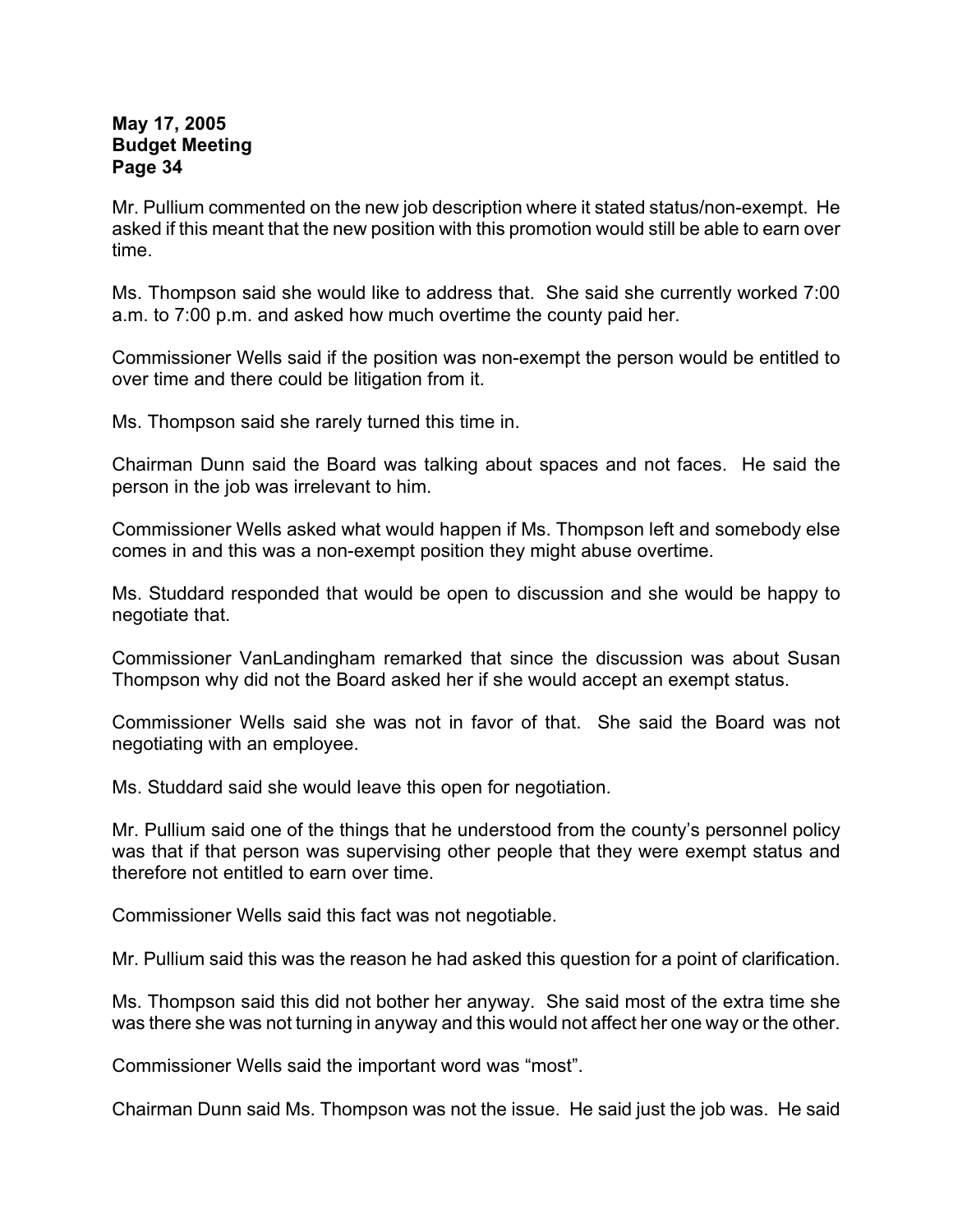Mr. Pullium commented on the new job description where it stated status/non-exempt. He asked if this meant that the new position with this promotion would still be able to earn over time.

Ms. Thompson said she would like to address that. She said she currently worked 7:00 a.m. to 7:00 p.m. and asked how much overtime the county paid her.

Commissioner Wells said if the position was non-exempt the person would be entitled to over time and there could be litigation from it.

Ms. Thompson said she rarely turned this time in.

Chairman Dunn said the Board was talking about spaces and not faces. He said the person in the job was irrelevant to him.

Commissioner Wells asked what would happen if Ms. Thompson left and somebody else comes in and this was a non-exempt position they might abuse overtime.

Ms. Studdard responded that would be open to discussion and she would be happy to negotiate that.

Commissioner VanLandingham remarked that since the discussion was about Susan Thompson why did not the Board asked her if she would accept an exempt status.

Commissioner Wells said she was not in favor of that. She said the Board was not negotiating with an employee.

Ms. Studdard said she would leave this open for negotiation.

Mr. Pullium said one of the things that he understood from the county's personnel policy was that if that person was supervising other people that they were exempt status and therefore not entitled to earn over time.

Commissioner Wells said this fact was not negotiable.

Mr. Pullium said this was the reason he had asked this question for a point of clarification.

Ms. Thompson said this did not bother her anyway. She said most of the extra time she was there she was not turning in anyway and this would not affect her one way or the other.

Commissioner Wells said the important word was "most".

Chairman Dunn said Ms. Thompson was not the issue. He said just the job was. He said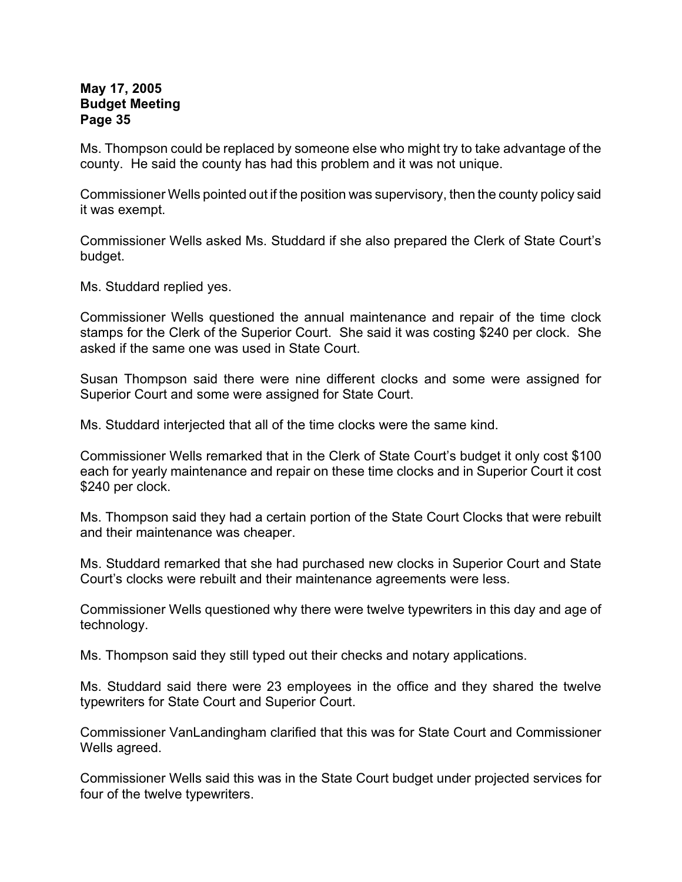Ms. Thompson could be replaced by someone else who might try to take advantage of the county. He said the county has had this problem and it was not unique.

Commissioner Wells pointed out if the position was supervisory, then the county policy said it was exempt.

Commissioner Wells asked Ms. Studdard if she also prepared the Clerk of State Court's budget.

Ms. Studdard replied yes.

Commissioner Wells questioned the annual maintenance and repair of the time clock stamps for the Clerk of the Superior Court. She said it was costing $240 per clock. She asked if the same one was used in State Court.

Susan Thompson said there were nine different clocks and some were assigned for Superior Court and some were assigned for State Court.

Ms. Studdard interjected that all of the time clocks were the same kind.

Commissioner Wells remarked that in the Clerk of State Court's budget it only cost $100 each for yearly maintenance and repair on these time clocks and in Superior Court it cost $240 per clock.

Ms. Thompson said they had a certain portion of the State Court Clocks that were rebuilt and their maintenance was cheaper.

Ms. Studdard remarked that she had purchased new clocks in Superior Court and State Court's clocks were rebuilt and their maintenance agreements were less.

Commissioner Wells questioned why there were twelve typewriters in this day and age of technology.

Ms. Thompson said they still typed out their checks and notary applications.

Ms. Studdard said there were 23 employees in the office and they shared the twelve typewriters for State Court and Superior Court.

Commissioner VanLandingham clarified that this was for State Court and Commissioner Wells agreed.

Commissioner Wells said this was in the State Court budget under projected services for four of the twelve typewriters.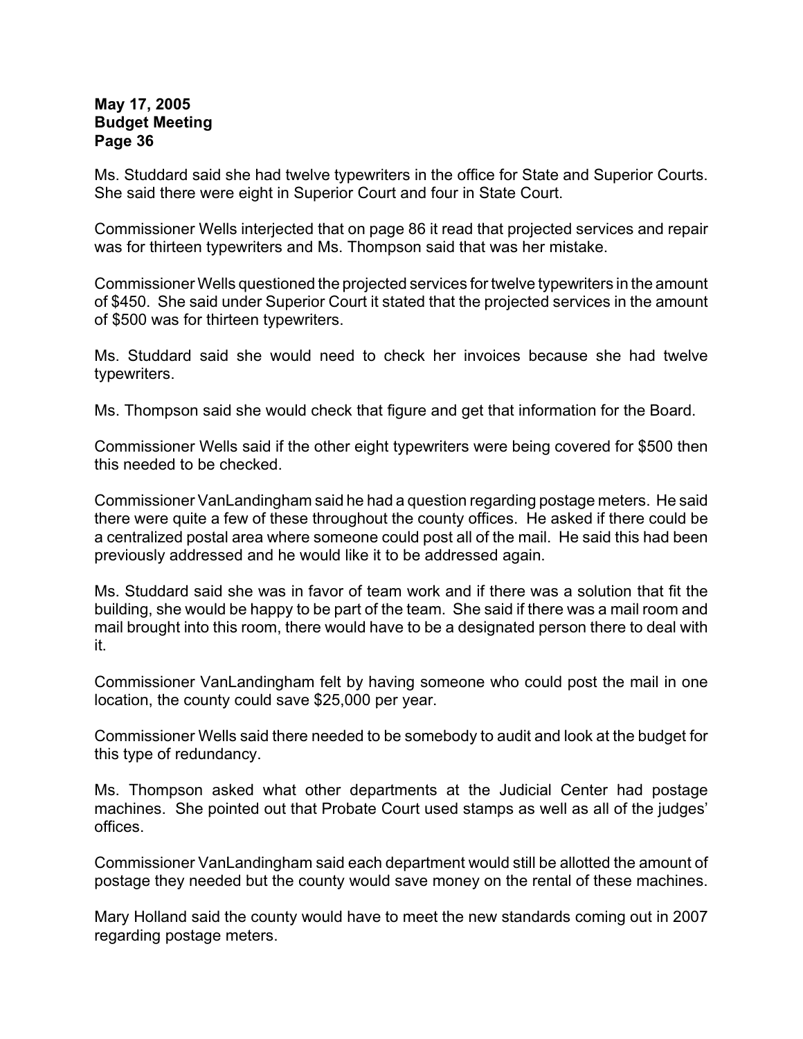Ms. Studdard said she had twelve typewriters in the office for State and Superior Courts. She said there were eight in Superior Court and four in State Court.

Commissioner Wells interjected that on page 86 it read that projected services and repair was for thirteen typewriters and Ms. Thompson said that was her mistake.

Commissioner Wells questioned the projected services for twelve typewriters in the amount of $450. She said under Superior Court it stated that the projected services in the amount of $500 was for thirteen typewriters.

Ms. Studdard said she would need to check her invoices because she had twelve typewriters.

Ms. Thompson said she would check that figure and get that information for the Board.

Commissioner Wells said if the other eight typewriters were being covered for $500 then this needed to be checked.

Commissioner VanLandingham said he had a question regarding postage meters. He said there were quite a few of these throughout the county offices. He asked if there could be a centralized postal area where someone could post all of the mail. He said this had been previously addressed and he would like it to be addressed again.

Ms. Studdard said she was in favor of team work and if there was a solution that fit the building, she would be happy to be part of the team. She said if there was a mail room and mail brought into this room, there would have to be a designated person there to deal with it.

Commissioner VanLandingham felt by having someone who could post the mail in one location, the county could save $25,000 per year.

Commissioner Wells said there needed to be somebody to audit and look at the budget for this type of redundancy.

Ms. Thompson asked what other departments at the Judicial Center had postage machines. She pointed out that Probate Court used stamps as well as all of the judges' offices.

Commissioner VanLandingham said each department would still be allotted the amount of postage they needed but the county would save money on the rental of these machines.

Mary Holland said the county would have to meet the new standards coming out in 2007 regarding postage meters.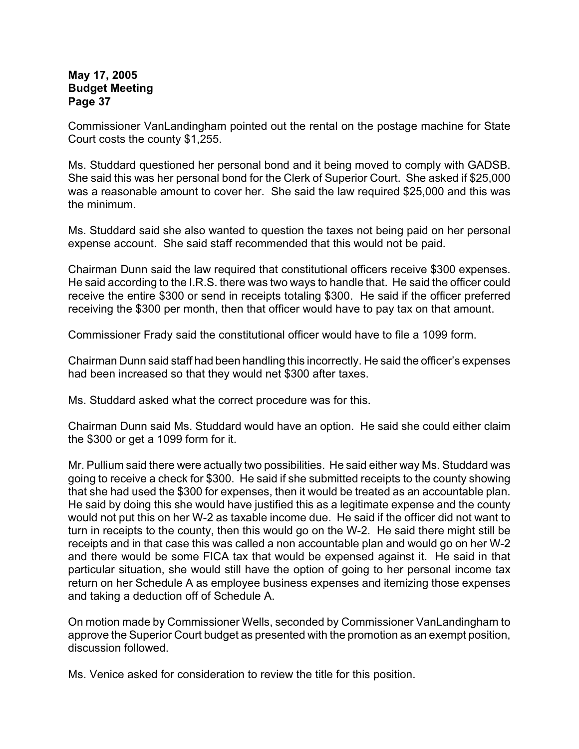Commissioner VanLandingham pointed out the rental on the postage machine for State Court costs the county $1,255.

Ms. Studdard questioned her personal bond and it being moved to comply with GADSB. She said this was her personal bond for the Clerk of Superior Court. She asked if $25,000 was a reasonable amount to cover her. She said the law required $25,000 and this was the minimum.

Ms. Studdard said she also wanted to question the taxes not being paid on her personal expense account. She said staff recommended that this would not be paid.

Chairman Dunn said the law required that constitutional officers receive $300 expenses. He said according to the I.R.S. there was two ways to handle that. He said the officer could receive the entire $300 or send in receipts totaling $300. He said if the officer preferred receiving the $300 per month, then that officer would have to pay tax on that amount.

Commissioner Frady said the constitutional officer would have to file a 1099 form.

Chairman Dunn said staff had been handling this incorrectly. He said the officer's expenses had been increased so that they would net $300 after taxes.

Ms. Studdard asked what the correct procedure was for this.

Chairman Dunn said Ms. Studdard would have an option. He said she could either claim the $300 or get a 1099 form for it.

Mr. Pullium said there were actually two possibilities. He said either way Ms. Studdard was going to receive a check for $300. He said if she submitted receipts to the county showing that she had used the $300 for expenses, then it would be treated as an accountable plan. He said by doing this she would have justified this as a legitimate expense and the county would not put this on her W-2 as taxable income due. He said if the officer did not want to turn in receipts to the county, then this would go on the W-2. He said there might still be receipts and in that case this was called a non accountable plan and would go on her W-2 and there would be some FICA tax that would be expensed against it. He said in that particular situation, she would still have the option of going to her personal income tax return on her Schedule A as employee business expenses and itemizing those expenses and taking a deduction off of Schedule A.

On motion made by Commissioner Wells, seconded by Commissioner VanLandingham to approve the Superior Court budget as presented with the promotion as an exempt position, discussion followed.

Ms. Venice asked for consideration to review the title for this position.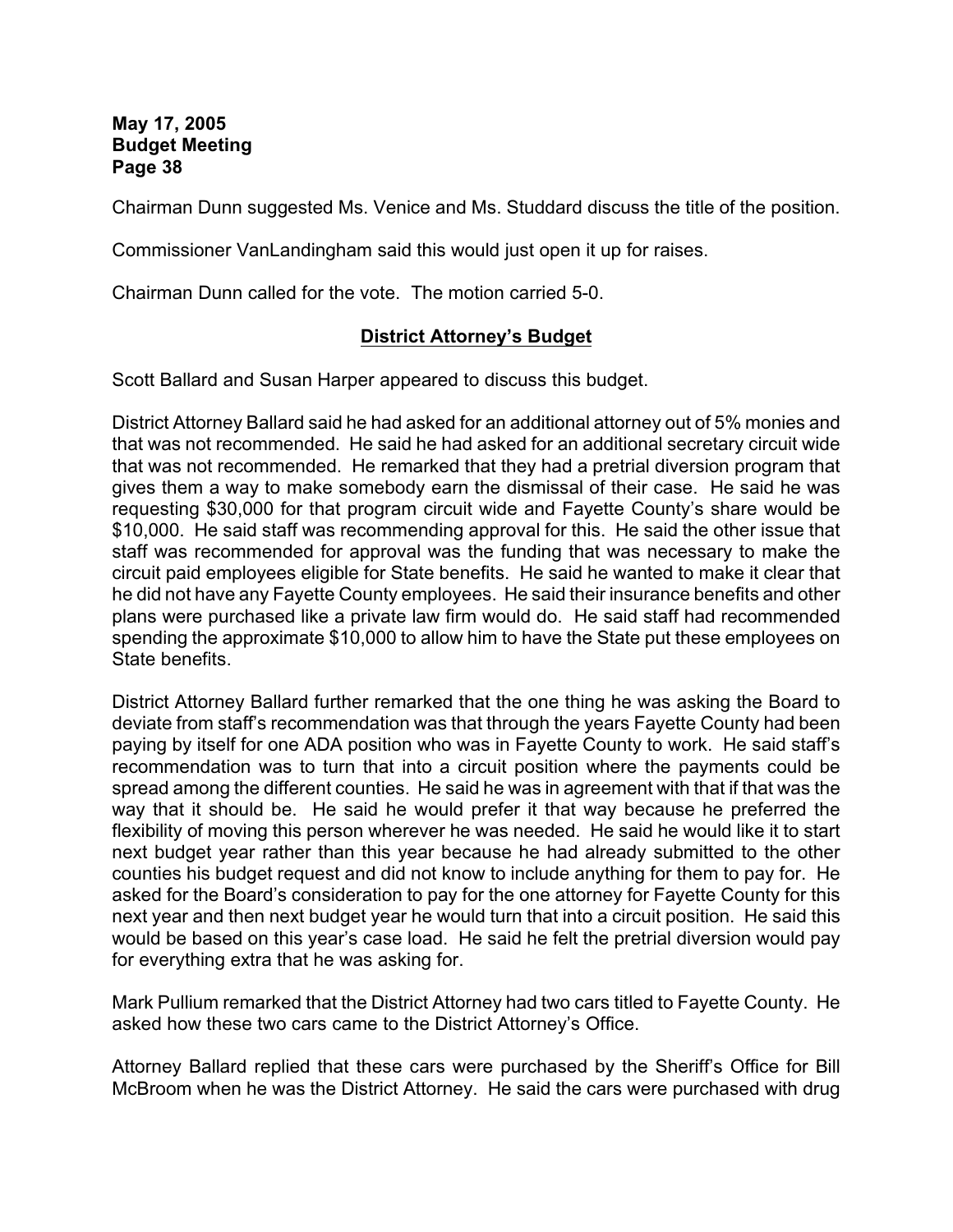Chairman Dunn suggested Ms. Venice and Ms. Studdard discuss the title of the position.

Commissioner VanLandingham said this would just open it up for raises.

Chairman Dunn called for the vote. The motion carried 5-0.

## District Attorney's Budget

Scott Ballard and Susan Harper appeared to discuss this budget.

District Attorney Ballard said he had asked for an additional attorney out of 5% monies and that was not recommended. He said he had asked for an additional secretary circuit wide that was not recommended. He remarked that they had a pretrial diversion program that gives them a way to make somebody earn the dismissal of their case. He said he was requesting $30,000 for that program circuit wide and Fayette County's share would be $10,000. He said staff was recommending approval for this. He said the other issue that staff was recommended for approval was the funding that was necessary to make the circuit paid employees eligible for State benefits. He said he wanted to make it clear that he did not have any Fayette County employees. He said their insurance benefits and other plans were purchased like a private law firm would do. He said staff had recommended spending the approximate $10,000 to allow him to have the State put these employees on State benefits.

District Attorney Ballard further remarked that the one thing he was asking the Board to deviate from staff's recommendation was that through the years Fayette County had been paying by itself for one ADA position who was in Fayette County to work. He said staff's recommendation was to turn that into a circuit position where the payments could be spread among the different counties. He said he was in agreement with that if that was the way that it should be. He said he would prefer it that way because he preferred the flexibility of moving this person wherever he was needed. He said he would like it to start next budget year rather than this year because he had already submitted to the other counties his budget request and did not know to include anything for them to pay for. He asked for the Board's consideration to pay for the one attorney for Fayette County for this next year and then next budget year he would turn that into a circuit position. He said this would be based on this year's case load. He said he felt the pretrial diversion would pay for everything extra that he was asking for.

Mark Pullium remarked that the District Attorney had two cars titled to Fayette County. He asked how these two cars came to the District Attorney's Office.

Attorney Ballard replied that these cars were purchased by the Sheriff's Office for Bill McBroom when he was the District Attorney. He said the cars were purchased with drug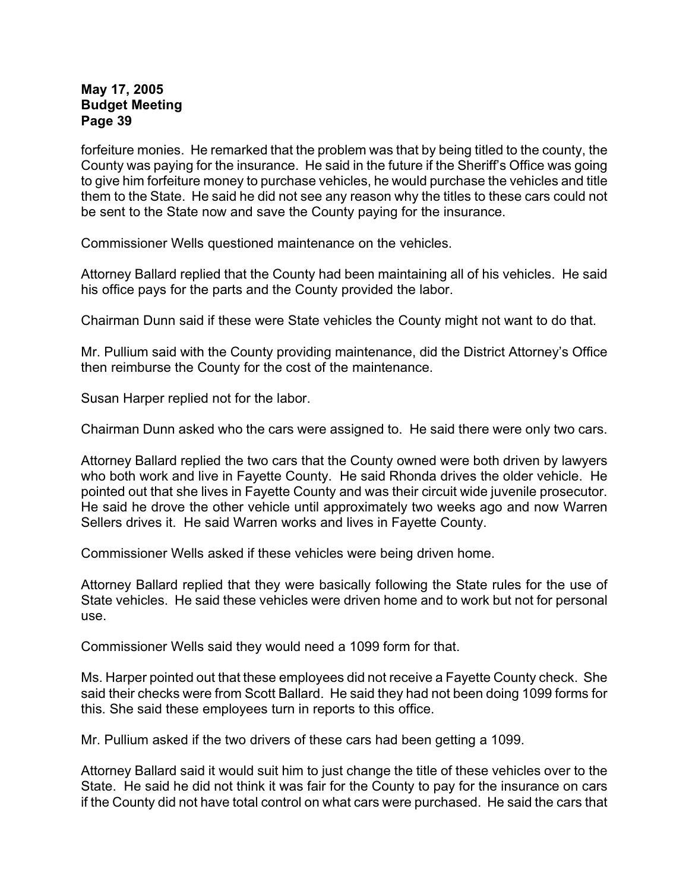forfeiture monies. He remarked that the problem was that by being titled to the county, the County was paying for the insurance. He said in the future if the Sheriff's Office was going to give him forfeiture money to purchase vehicles, he would purchase the vehicles and title them to the State. He said he did not see any reason why the titles to these cars could not be sent to the State now and save the County paying for the insurance.

Commissioner Wells questioned maintenance on the vehicles.

Attorney Ballard replied that the County had been maintaining all of his vehicles. He said his office pays for the parts and the County provided the labor.

Chairman Dunn said if these were State vehicles the County might not want to do that.

Mr. Pullium said with the County providing maintenance, did the District Attorney's Office then reimburse the County for the cost of the maintenance.

Susan Harper replied not for the labor.

Chairman Dunn asked who the cars were assigned to. He said there were only two cars.

Attorney Ballard replied the two cars that the County owned were both driven by lawyers who both work and live in Fayette County. He said Rhonda drives the older vehicle. He pointed out that she lives in Fayette County and was their circuit wide juvenile prosecutor. He said he drove the other vehicle until approximately two weeks ago and now Warren Sellers drives it. He said Warren works and lives in Fayette County.

Commissioner Wells asked if these vehicles were being driven home.

Attorney Ballard replied that they were basically following the State rules for the use of State vehicles. He said these vehicles were driven home and to work but not for personal use.

Commissioner Wells said they would need a 1099 form for that.

Ms. Harper pointed out that these employees did not receive a Fayette County check. She said their checks were from Scott Ballard. He said they had not been doing 1099 forms for this. She said these employees turn in reports to this office.

Mr. Pullium asked if the two drivers of these cars had been getting a 1099.

Attorney Ballard said it would suit him to just change the title of these vehicles over to the State. He said he did not think it was fair for the County to pay for the insurance on cars if the County did not have total control on what cars were purchased. He said the cars that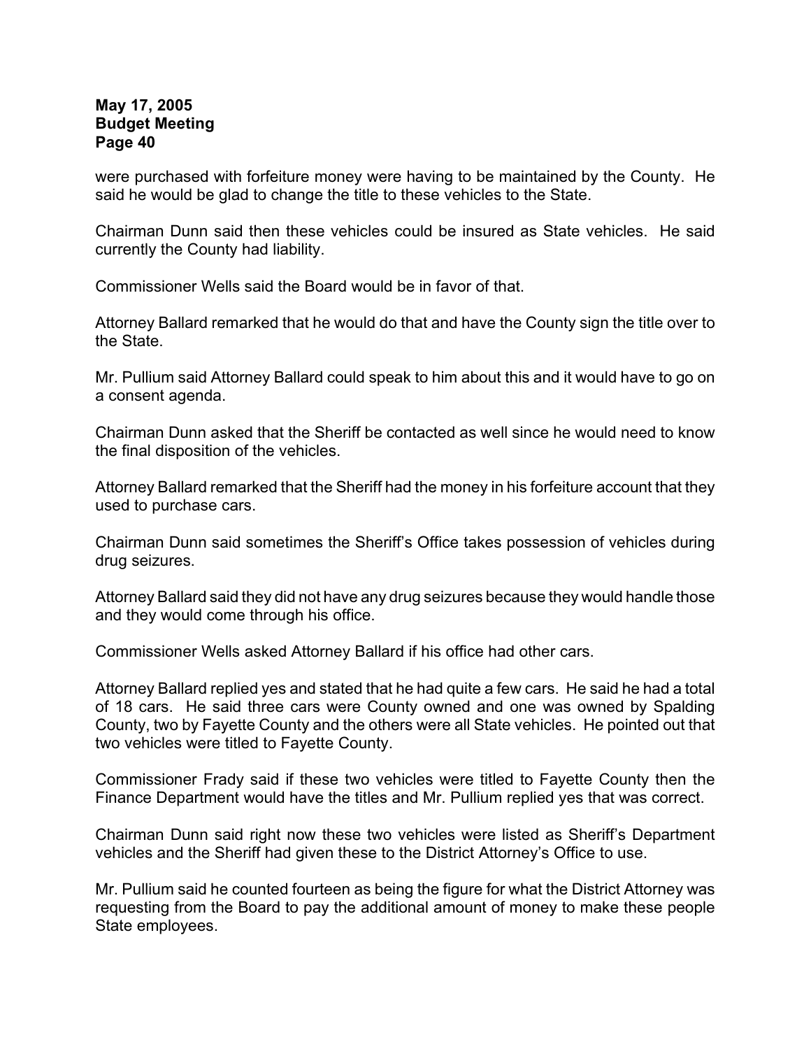were purchased with forfeiture money were having to be maintained by the County. He said he would be glad to change the title to these vehicles to the State.

Chairman Dunn said then these vehicles could be insured as State vehicles. He said currently the County had liability.

Commissioner Wells said the Board would be in favor of that.

Attorney Ballard remarked that he would do that and have the County sign the title over to the State.

Mr. Pullium said Attorney Ballard could speak to him about this and it would have to go on a consent agenda.

Chairman Dunn asked that the Sheriff be contacted as well since he would need to know the final disposition of the vehicles.

Attorney Ballard remarked that the Sheriff had the money in his forfeiture account that they used to purchase cars.

Chairman Dunn said sometimes the Sheriff's Office takes possession of vehicles during drug seizures.

Attorney Ballard said they did not have any drug seizures because they would handle those and they would come through his office.

Commissioner Wells asked Attorney Ballard if his office had other cars.

Attorney Ballard replied yes and stated that he had quite a few cars. He said he had a total of 18 cars. He said three cars were County owned and one was owned by Spalding County, two by Fayette County and the others were all State vehicles. He pointed out that two vehicles were titled to Fayette County.

Commissioner Frady said if these two vehicles were titled to Fayette County then the Finance Department would have the titles and Mr. Pullium replied yes that was correct.

Chairman Dunn said right now these two vehicles were listed as Sheriff's Department vehicles and the Sheriff had given these to the District Attorney's Office to use.

Mr. Pullium said he counted fourteen as being the figure for what the District Attorney was requesting from the Board to pay the additional amount of money to make these people State employees.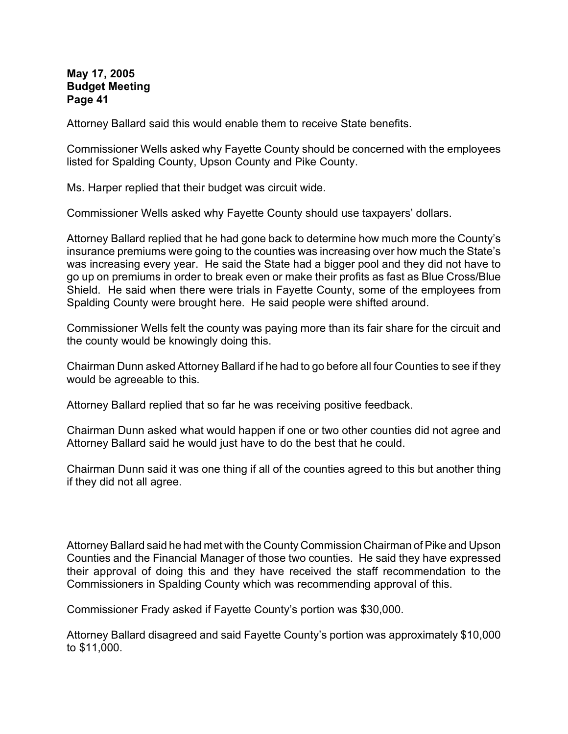Attorney Ballard said this would enable them to receive State benefits.

Commissioner Wells asked why Fayette County should be concerned with the employees listed for Spalding County, Upson County and Pike County.

Ms. Harper replied that their budget was circuit wide.

Commissioner Wells asked why Fayette County should use taxpayers' dollars.

Attorney Ballard replied that he had gone back to determine how much more the County's insurance premiums were going to the counties was increasing over how much the State's was increasing every year. He said the State had a bigger pool and they did not have to go up on premiums in order to break even or make their profits as fast as Blue Cross/Blue Shield. He said when there were trials in Fayette County, some of the employees from Spalding County were brought here. He said people were shifted around.

Commissioner Wells felt the county was paying more than its fair share for the circuit and the county would be knowingly doing this.

Chairman Dunn asked Attorney Ballard if he had to go before all four Counties to see if they would be agreeable to this.

Attorney Ballard replied that so far he was receiving positive feedback.

Chairman Dunn asked what would happen if one or two other counties did not agree and Attorney Ballard said he would just have to do the best that he could.

Chairman Dunn said it was one thing if all of the counties agreed to this but another thing if they did not all agree.

Attorney Ballard said he had met with the County Commission Chairman of Pike and Upson Counties and the Financial Manager of those two counties. He said they have expressed their approval of doing this and they have received the staff recommendation to the Commissioners in Spalding County which was recommending approval of this.

Commissioner Frady asked if Fayette County's portion was $30,000.

Attorney Ballard disagreed and said Fayette County's portion was approximately $10,000 to $11,000.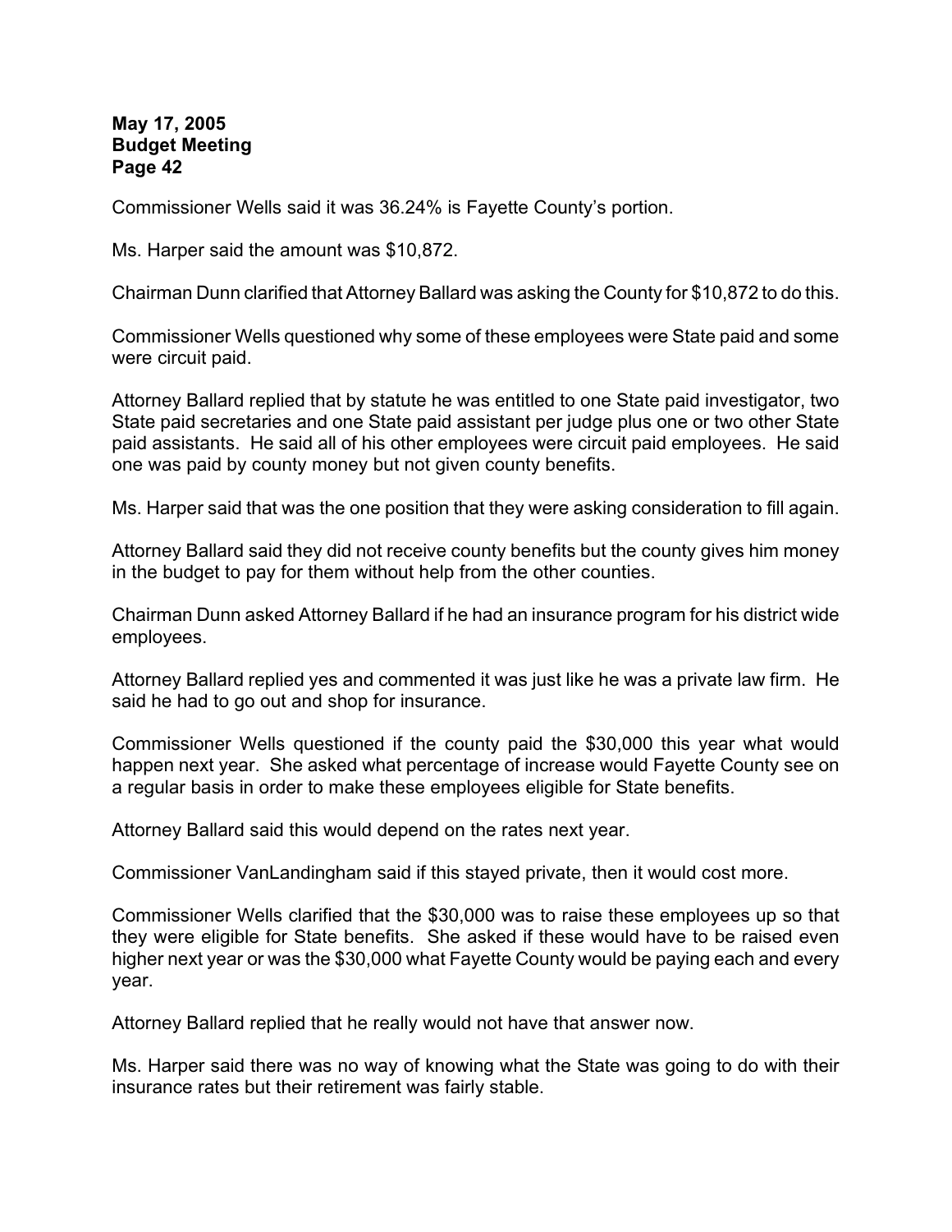Commissioner Wells said it was 36.24% is Fayette County's portion.

Ms. Harper said the amount was $10,872.

Chairman Dunn clarified that Attorney Ballard was asking the County for $10,872 to do this.

Commissioner Wells questioned why some of these employees were State paid and some were circuit paid.

Attorney Ballard replied that by statute he was entitled to one State paid investigator, two State paid secretaries and one State paid assistant per judge plus one or two other State paid assistants. He said all of his other employees were circuit paid employees. He said one was paid by county money but not given county benefits.

Ms. Harper said that was the one position that they were asking consideration to fill again.

Attorney Ballard said they did not receive county benefits but the county gives him money in the budget to pay for them without help from the other counties.

Chairman Dunn asked Attorney Ballard if he had an insurance program for his district wide employees.

Attorney Ballard replied yes and commented it was just like he was a private law firm. He said he had to go out and shop for insurance.

Commissioner Wells questioned if the county paid the $30,000 this year what would happen next year. She asked what percentage of increase would Fayette County see on a regular basis in order to make these employees eligible for State benefits.

Attorney Ballard said this would depend on the rates next year.

Commissioner VanLandingham said if this stayed private, then it would cost more.

Commissioner Wells clarified that the $30,000 was to raise these employees up so that they were eligible for State benefits. She asked if these would have to be raised even higher next year or was the $30,000 what Fayette County would be paying each and every year.

Attorney Ballard replied that he really would not have that answer now.

Ms. Harper said there was no way of knowing what the State was going to do with their insurance rates but their retirement was fairly stable.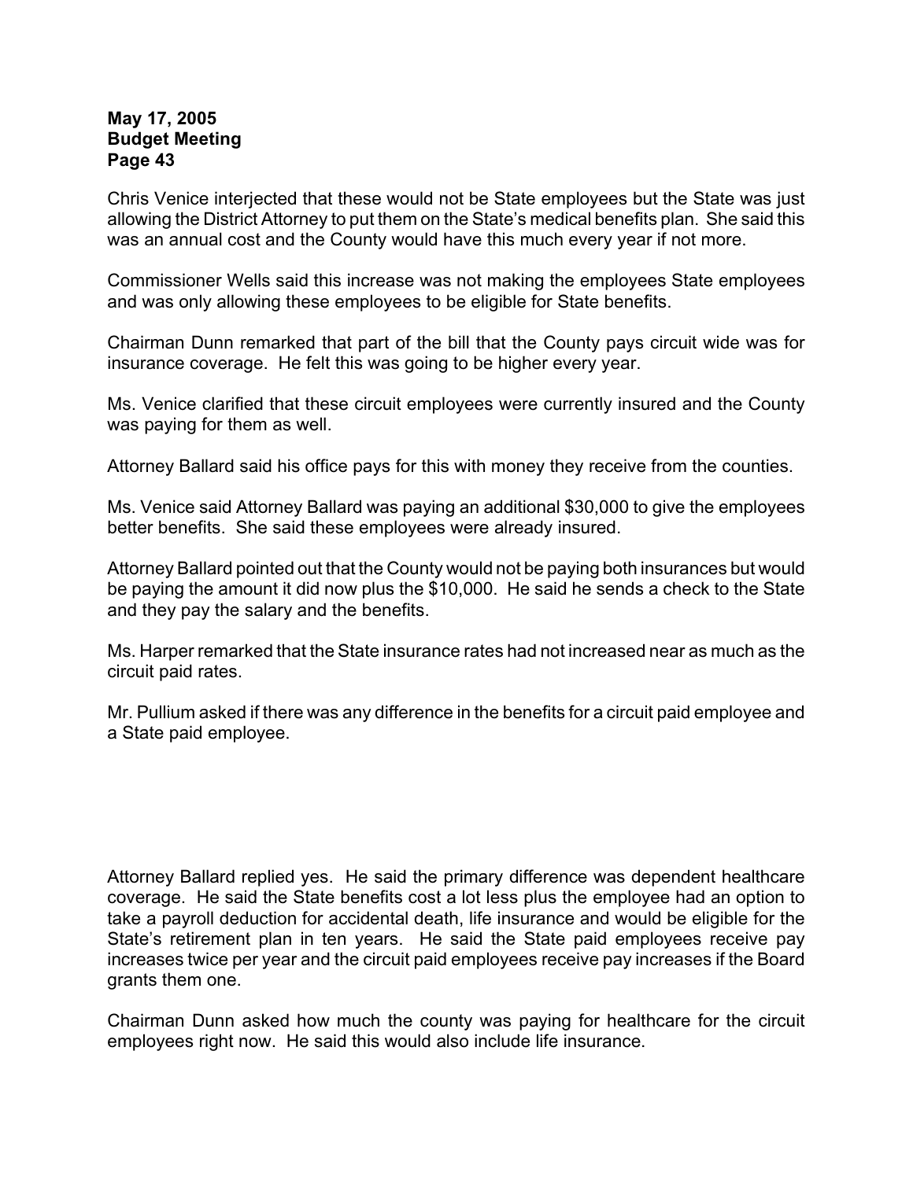Chris Venice interjected that these would not be State employees but the State was just allowing the District Attorney to put them on the State's medical benefits plan. She said this was an annual cost and the County would have this much every year if not more.

Commissioner Wells said this increase was not making the employees State employees and was only allowing these employees to be eligible for State benefits.

Chairman Dunn remarked that part of the bill that the County pays circuit wide was for insurance coverage. He felt this was going to be higher every year.

Ms. Venice clarified that these circuit employees were currently insured and the County was paying for them as well.

Attorney Ballard said his office pays for this with money they receive from the counties.

Ms. Venice said Attorney Ballard was paying an additional $30,000 to give the employees better benefits. She said these employees were already insured.

Attorney Ballard pointed out that the County would not be paying both insurances but would be paying the amount it did now plus the $10,000. He said he sends a check to the State and they pay the salary and the benefits.

Ms. Harper remarked that the State insurance rates had not increased near as much as the circuit paid rates.

Mr. Pullium asked if there was any difference in the benefits for a circuit paid employee and a State paid employee.

Attorney Ballard replied yes. He said the primary difference was dependent healthcare coverage. He said the State benefits cost a lot less plus the employee had an option to take a payroll deduction for accidental death, life insurance and would be eligible for the State's retirement plan in ten years. He said the State paid employees receive pay increases twice per year and the circuit paid employees receive pay increases if the Board grants them one.

Chairman Dunn asked how much the county was paying for healthcare for the circuit employees right now. He said this would also include life insurance.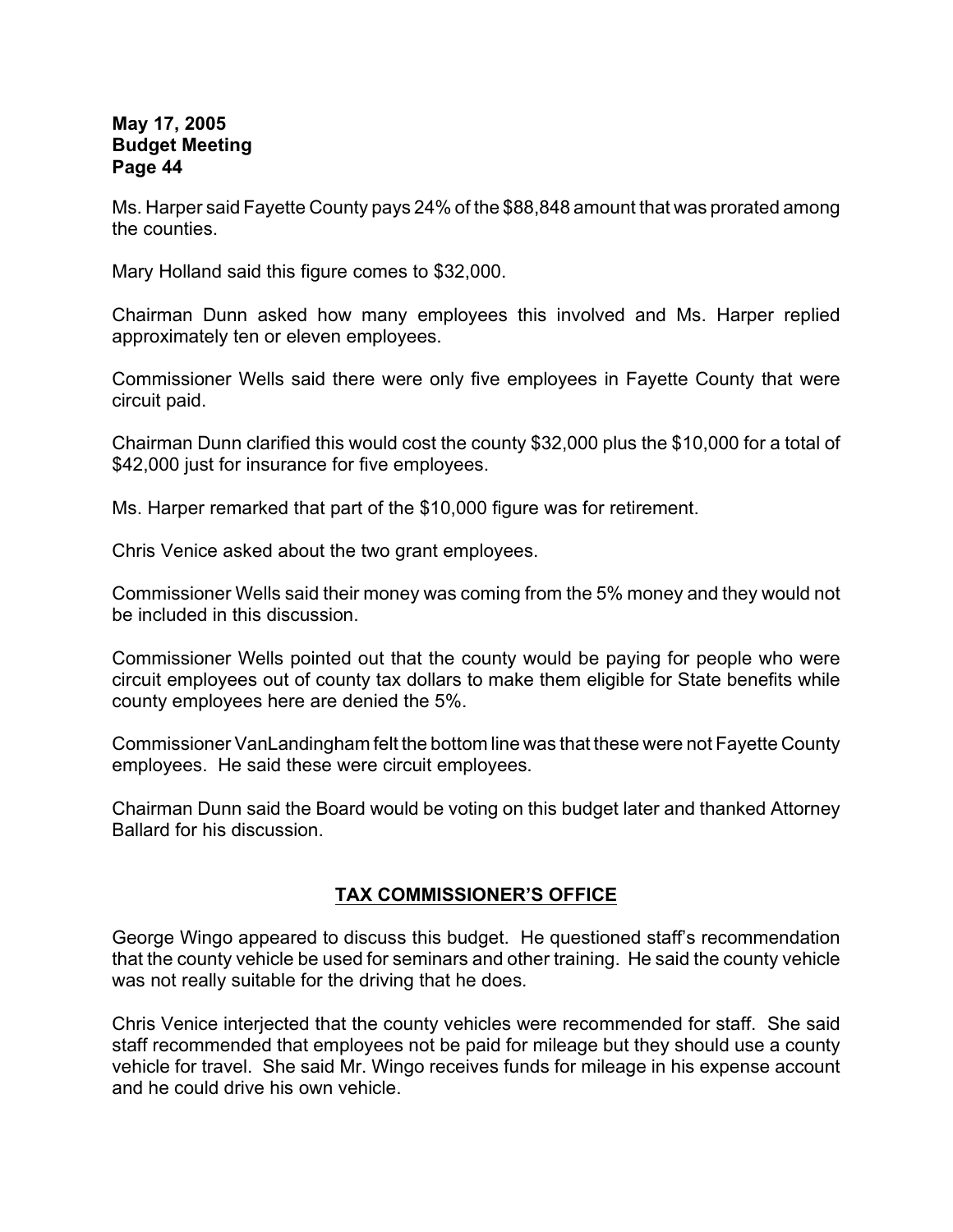Ms. Harper said Fayette County pays 24% of the $88,848 amount that was prorated among the counties.

Mary Holland said this figure comes to $32,000.

Chairman Dunn asked how many employees this involved and Ms. Harper replied approximately ten or eleven employees.

Commissioner Wells said there were only five employees in Fayette County that were circuit paid.

Chairman Dunn clarified this would cost the county $32,000 plus the $10,000 for a total of $42,000 just for insurance for five employees.

Ms. Harper remarked that part of the $10,000 figure was for retirement.

Chris Venice asked about the two grant employees.

Commissioner Wells said their money was coming from the 5% money and they would not be included in this discussion.

Commissioner Wells pointed out that the county would be paying for people who were circuit employees out of county tax dollars to make them eligible for State benefits while county employees here are denied the 5%.

Commissioner VanLandingham felt the bottom line was that these were not Fayette County employees. He said these were circuit employees.

Chairman Dunn said the Board would be voting on this budget later and thanked Attorney Ballard for his discussion.

## TAX COMMISSIONER'S OFFICE

George Wingo appeared to discuss this budget. He questioned staff's recommendation that the county vehicle be used for seminars and other training. He said the county vehicle was not really suitable for the driving that he does.

Chris Venice interjected that the county vehicles were recommended for staff. She said staff recommended that employees not be paid for mileage but they should use a county vehicle for travel. She said Mr. Wingo receives funds for mileage in his expense account and he could drive his own vehicle.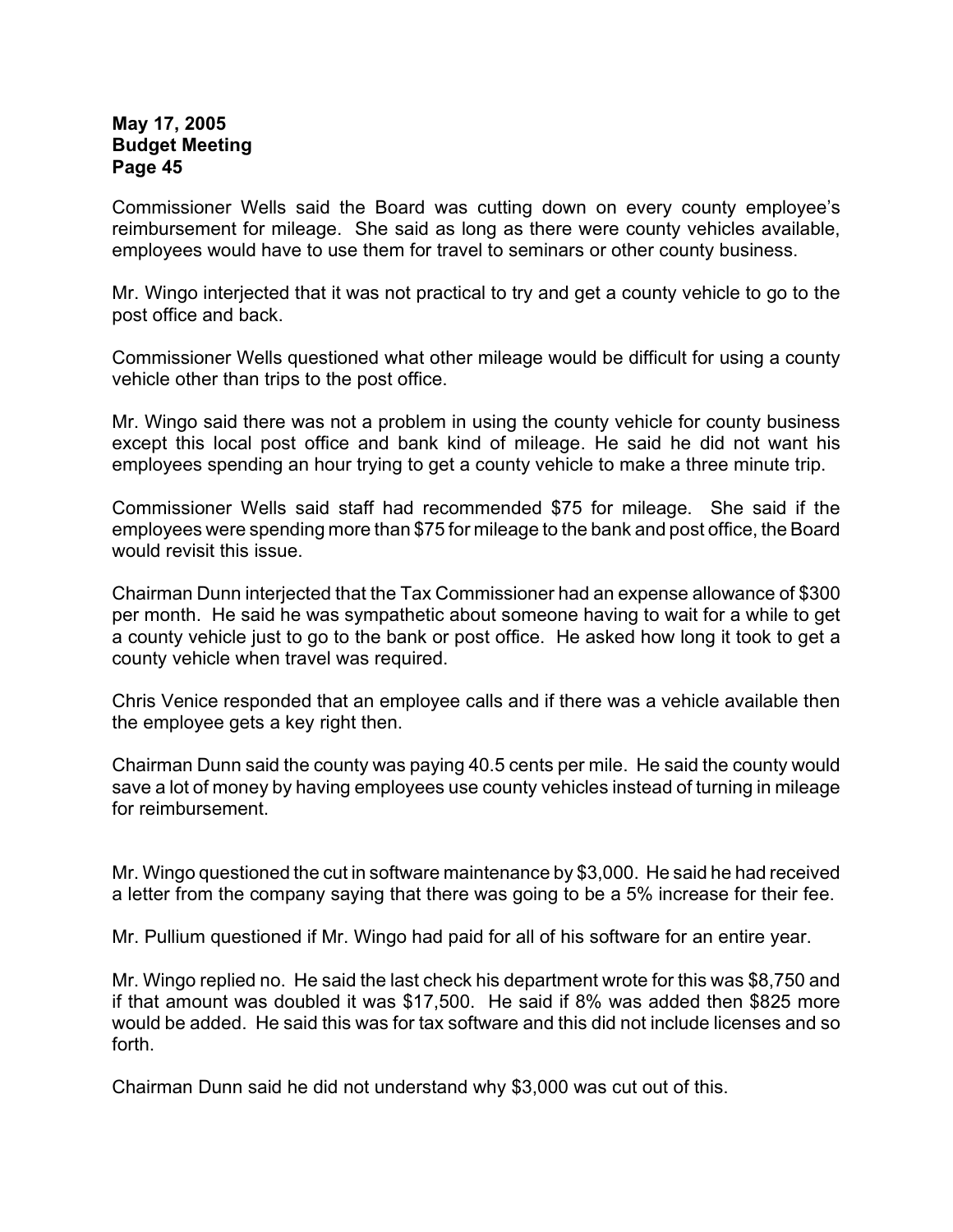Commissioner Wells said the Board was cutting down on every county employee's reimbursement for mileage. She said as long as there were county vehicles available, employees would have to use them for travel to seminars or other county business.

Mr. Wingo interjected that it was not practical to try and get a county vehicle to go to the post office and back.

Commissioner Wells questioned what other mileage would be difficult for using a county vehicle other than trips to the post office.

Mr. Wingo said there was not a problem in using the county vehicle for county business except this local post office and bank kind of mileage. He said he did not want his employees spending an hour trying to get a county vehicle to make a three minute trip.

Commissioner Wells said staff had recommended $75 for mileage. She said if the employees were spending more than $75 for mileage to the bank and post office, the Board would revisit this issue.

Chairman Dunn interjected that the Tax Commissioner had an expense allowance of $300 per month. He said he was sympathetic about someone having to wait for a while to get a county vehicle just to go to the bank or post office. He asked how long it took to get a county vehicle when travel was required.

Chris Venice responded that an employee calls and if there was a vehicle available then the employee gets a key right then.

Chairman Dunn said the county was paying 40.5 cents per mile. He said the county would save a lot of money by having employees use county vehicles instead of turning in mileage for reimbursement.

Mr. Wingo questioned the cut in software maintenance by $3,000. He said he had received a letter from the company saying that there was going to be a 5% increase for their fee.

Mr. Pullium questioned if Mr. Wingo had paid for all of his software for an entire year.

Mr. Wingo replied no. He said the last check his department wrote for this was $8,750 and if that amount was doubled it was $17,500. He said if 8% was added then $825 more would be added. He said this was for tax software and this did not include licenses and so forth.

Chairman Dunn said he did not understand why $3,000 was cut out of this.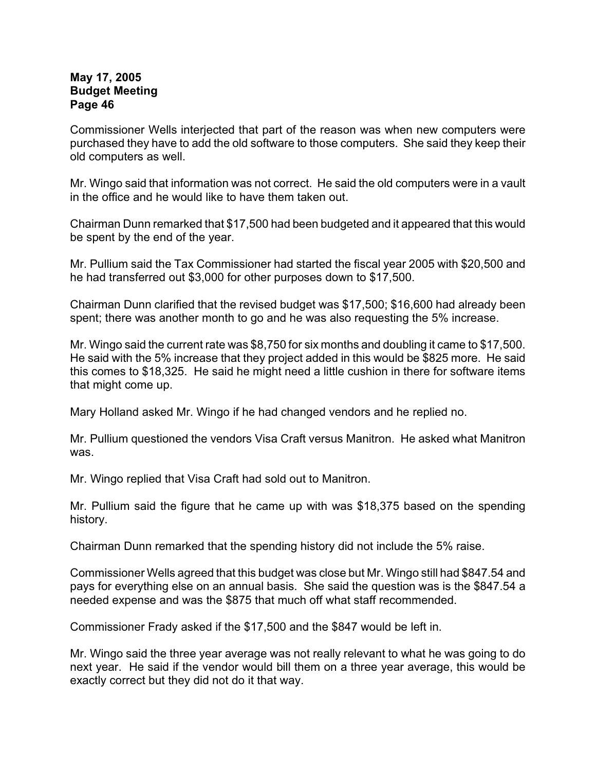Commissioner Wells interjected that part of the reason was when new computers were purchased they have to add the old software to those computers. She said they keep their old computers as well.

Mr. Wingo said that information was not correct. He said the old computers were in a vault in the office and he would like to have them taken out.

Chairman Dunn remarked that $17,500 had been budgeted and it appeared that this would be spent by the end of the year.

Mr. Pullium said the Tax Commissioner had started the fiscal year 2005 with $20,500 and he had transferred out $3,000 for other purposes down to $17,500.

Chairman Dunn clarified that the revised budget was $17,500; $16,600 had already been spent; there was another month to go and he was also requesting the 5% increase.

Mr. Wingo said the current rate was $8,750 for six months and doubling it came to $17,500. He said with the 5% increase that they project added in this would be $825 more. He said this comes to $18,325. He said he might need a little cushion in there for software items that might come up.

Mary Holland asked Mr. Wingo if he had changed vendors and he replied no.

Mr. Pullium questioned the vendors Visa Craft versus Manitron. He asked what Manitron was.

Mr. Wingo replied that Visa Craft had sold out to Manitron.

Mr. Pullium said the figure that he came up with was $18,375 based on the spending history.

Chairman Dunn remarked that the spending history did not include the 5% raise.

Commissioner Wells agreed that this budget was close but Mr. Wingo still had $847.54 and pays for everything else on an annual basis. She said the question was is the $847.54 a needed expense and was the $875 that much off what staff recommended.

Commissioner Frady asked if the $17,500 and the $847 would be left in.

Mr. Wingo said the three year average was not really relevant to what he was going to do next year. He said if the vendor would bill them on a three year average, this would be exactly correct but they did not do it that way.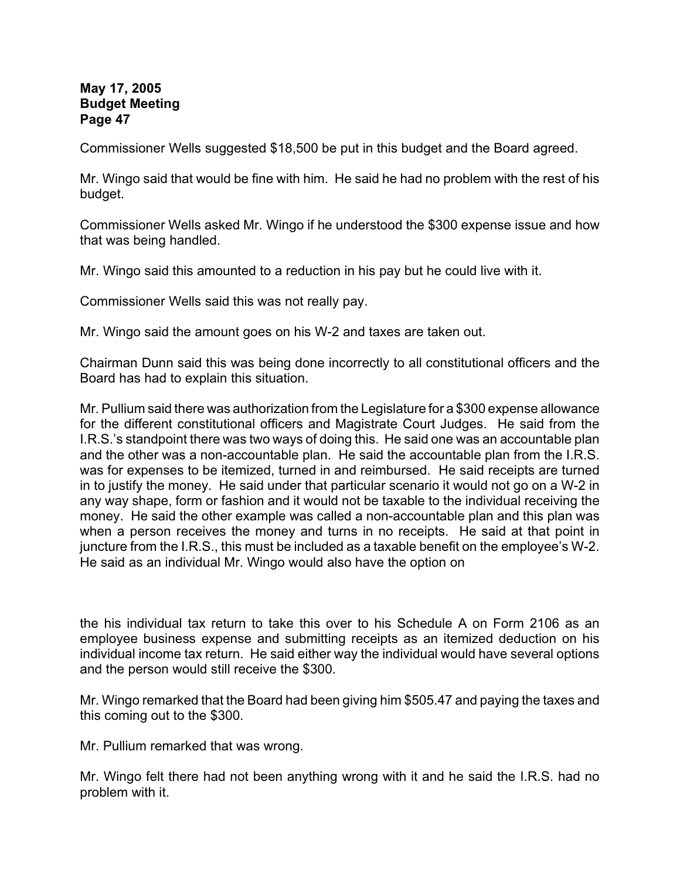Commissioner Wells suggested $18,500 be put in this budget and the Board agreed.

Mr. Wingo said that would be fine with him. He said he had no problem with the rest of his budget.

Commissioner Wells asked Mr. Wingo if he understood the $300 expense issue and how that was being handled.

Mr. Wingo said this amounted to a reduction in his pay but he could live with it.

Commissioner Wells said this was not really pay.

Mr. Wingo said the amount goes on his W-2 and taxes are taken out.

Chairman Dunn said this was being done incorrectly to all constitutional officers and the Board has had to explain this situation.

Mr. Pullium said there was authorization from the Legislature for a $300 expense allowance for the different constitutional officers and Magistrate Court Judges. He said from the I.R.S.'s standpoint there was two ways of doing this. He said one was an accountable plan and the other was a non-accountable plan. He said the accountable plan from the I.R.S. was for expenses to be itemized, turned in and reimbursed. He said receipts are turned in to justify the money. He said under that particular scenario it would not go on a W-2 in any way shape, form or fashion and it would not be taxable to the individual receiving the money. He said the other example was called a non-accountable plan and this plan was when a person receives the money and turns in no receipts. He said at that point in juncture from the I.R.S., this must be included as a taxable benefit on the employee's W-2. He said as an individual Mr. Wingo would also have the option on

the his individual tax return to take this over to his Schedule A on Form 2106 as an employee business expense and submitting receipts as an itemized deduction on his individual income tax return. He said either way the individual would have several options and the person would still receive the $300.

Mr. Wingo remarked that the Board had been giving him $505.47 and paying the taxes and this coming out to the $300.

Mr. Pullium remarked that was wrong.

Mr. Wingo felt there had not been anything wrong with it and he said the I.R.S. had no problem with it.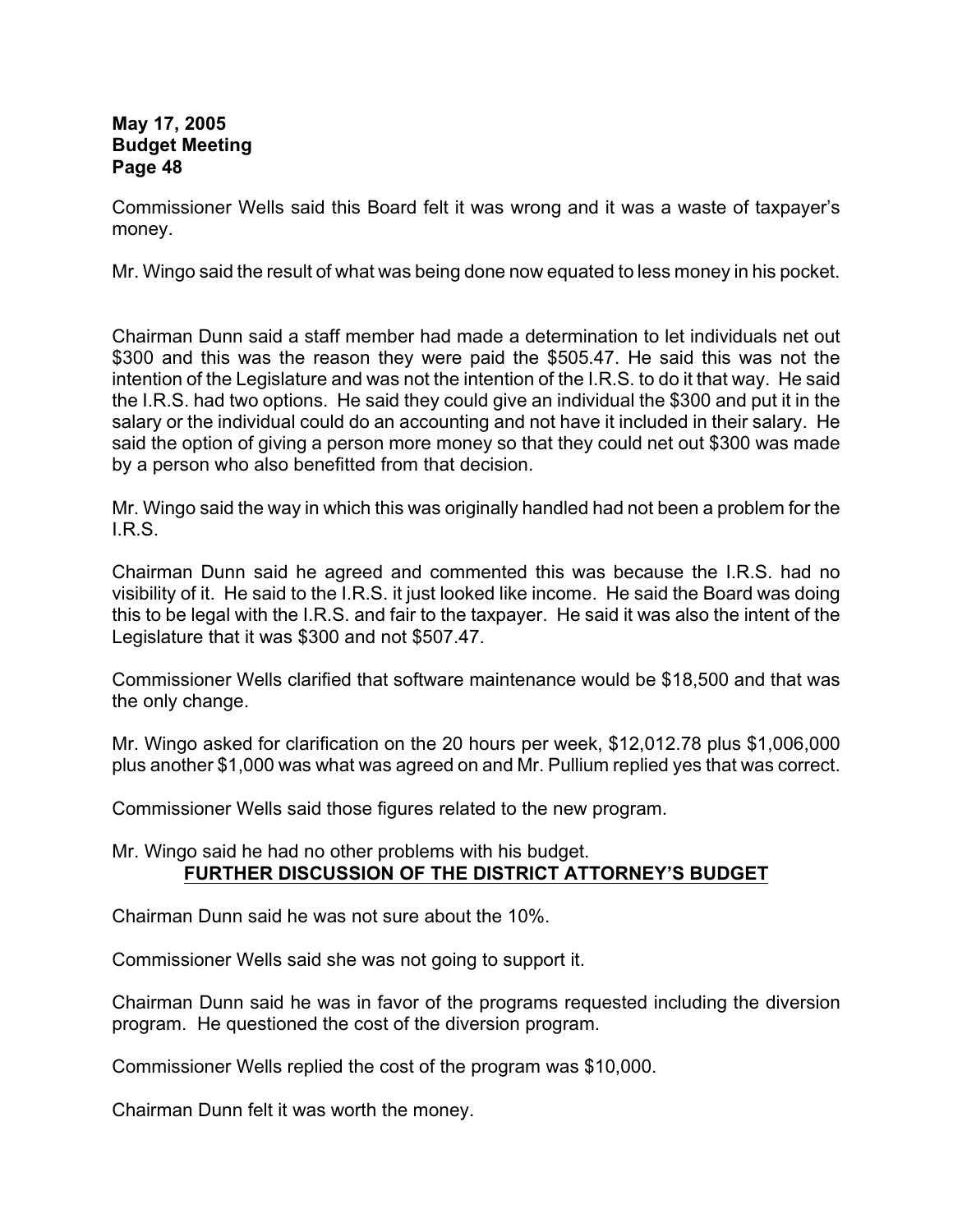Commissioner Wells said this Board felt it was wrong and it was a waste of taxpayer's money.

Mr. Wingo said the result of what was being done now equated to less money in his pocket.

Chairman Dunn said a staff member had made a determination to let individuals net out $300 and this was the reason they were paid the $505.47. He said this was not the intention of the Legislature and was not the intention of the I.R.S. to do it that way. He said the I.R.S. had two options. He said they could give an individual the $300 and put it in the salary or the individual could do an accounting and not have it included in their salary. He said the option of giving a person more money so that they could net out $300 was made by a person who also benefitted from that decision.

Mr. Wingo said the way in which this was originally handled had not been a problem for the I.R.S.

Chairman Dunn said he agreed and commented this was because the I.R.S. had no visibility of it. He said to the I.R.S. it just looked like income. He said the Board was doing this to be legal with the I.R.S. and fair to the taxpayer. He said it was also the intent of the Legislature that it was $300 and not $507.47.

Commissioner Wells clarified that software maintenance would be $18,500 and that was the only change.

Mr. Wingo asked for clarification on the 20 hours per week, $12,012.78 plus $1,006,000 plus another $1,000 was what was agreed on and Mr. Pullium replied yes that was correct.

Commissioner Wells said those figures related to the new program.

Mr. Wingo said he had no other problems with his budget.

**FURTHER DISCUSSION OF THE DISTRICT ATTORNEY'S BUDGET**

Chairman Dunn said he was not sure about the 10%.

Commissioner Wells said she was not going to support it.

Chairman Dunn said he was in favor of the programs requested including the diversion program. He questioned the cost of the diversion program.

Commissioner Wells replied the cost of the program was $10,000.

Chairman Dunn felt it was worth the money.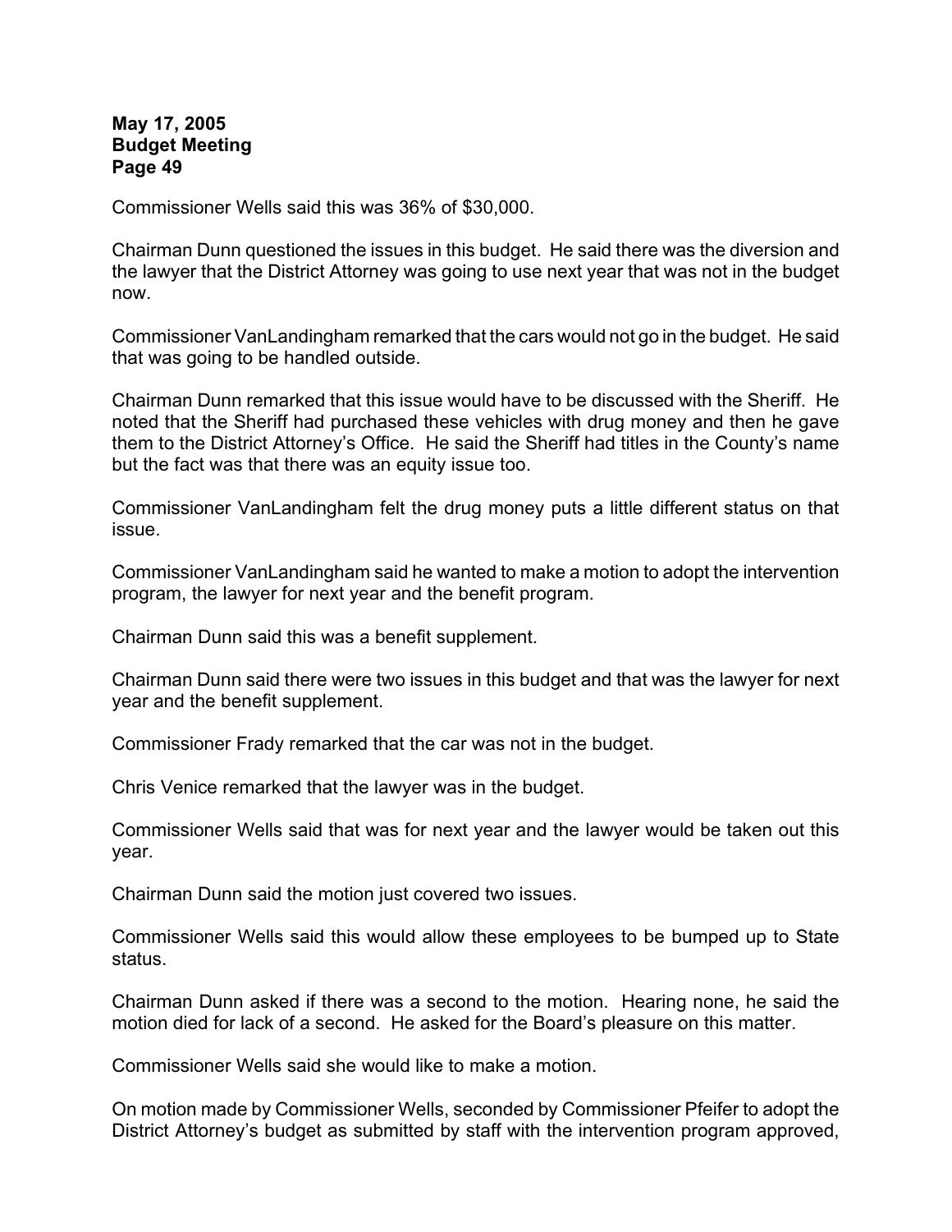Commissioner Wells said this was 36% of $30,000.

Chairman Dunn questioned the issues in this budget. He said there was the diversion and the lawyer that the District Attorney was going to use next year that was not in the budget now.

Commissioner VanLandingham remarked that the cars would not go in the budget. He said that was going to be handled outside.

Chairman Dunn remarked that this issue would have to be discussed with the Sheriff. He noted that the Sheriff had purchased these vehicles with drug money and then he gave them to the District Attorney's Office. He said the Sheriff had titles in the County's name but the fact was that there was an equity issue too.

Commissioner VanLandingham felt the drug money puts a little different status on that issue.

Commissioner VanLandingham said he wanted to make a motion to adopt the intervention program, the lawyer for next year and the benefit program.

Chairman Dunn said this was a benefit supplement.

Chairman Dunn said there were two issues in this budget and that was the lawyer for next year and the benefit supplement.

Commissioner Frady remarked that the car was not in the budget.

Chris Venice remarked that the lawyer was in the budget.

Commissioner Wells said that was for next year and the lawyer would be taken out this year.

Chairman Dunn said the motion just covered two issues.

Commissioner Wells said this would allow these employees to be bumped up to State status.

Chairman Dunn asked if there was a second to the motion. Hearing none, he said the motion died for lack of a second. He asked for the Board's pleasure on this matter.

Commissioner Wells said she would like to make a motion.

On motion made by Commissioner Wells, seconded by Commissioner Pfeifer to adopt the District Attorney's budget as submitted by staff with the intervention program approved,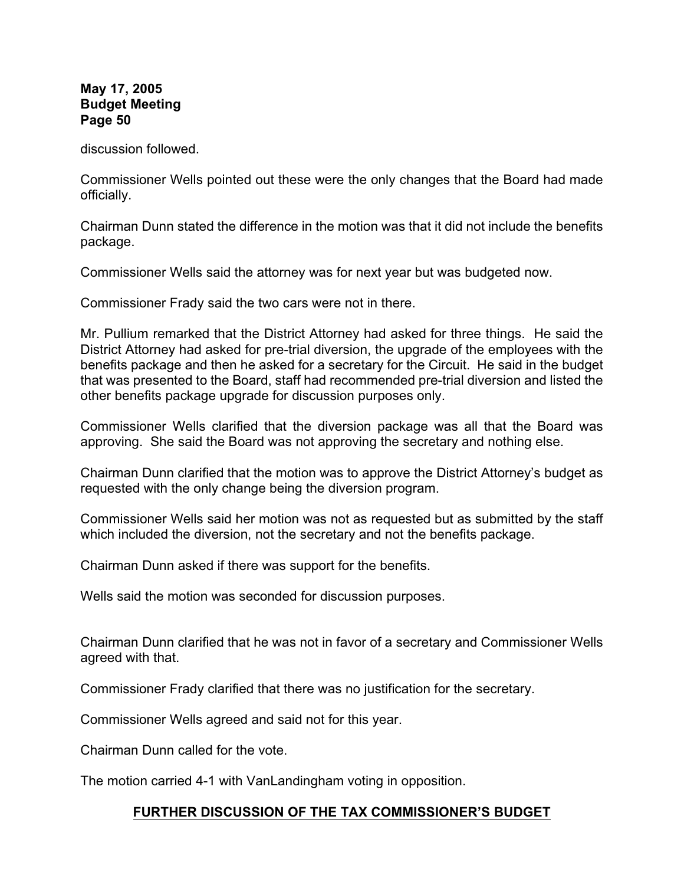discussion followed.

Commissioner Wells pointed out these were the only changes that the Board had made officially.

Chairman Dunn stated the difference in the motion was that it did not include the benefits package.

Commissioner Wells said the attorney was for next year but was budgeted now.

Commissioner Frady said the two cars were not in there.

Mr. Pullium remarked that the District Attorney had asked for three things. He said the District Attorney had asked for pre-trial diversion, the upgrade of the employees with the benefits package and then he asked for a secretary for the Circuit. He said in the budget that was presented to the Board, staff had recommended pre-trial diversion and listed the other benefits package upgrade for discussion purposes only.

Commissioner Wells clarified that the diversion package was all that the Board was approving. She said the Board was not approving the secretary and nothing else.

Chairman Dunn clarified that the motion was to approve the District Attorney's budget as requested with the only change being the diversion program.

Commissioner Wells said her motion was not as requested but as submitted by the staff which included the diversion, not the secretary and not the benefits package.

Chairman Dunn asked if there was support for the benefits.

Wells said the motion was seconded for discussion purposes.

Chairman Dunn clarified that he was not in favor of a secretary and Commissioner Wells agreed with that.

Commissioner Frady clarified that there was no justification for the secretary.

Commissioner Wells agreed and said not for this year.

Chairman Dunn called for the vote.

The motion carried 4-1 with VanLandingham voting in opposition.

## FURTHER DISCUSSION OF THE TAX COMMISSIONER'S BUDGET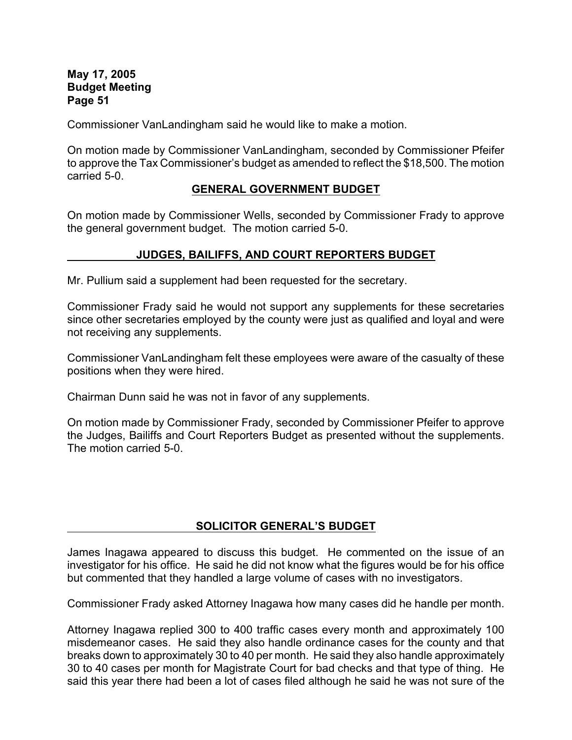Commissioner VanLandingham said he would like to make a motion.

On motion made by Commissioner VanLandingham, seconded by Commissioner Pfeifer to approve the Tax Commissioner's budget as amended to reflect the $18,500. The motion carried 5-0.

## GENERAL GOVERNMENT BUDGET

On motion made by Commissioner Wells, seconded by Commissioner Frady to approve the general government budget. The motion carried 5-0.

## JUDGES, BAILIFFS, AND COURT REPORTERS BUDGET

Mr. Pullium said a supplement had been requested for the secretary.

Commissioner Frady said he would not support any supplements for these secretaries since other secretaries employed by the county were just as qualified and loyal and were not receiving any supplements.

Commissioner VanLandingham felt these employees were aware of the casualty of these positions when they were hired.

Chairman Dunn said he was not in favor of any supplements.

On motion made by Commissioner Frady, seconded by Commissioner Pfeifer to approve the Judges, Bailiffs and Court Reporters Budget as presented without the supplements. The motion carried 5-0.

## SOLICITOR GENERAL'S BUDGET

James Inagawa appeared to discuss this budget. He commented on the issue of an investigator for his office. He said he did not know what the figures would be for his office but commented that they handled a large volume of cases with no investigators.

Commissioner Frady asked Attorney Inagawa how many cases did he handle per month.

Attorney Inagawa replied 300 to 400 traffic cases every month and approximately 100 misdemeanor cases. He said they also handle ordinance cases for the county and that breaks down to approximately 30 to 40 per month. He said they also handle approximately 30 to 40 cases per month for Magistrate Court for bad checks and that type of thing. He said this year there had been a lot of cases filed although he said he was not sure of the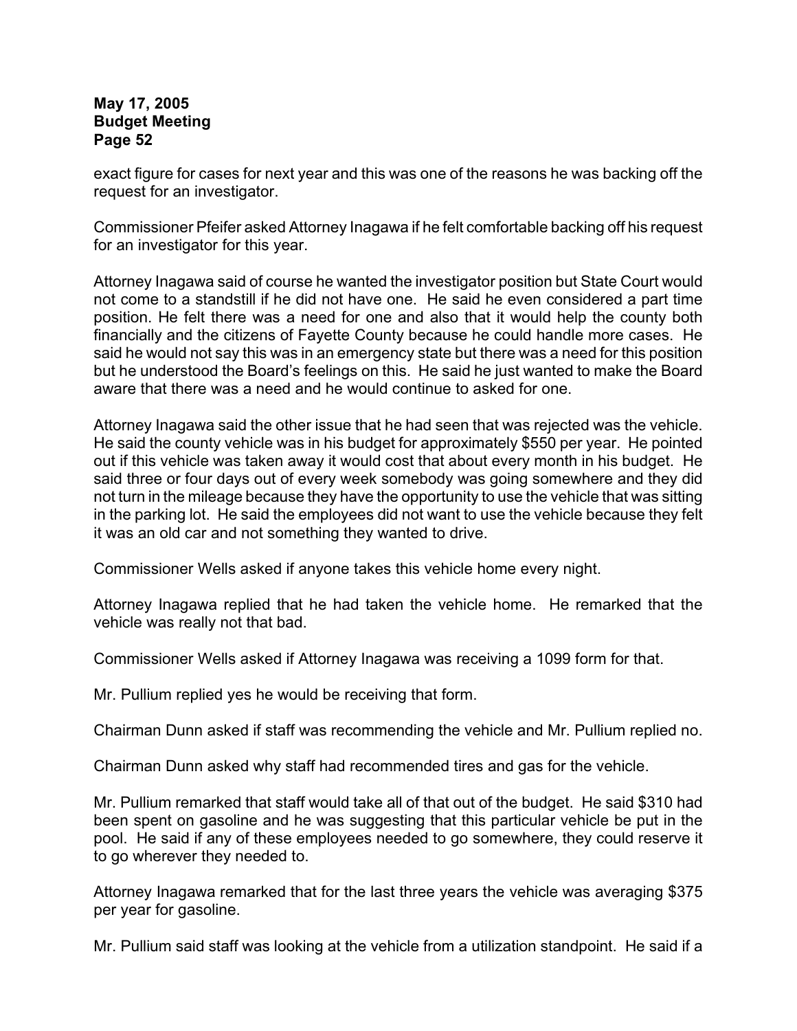exact figure for cases for next year and this was one of the reasons he was backing off the request for an investigator.

Commissioner Pfeifer asked Attorney Inagawa if he felt comfortable backing off his request for an investigator for this year.

Attorney Inagawa said of course he wanted the investigator position but State Court would not come to a standstill if he did not have one. He said he even considered a part time position. He felt there was a need for one and also that it would help the county both financially and the citizens of Fayette County because he could handle more cases. He said he would not say this was in an emergency state but there was a need for this position but he understood the Board's feelings on this. He said he just wanted to make the Board aware that there was a need and he would continue to asked for one.

Attorney Inagawa said the other issue that he had seen that was rejected was the vehicle. He said the county vehicle was in his budget for approximately $550 per year. He pointed out if this vehicle was taken away it would cost that about every month in his budget. He said three or four days out of every week somebody was going somewhere and they did not turn in the mileage because they have the opportunity to use the vehicle that was sitting in the parking lot. He said the employees did not want to use the vehicle because they felt it was an old car and not something they wanted to drive.

Commissioner Wells asked if anyone takes this vehicle home every night.

Attorney Inagawa replied that he had taken the vehicle home. He remarked that the vehicle was really not that bad.

Commissioner Wells asked if Attorney Inagawa was receiving a 1099 form for that.

Mr. Pullium replied yes he would be receiving that form.

Chairman Dunn asked if staff was recommending the vehicle and Mr. Pullium replied no.

Chairman Dunn asked why staff had recommended tires and gas for the vehicle.

Mr. Pullium remarked that staff would take all of that out of the budget. He said $310 had been spent on gasoline and he was suggesting that this particular vehicle be put in the pool. He said if any of these employees needed to go somewhere, they could reserve it to go wherever they needed to.

Attorney Inagawa remarked that for the last three years the vehicle was averaging $375 per year for gasoline.

Mr. Pullium said staff was looking at the vehicle from a utilization standpoint. He said if a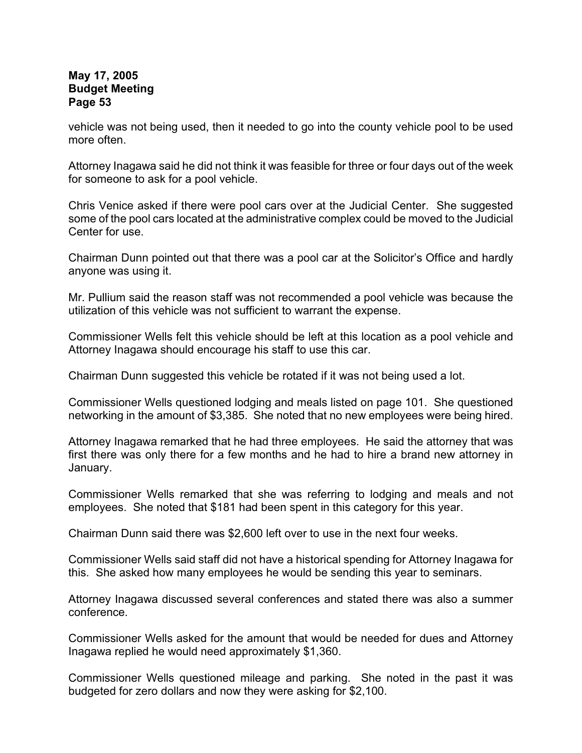vehicle was not being used, then it needed to go into the county vehicle pool to be used more often.

Attorney Inagawa said he did not think it was feasible for three or four days out of the week for someone to ask for a pool vehicle.

Chris Venice asked if there were pool cars over at the Judicial Center. She suggested some of the pool cars located at the administrative complex could be moved to the Judicial Center for use.

Chairman Dunn pointed out that there was a pool car at the Solicitor's Office and hardly anyone was using it.

Mr. Pullium said the reason staff was not recommended a pool vehicle was because the utilization of this vehicle was not sufficient to warrant the expense.

Commissioner Wells felt this vehicle should be left at this location as a pool vehicle and Attorney Inagawa should encourage his staff to use this car.

Chairman Dunn suggested this vehicle be rotated if it was not being used a lot.

Commissioner Wells questioned lodging and meals listed on page 101. She questioned networking in the amount of $3,385. She noted that no new employees were being hired.

Attorney Inagawa remarked that he had three employees. He said the attorney that was first there was only there for a few months and he had to hire a brand new attorney in January.

Commissioner Wells remarked that she was referring to lodging and meals and not employees. She noted that $181 had been spent in this category for this year.

Chairman Dunn said there was $2,600 left over to use in the next four weeks.

Commissioner Wells said staff did not have a historical spending for Attorney Inagawa for this. She asked how many employees he would be sending this year to seminars.

Attorney Inagawa discussed several conferences and stated there was also a summer conference.

Commissioner Wells asked for the amount that would be needed for dues and Attorney Inagawa replied he would need approximately $1,360.

Commissioner Wells questioned mileage and parking. She noted in the past it was budgeted for zero dollars and now they were asking for $2,100.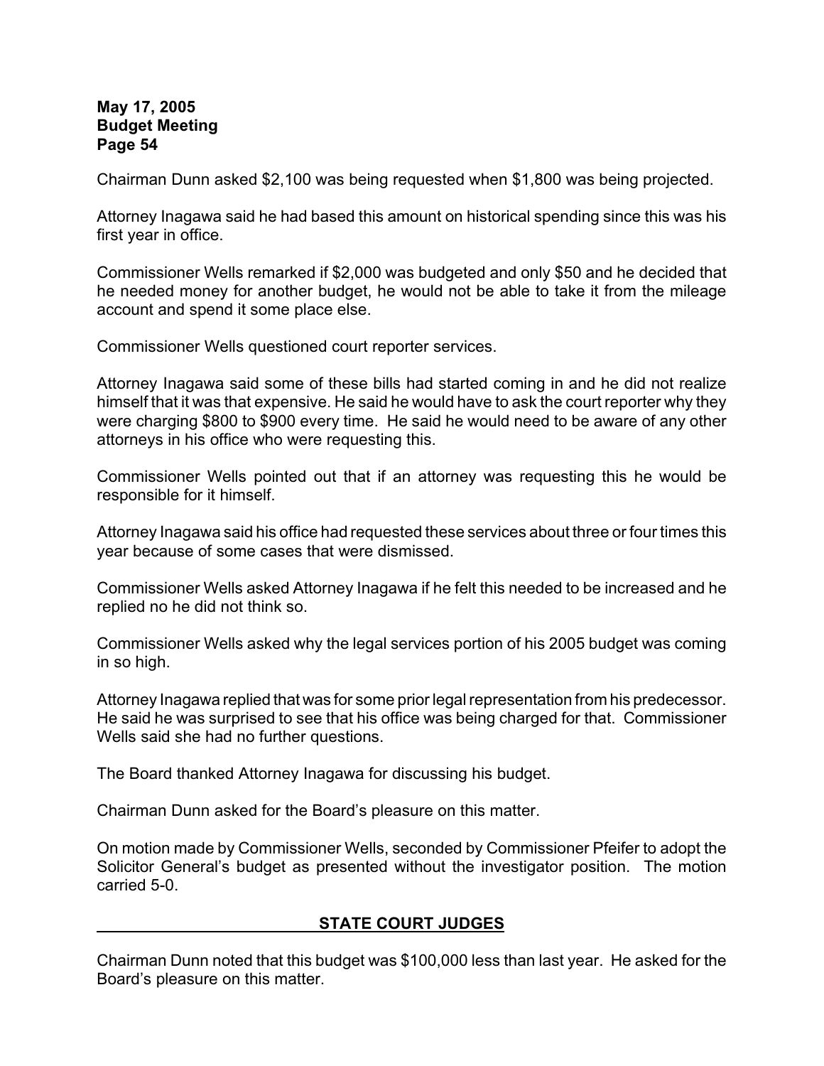Chairman Dunn asked $2,100 was being requested when $1,800 was being projected.

Attorney Inagawa said he had based this amount on historical spending since this was his first year in office.

Commissioner Wells remarked if $2,000 was budgeted and only $50 and he decided that he needed money for another budget, he would not be able to take it from the mileage account and spend it some place else.

Commissioner Wells questioned court reporter services.

Attorney Inagawa said some of these bills had started coming in and he did not realize himself that it was that expensive. He said he would have to ask the court reporter why they were charging $800 to $900 every time. He said he would need to be aware of any other attorneys in his office who were requesting this.

Commissioner Wells pointed out that if an attorney was requesting this he would be responsible for it himself.

Attorney Inagawa said his office had requested these services about three or four times this year because of some cases that were dismissed.

Commissioner Wells asked Attorney Inagawa if he felt this needed to be increased and he replied no he did not think so.

Commissioner Wells asked why the legal services portion of his 2005 budget was coming in so high.

Attorney Inagawa replied that was for some prior legal representation from his predecessor. He said he was surprised to see that his office was being charged for that. Commissioner Wells said she had no further questions.

The Board thanked Attorney Inagawa for discussing his budget.

Chairman Dunn asked for the Board's pleasure on this matter.

On motion made by Commissioner Wells, seconded by Commissioner Pfeifer to adopt the Solicitor General's budget as presented without the investigator position. The motion carried 5-0.

## STATE COURT JUDGES

Chairman Dunn noted that this budget was $100,000 less than last year. He asked for the Board's pleasure on this matter.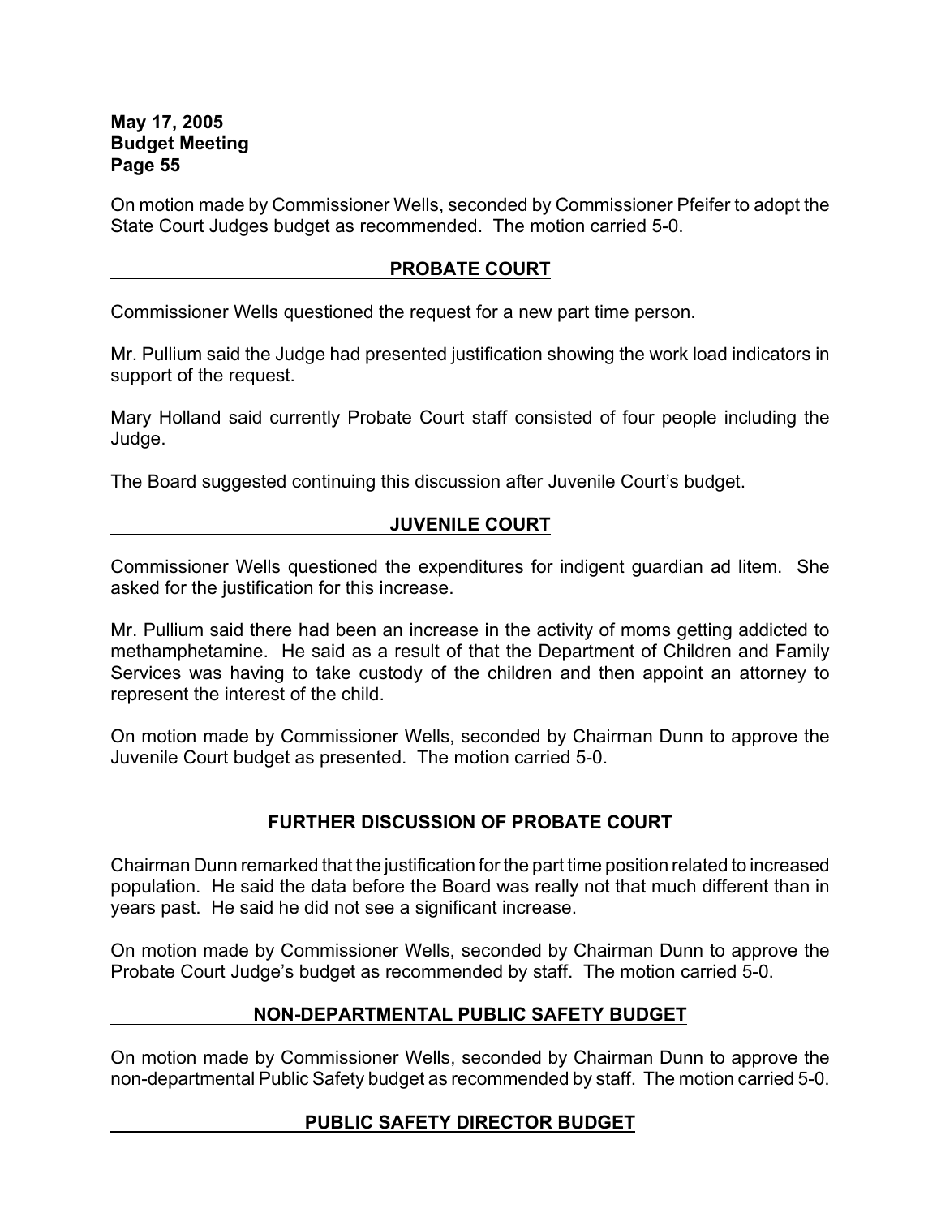On motion made by Commissioner Wells, seconded by Commissioner Pfeifer to adopt the State Court Judges budget as recommended. The motion carried 5-0.

## PROBATE COURT

Commissioner Wells questioned the request for a new part time person.

Mr. Pullium said the Judge had presented justification showing the work load indicators in support of the request.

Mary Holland said currently Probate Court staff consisted of four people including the Judge.

The Board suggested continuing this discussion after Juvenile Court's budget.

## JUVENILE COURT

Commissioner Wells questioned the expenditures for indigent guardian ad litem. She asked for the justification for this increase.

Mr. Pullium said there had been an increase in the activity of moms getting addicted to methamphetamine. He said as a result of that the Department of Children and Family Services was having to take custody of the children and then appoint an attorney to represent the interest of the child.

On motion made by Commissioner Wells, seconded by Chairman Dunn to approve the Juvenile Court budget as presented. The motion carried 5-0.

## FURTHER DISCUSSION OF PROBATE COURT

Chairman Dunn remarked that the justification for the part time position related to increased population. He said the data before the Board was really not that much different than in years past. He said he did not see a significant increase.

On motion made by Commissioner Wells, seconded by Chairman Dunn to approve the Probate Court Judge's budget as recommended by staff. The motion carried 5-0.

## NON-DEPARTMENTAL PUBLIC SAFETY BUDGET

On motion made by Commissioner Wells, seconded by Chairman Dunn to approve the non-departmental Public Safety budget as recommended by staff. The motion carried 5-0.

## PUBLIC SAFETY DIRECTOR BUDGET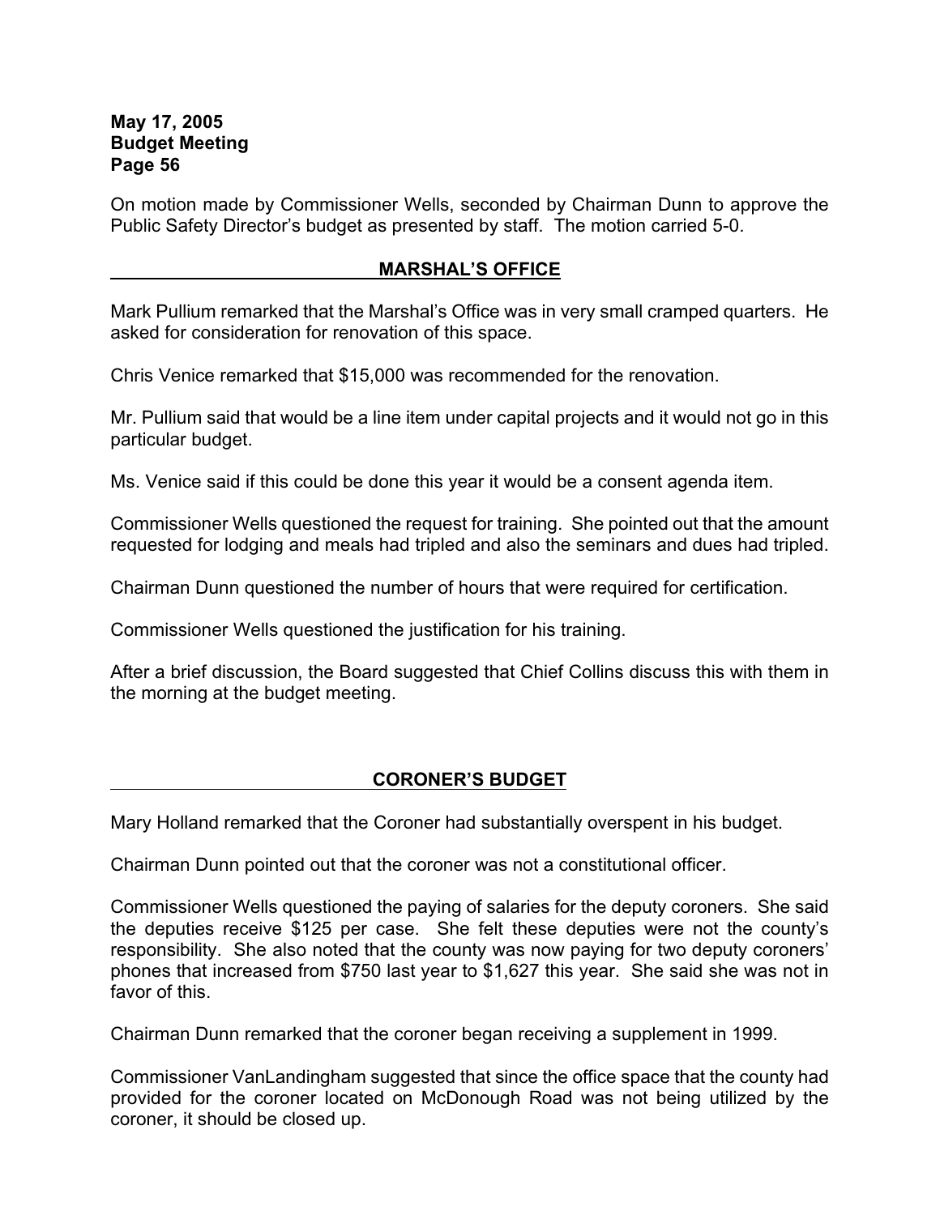On motion made by Commissioner Wells, seconded by Chairman Dunn to approve the Public Safety Director's budget as presented by staff. The motion carried 5-0.

## MARSHAL'S OFFICE

Mark Pullium remarked that the Marshal's Office was in very small cramped quarters. He asked for consideration for renovation of this space.

Chris Venice remarked that $15,000 was recommended for the renovation.

Mr. Pullium said that would be a line item under capital projects and it would not go in this particular budget.

Ms. Venice said if this could be done this year it would be a consent agenda item.

Commissioner Wells questioned the request for training. She pointed out that the amount requested for lodging and meals had tripled and also the seminars and dues had tripled.

Chairman Dunn questioned the number of hours that were required for certification.

Commissioner Wells questioned the justification for his training.

After a brief discussion, the Board suggested that Chief Collins discuss this with them in the morning at the budget meeting.

## CORONER'S BUDGET

Mary Holland remarked that the Coroner had substantially overspent in his budget.

Chairman Dunn pointed out that the coroner was not a constitutional officer.

Commissioner Wells questioned the paying of salaries for the deputy coroners. She said the deputies receive $125 per case. She felt these deputies were not the county's responsibility. She also noted that the county was now paying for two deputy coroners' phones that increased from $750 last year to $1,627 this year. She said she was not in favor of this.

Chairman Dunn remarked that the coroner began receiving a supplement in 1999.

Commissioner VanLandingham suggested that since the office space that the county had provided for the coroner located on McDonough Road was not being utilized by the coroner, it should be closed up.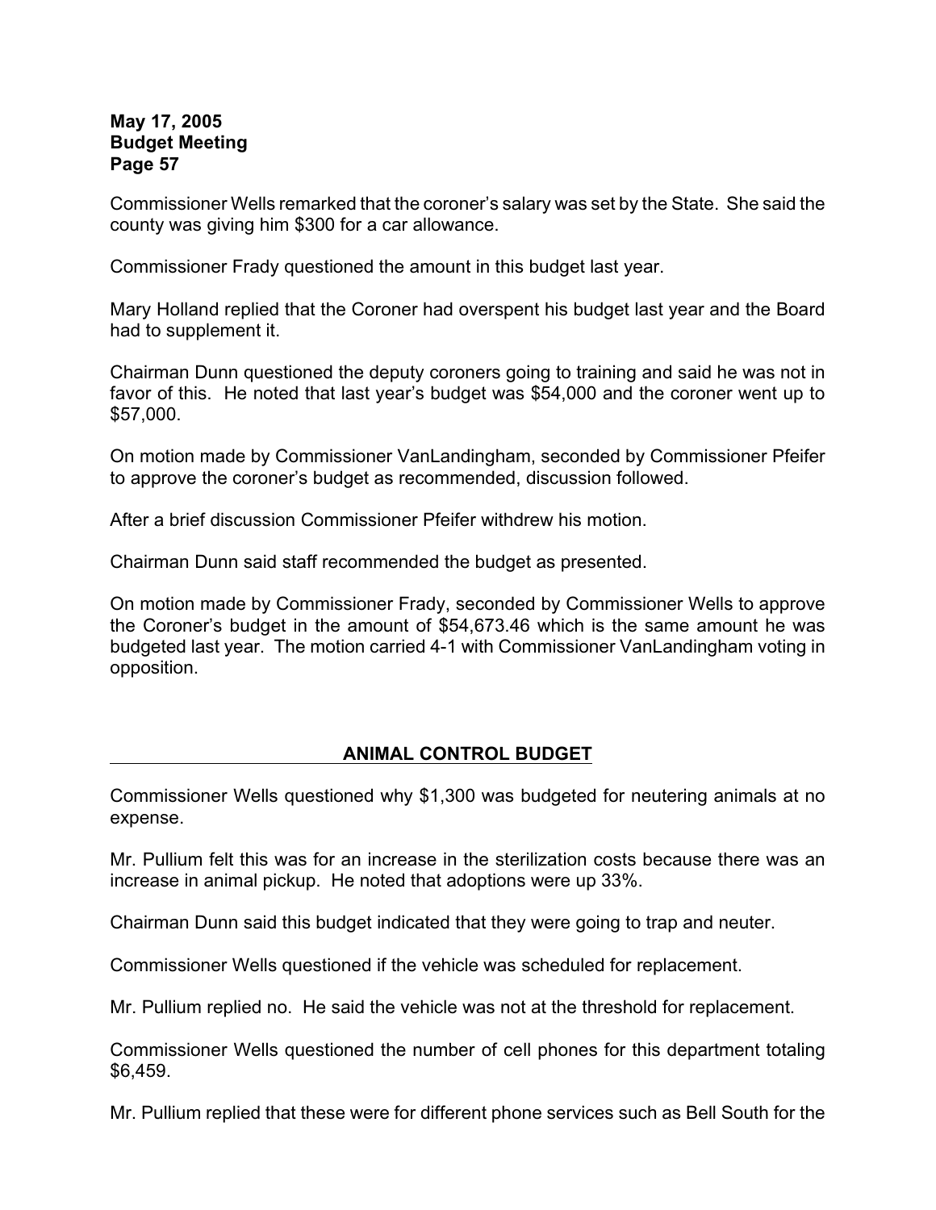Commissioner Wells remarked that the coroner's salary was set by the State. She said the county was giving him $300 for a car allowance.

Commissioner Frady questioned the amount in this budget last year.

Mary Holland replied that the Coroner had overspent his budget last year and the Board had to supplement it.

Chairman Dunn questioned the deputy coroners going to training and said he was not in favor of this. He noted that last year's budget was $54,000 and the coroner went up to $57,000.

On motion made by Commissioner VanLandingham, seconded by Commissioner Pfeifer to approve the coroner's budget as recommended, discussion followed.

After a brief discussion Commissioner Pfeifer withdrew his motion.

Chairman Dunn said staff recommended the budget as presented.

On motion made by Commissioner Frady, seconded by Commissioner Wells to approve the Coroner's budget in the amount of $54,673.46 which is the same amount he was budgeted last year. The motion carried 4-1 with Commissioner VanLandingham voting in opposition.

## ANIMAL CONTROL BUDGET

Commissioner Wells questioned why $1,300 was budgeted for neutering animals at no expense.

Mr. Pullium felt this was for an increase in the sterilization costs because there was an increase in animal pickup. He noted that adoptions were up 33%.

Chairman Dunn said this budget indicated that they were going to trap and neuter.

Commissioner Wells questioned if the vehicle was scheduled for replacement.

Mr. Pullium replied no. He said the vehicle was not at the threshold for replacement.

Commissioner Wells questioned the number of cell phones for this department totaling $6,459.

Mr. Pullium replied that these were for different phone services such as Bell South for the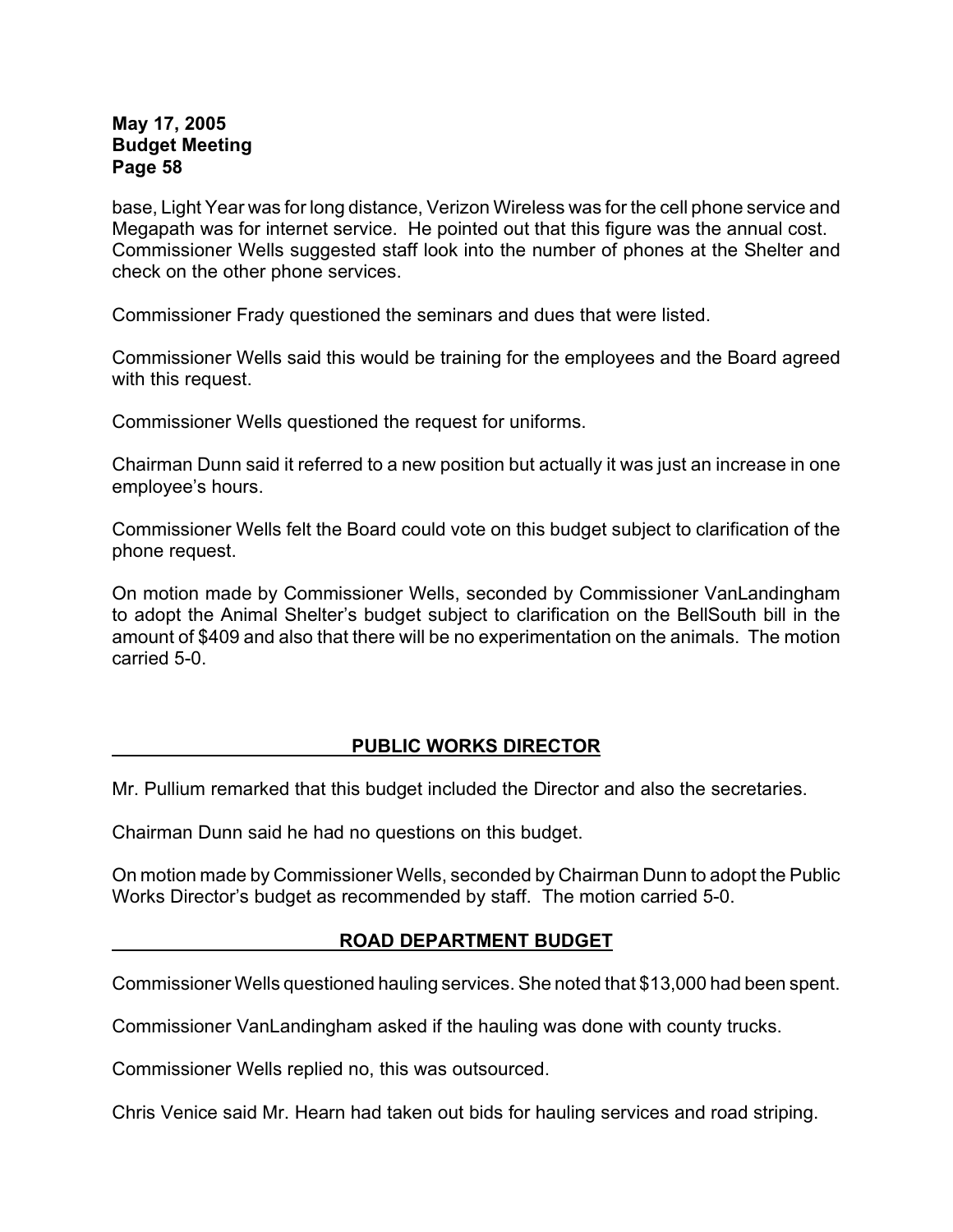base, Light Year was for long distance, Verizon Wireless was for the cell phone service and Megapath was for internet service. He pointed out that this figure was the annual cost. Commissioner Wells suggested staff look into the number of phones at the Shelter and check on the other phone services.

Commissioner Frady questioned the seminars and dues that were listed.

Commissioner Wells said this would be training for the employees and the Board agreed with this request.

Commissioner Wells questioned the request for uniforms.

Chairman Dunn said it referred to a new position but actually it was just an increase in one employee's hours.

Commissioner Wells felt the Board could vote on this budget subject to clarification of the phone request.

On motion made by Commissioner Wells, seconded by Commissioner VanLandingham to adopt the Animal Shelter's budget subject to clarification on the BellSouth bill in the amount of $409 and also that there will be no experimentation on the animals. The motion carried 5-0.

## PUBLIC WORKS DIRECTOR

Mr. Pullium remarked that this budget included the Director and also the secretaries.

Chairman Dunn said he had no questions on this budget.

On motion made by Commissioner Wells, seconded by Chairman Dunn to adopt the Public Works Director's budget as recommended by staff. The motion carried 5-0.

## ROAD DEPARTMENT BUDGET

Commissioner Wells questioned hauling services. She noted that $13,000 had been spent.

Commissioner VanLandingham asked if the hauling was done with county trucks.

Commissioner Wells replied no, this was outsourced.

Chris Venice said Mr. Hearn had taken out bids for hauling services and road striping.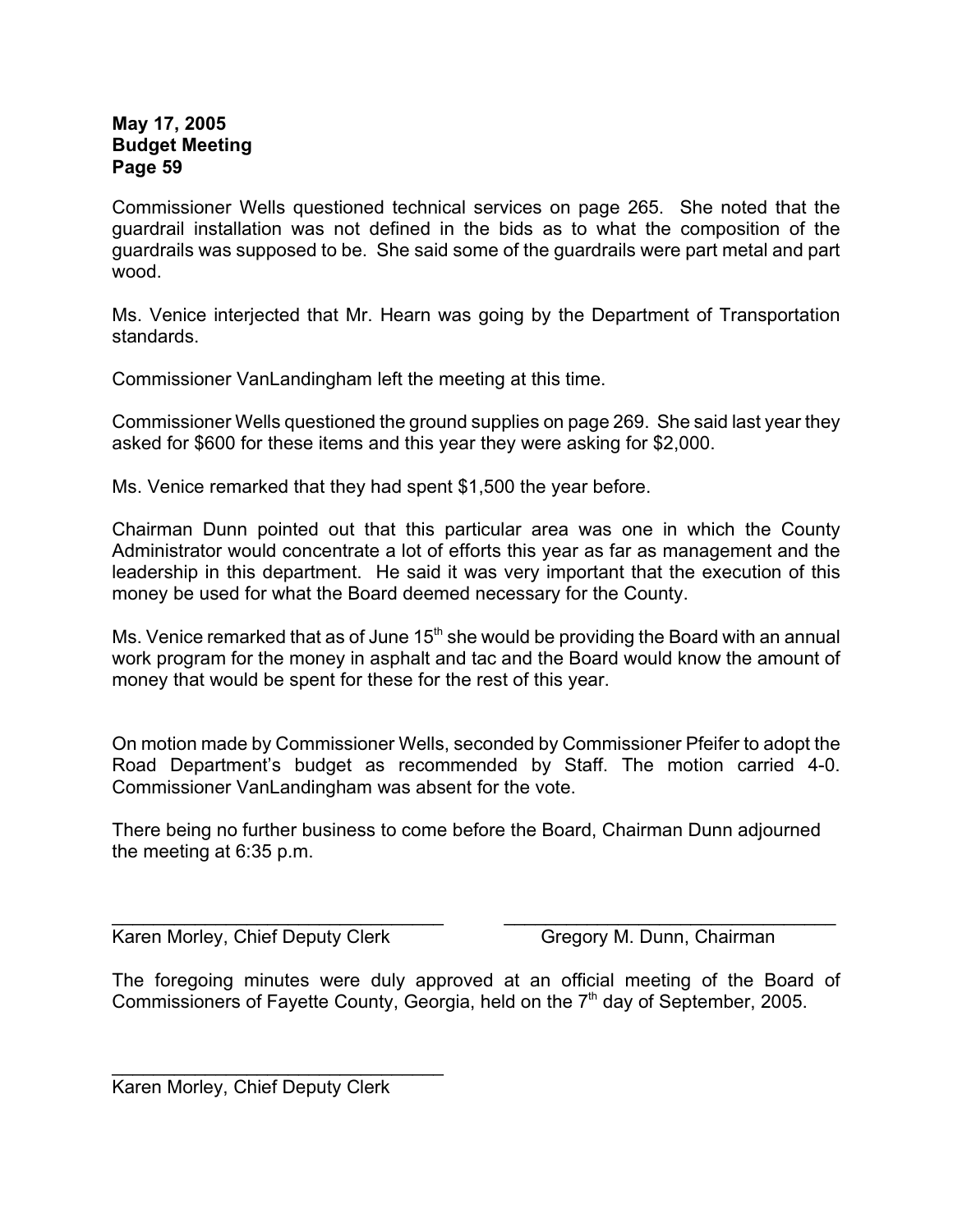Commissioner Wells questioned technical services on page 265. She noted that the guardrail installation was not defined in the bids as to what the composition of the guardrails was supposed to be. She said some of the guardrails were part metal and part wood.

Ms. Venice interjected that Mr. Hearn was going by the Department of Transportation standards.

Commissioner VanLandingham left the meeting at this time.

Commissioner Wells questioned the ground supplies on page 269. She said last year they asked for $600 for these items and this year they were asking for $2,000.

Ms. Venice remarked that they had spent $1,500 the year before.

Chairman Dunn pointed out that this particular area was one in which the County Administrator would concentrate a lot of efforts this year as far as management and the leadership in this department. He said it was very important that the execution of this money be used for what the Board deemed necessary for the County.

Ms. Venice remarked that as of June 15th she would be providing the Board with an annual work program for the money in asphalt and tac and the Board would know the amount of money that would be spent for these for the rest of this year.

On motion made by Commissioner Wells, seconded by Commissioner Pfeifer to adopt the Road Department's budget as recommended by Staff. The motion carried 4-0. Commissioner VanLandingham was absent for the vote.

There being no further business to come before the Board, Chairman Dunn adjourned the meeting at 6:35 p.m.

\_\_\_\_\_\_\_\_\_\_\_\_\_\_\_\_\_\_\_\_\_\_\_\_\_\_\_\_\_\_\_\_\_\_ \_\_\_\_\_\_\_\_\_\_\_\_\_\_\_\_\_\_\_\_\_\_\_\_\_\_\_\_\_\_\_\_\_\_

Karen Morley, Chief Deputy Clerk Gregory M. Dunn, Chairman

The foregoing minutes were duly approved at an official meeting of the Board of Commissioners of Fayette County, Georgia, held on the 7th day of September, 2005.

\_\_\_\_\_\_\_\_\_\_\_\_\_\_\_\_\_\_\_\_\_\_\_\_\_\_\_\_\_\_\_\_\_\_

Karen Morley, Chief Deputy Clerk